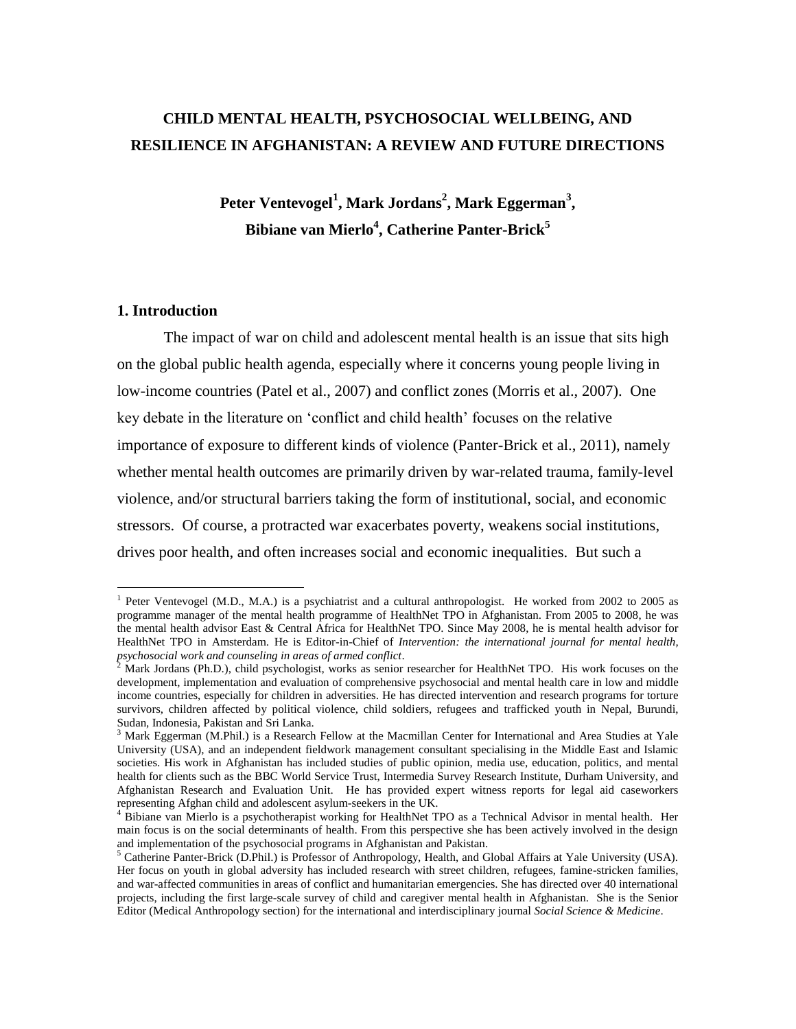# CHILD MENTAL HEALTH, PSYCHOSOCIAL WELLBEING, AND RESILIENCE IN AFGHANISTAN: A REVIEW AND FUTURE DIRECTIONS

**Peter Ventevogel[1], Mark Jordans[2], Mark Eggerman[3], Bibiane van Mierlo[4], Catherine Panter-Brick[5]**

## 1. Introduction

The impact of war on child and adolescent mental health is an issue that sits high on the global public health agenda, especially where it concerns young people living in low-income countries (Patel et al., 2007) and conflict zones (Morris et al., 2007). One key debate in the literature on 'conflict and child health' focuses on the relative importance of exposure to different kinds of violence (Panter-Brick et al., 2011), namely whether mental health outcomes are primarily driven by war-related trauma, family-level violence, and/or structural barriers taking the form of institutional, social, and economic stressors. Of course, a protracted war exacerbates poverty, weakens social institutions, drives poor health, and often increases social and economic inequalities. But such a

---

[1] Peter Ventevogel (M.D., M.A.) is a psychiatrist and a cultural anthropologist. He worked from 2002 to 2005 as programme manager of the mental health programme of HealthNet TPO in Afghanistan. From 2005 to 2008, he was the mental health advisor East & Central Africa for HealthNet TPO. Since May 2008, he is mental health advisor for HealthNet TPO in Amsterdam. He is Editor-in-Chief of *Intervention: the international journal for mental health, psychosocial work and counseling in areas of armed conflict*.

[2] Mark Jordans (Ph.D.), child psychologist, works as senior researcher for HealthNet TPO. His work focuses on the development, implementation and evaluation of comprehensive psychosocial and mental health care in low and middle income countries, especially for children in adversities. He has directed intervention and research programs for torture survivors, children affected by political violence, child soldiers, refugees and trafficked youth in Nepal, Burundi, Sudan, Indonesia, Pakistan and Sri Lanka.

[3] Mark Eggerman (M.Phil.) is a Research Fellow at the Macmillan Center for International and Area Studies at Yale University (USA), and an independent fieldwork management consultant specialising in the Middle East and Islamic societies. His work in Afghanistan has included studies of public opinion, media use, education, politics, and mental health for clients such as the BBC World Service Trust, Intermedia Survey Research Institute, Durham University, and Afghanistan Research and Evaluation Unit. He has provided expert witness reports for legal aid caseworkers representing Afghan child and adolescent asylum-seekers in the UK.

[4] Bibiane van Mierlo is a psychotherapist working for HealthNet TPO as a Technical Advisor in mental health. Her main focus is on the social determinants of health. From this perspective she has been actively involved in the design and implementation of the psychosocial programs in Afghanistan and Pakistan.

[5] Catherine Panter-Brick (D.Phil.) is Professor of Anthropology, Health, and Global Affairs at Yale University (USA). Her focus on youth in global adversity has included research with street children, refugees, famine-stricken families, and war-affected communities in areas of conflict and humanitarian emergencies. She has directed over 40 international projects, including the first large-scale survey of child and caregiver mental health in Afghanistan. She is the Senior Editor (Medical Anthropology section) for the international and interdisciplinary journal *Social Science & Medicine*.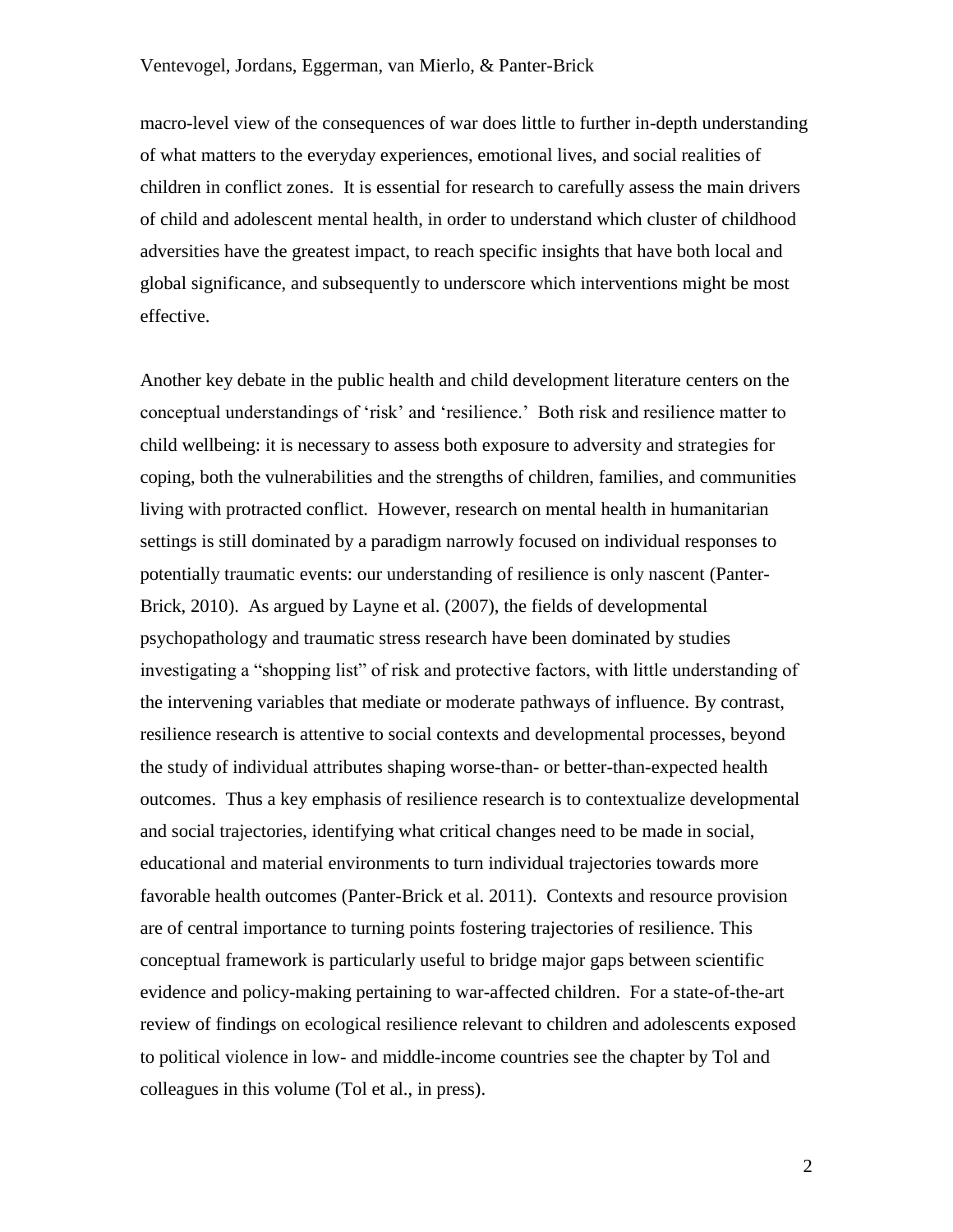macro-level view of the consequences of war does little to further in-depth understanding of what matters to the everyday experiences, emotional lives, and social realities of children in conflict zones. It is essential for research to carefully assess the main drivers of child and adolescent mental health, in order to understand which cluster of childhood adversities have the greatest impact, to reach specific insights that have both local and global significance, and subsequently to underscore which interventions might be most effective.

Another key debate in the public health and child development literature centers on the conceptual understandings of 'risk' and 'resilience.' Both risk and resilience matter to child wellbeing: it is necessary to assess both exposure to adversity and strategies for coping, both the vulnerabilities and the strengths of children, families, and communities living with protracted conflict. However, research on mental health in humanitarian settings is still dominated by a paradigm narrowly focused on individual responses to potentially traumatic events: our understanding of resilience is only nascent (Panter-Brick, 2010). As argued by Layne et al. (2007), the fields of developmental psychopathology and traumatic stress research have been dominated by studies investigating a "shopping list" of risk and protective factors, with little understanding of the intervening variables that mediate or moderate pathways of influence. By contrast, resilience research is attentive to social contexts and developmental processes, beyond the study of individual attributes shaping worse-than- or better-than-expected health outcomes. Thus a key emphasis of resilience research is to contextualize developmental and social trajectories, identifying what critical changes need to be made in social, educational and material environments to turn individual trajectories towards more favorable health outcomes (Panter-Brick et al. 2011). Contexts and resource provision are of central importance to turning points fostering trajectories of resilience. This conceptual framework is particularly useful to bridge major gaps between scientific evidence and policy-making pertaining to war-affected children. For a state-of-the-art review of findings on ecological resilience relevant to children and adolescents exposed to political violence in low- and middle-income countries see the chapter by Tol and colleagues in this volume (Tol et al., in press).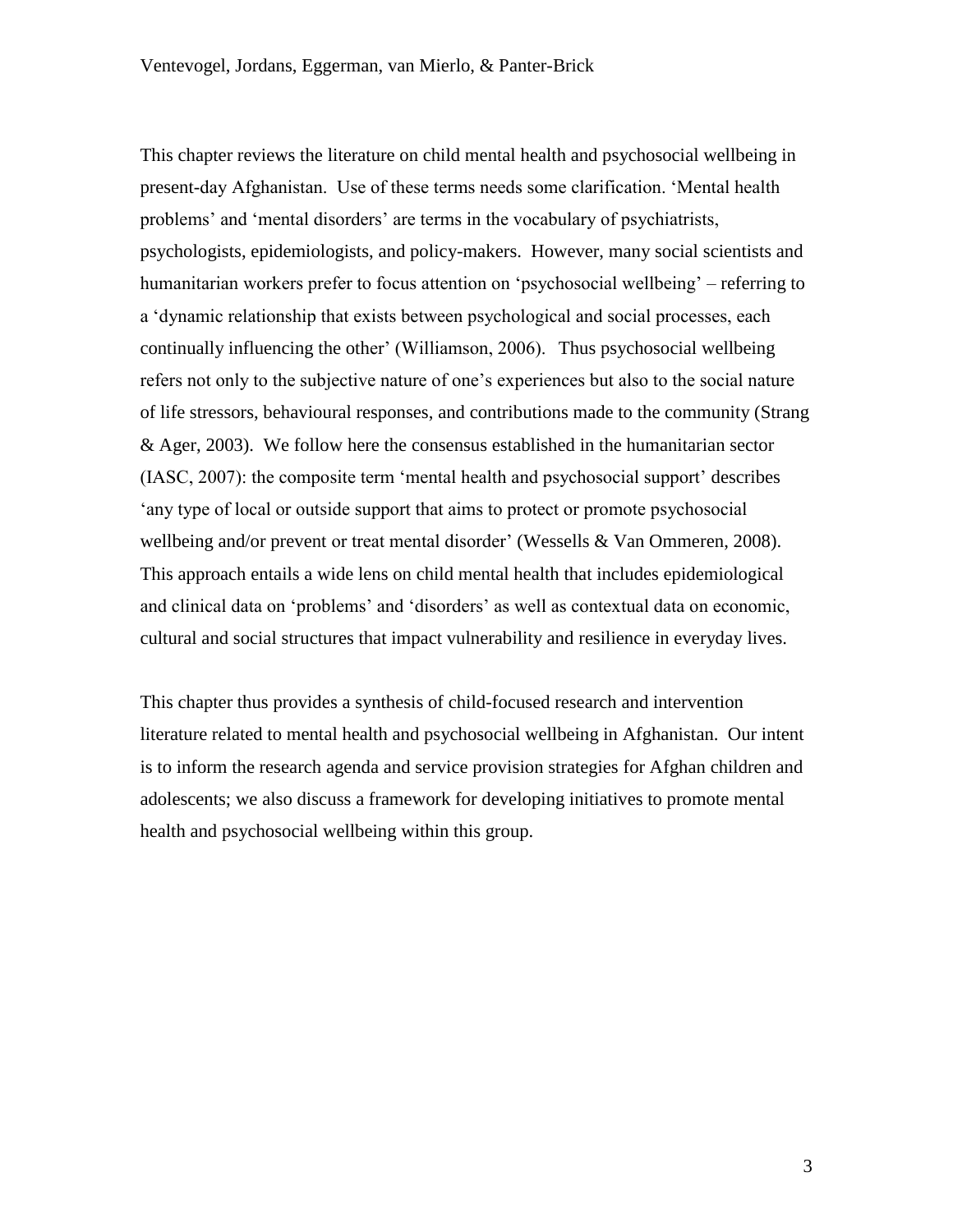This chapter reviews the literature on child mental health and psychosocial wellbeing in present-day Afghanistan. Use of these terms needs some clarification. 'Mental health problems' and 'mental disorders' are terms in the vocabulary of psychiatrists, psychologists, epidemiologists, and policy-makers. However, many social scientists and humanitarian workers prefer to focus attention on 'psychosocial wellbeing' – referring to a 'dynamic relationship that exists between psychological and social processes, each continually influencing the other' (Williamson, 2006). Thus psychosocial wellbeing refers not only to the subjective nature of one's experiences but also to the social nature of life stressors, behavioural responses, and contributions made to the community (Strang & Ager, 2003). We follow here the consensus established in the humanitarian sector (IASC, 2007): the composite term 'mental health and psychosocial support' describes 'any type of local or outside support that aims to protect or promote psychosocial wellbeing and/or prevent or treat mental disorder' (Wessells & Van Ommeren, 2008). This approach entails a wide lens on child mental health that includes epidemiological and clinical data on 'problems' and 'disorders' as well as contextual data on economic, cultural and social structures that impact vulnerability and resilience in everyday lives.

This chapter thus provides a synthesis of child-focused research and intervention literature related to mental health and psychosocial wellbeing in Afghanistan. Our intent is to inform the research agenda and service provision strategies for Afghan children and adolescents; we also discuss a framework for developing initiatives to promote mental health and psychosocial wellbeing within this group.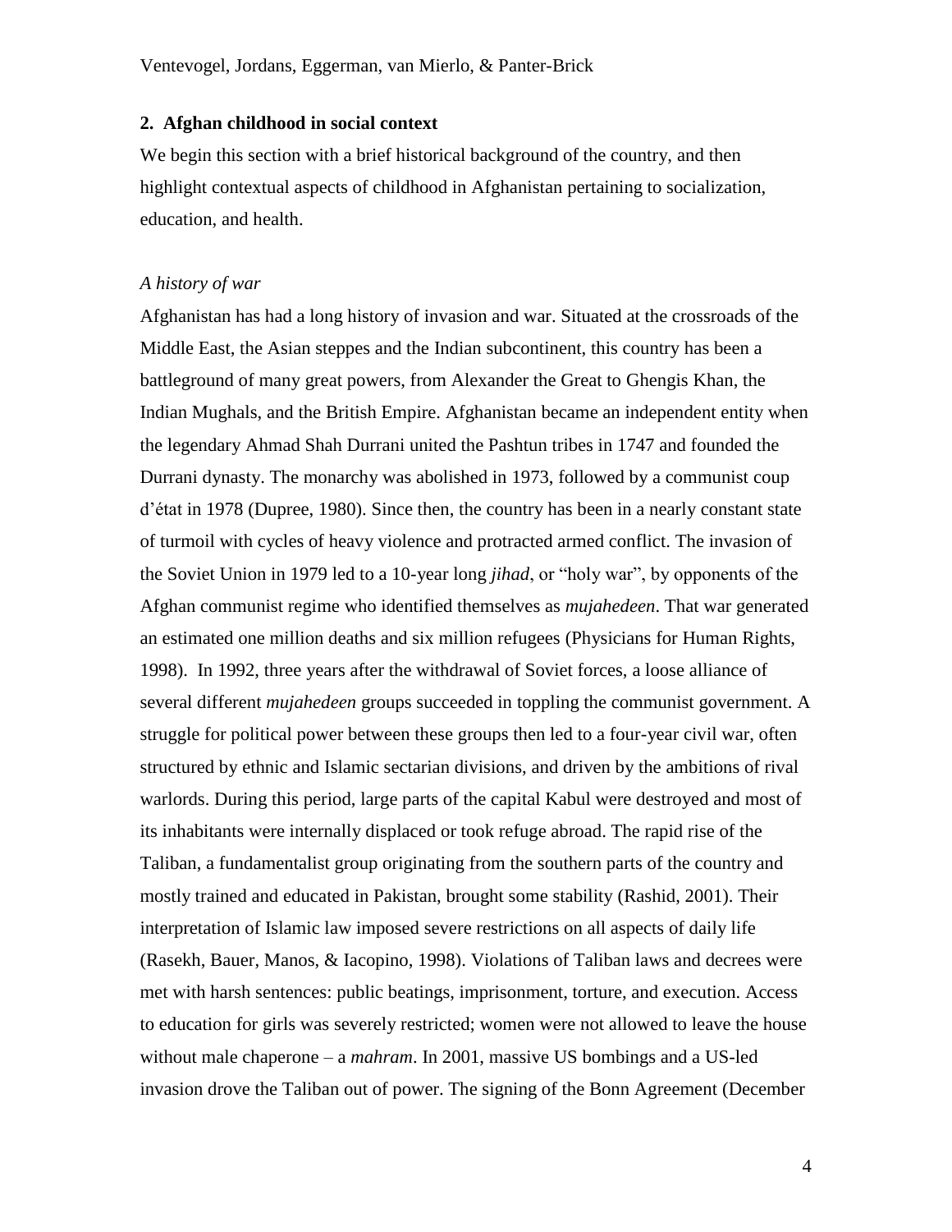## 2. Afghan childhood in social context

We begin this section with a brief historical background of the country, and then highlight contextual aspects of childhood in Afghanistan pertaining to socialization, education, and health.

### *A history of war*

Afghanistan has had a long history of invasion and war. Situated at the crossroads of the Middle East, the Asian steppes and the Indian subcontinent, this country has been a battleground of many great powers, from Alexander the Great to Ghengis Khan, the Indian Mughals, and the British Empire. Afghanistan became an independent entity when the legendary Ahmad Shah Durrani united the Pashtun tribes in 1747 and founded the Durrani dynasty. The monarchy was abolished in 1973, followed by a communist coup d'état in 1978 (Dupree, 1980). Since then, the country has been in a nearly constant state of turmoil with cycles of heavy violence and protracted armed conflict. The invasion of the Soviet Union in 1979 led to a 10-year long *jihad*, or "holy war", by opponents of the Afghan communist regime who identified themselves as *mujahedeen*. That war generated an estimated one million deaths and six million refugees (Physicians for Human Rights, 1998). In 1992, three years after the withdrawal of Soviet forces, a loose alliance of several different *mujahedeen* groups succeeded in toppling the communist government. A struggle for political power between these groups then led to a four-year civil war, often structured by ethnic and Islamic sectarian divisions, and driven by the ambitions of rival warlords. During this period, large parts of the capital Kabul were destroyed and most of its inhabitants were internally displaced or took refuge abroad. The rapid rise of the Taliban, a fundamentalist group originating from the southern parts of the country and mostly trained and educated in Pakistan, brought some stability (Rashid, 2001). Their interpretation of Islamic law imposed severe restrictions on all aspects of daily life (Rasekh, Bauer, Manos, & Iacopino, 1998). Violations of Taliban laws and decrees were met with harsh sentences: public beatings, imprisonment, torture, and execution. Access to education for girls was severely restricted; women were not allowed to leave the house without male chaperone – a *mahram*. In 2001, massive US bombings and a US-led invasion drove the Taliban out of power. The signing of the Bonn Agreement (December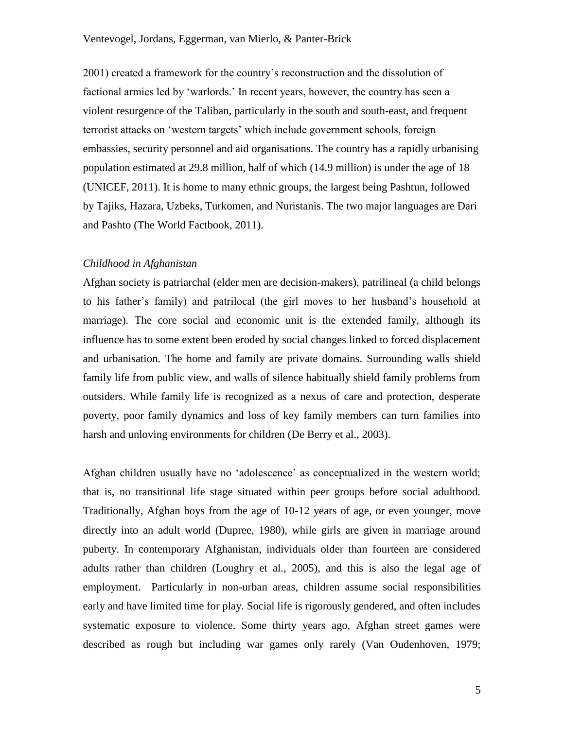2001) created a framework for the country's reconstruction and the dissolution of factional armies led by 'warlords.' In recent years, however, the country has seen a violent resurgence of the Taliban, particularly in the south and south-east, and frequent terrorist attacks on 'western targets' which include government schools, foreign embassies, security personnel and aid organisations. The country has a rapidly urbanising population estimated at 29.8 million, half of which (14.9 million) is under the age of 18 (UNICEF, 2011). It is home to many ethnic groups, the largest being Pashtun, followed by Tajiks, Hazara, Uzbeks, Turkomen, and Nuristanis. The two major languages are Dari and Pashto (The World Factbook, 2011).

### *Childhood in Afghanistan*

Afghan society is patriarchal (elder men are decision-makers), patrilineal (a child belongs to his father's family) and patrilocal (the girl moves to her husband's household at marriage). The core social and economic unit is the extended family, although its influence has to some extent been eroded by social changes linked to forced displacement and urbanisation. The home and family are private domains. Surrounding walls shield family life from public view, and walls of silence habitually shield family problems from outsiders. While family life is recognized as a nexus of care and protection, desperate poverty, poor family dynamics and loss of key family members can turn families into harsh and unloving environments for children (De Berry et al., 2003).

Afghan children usually have no 'adolescence' as conceptualized in the western world; that is, no transitional life stage situated within peer groups before social adulthood. Traditionally, Afghan boys from the age of 10-12 years of age, or even younger, move directly into an adult world (Dupree, 1980), while girls are given in marriage around puberty. In contemporary Afghanistan, individuals older than fourteen are considered adults rather than children (Loughry et al., 2005), and this is also the legal age of employment. Particularly in non-urban areas, children assume social responsibilities early and have limited time for play. Social life is rigorously gendered, and often includes systematic exposure to violence. Some thirty years ago, Afghan street games were described as rough but including war games only rarely (Van Oudenhoven, 1979;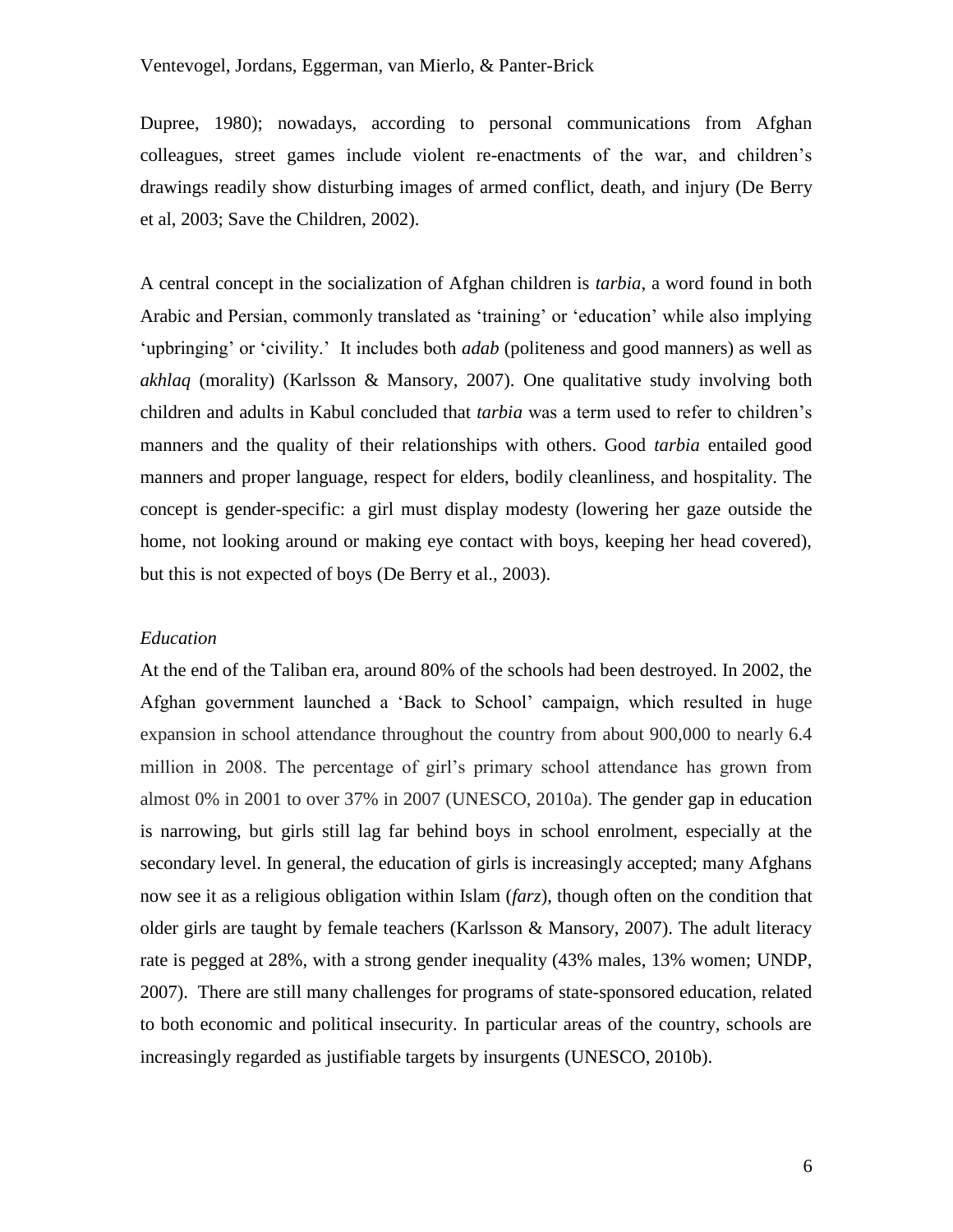Dupree, 1980); nowadays, according to personal communications from Afghan colleagues, street games include violent re-enactments of the war, and children's drawings readily show disturbing images of armed conflict, death, and injury (De Berry et al, 2003; Save the Children, 2002).

A central concept in the socialization of Afghan children is *tarbia*, a word found in both Arabic and Persian, commonly translated as 'training' or 'education' while also implying 'upbringing' or 'civility.' It includes both *adab* (politeness and good manners) as well as *akhlaq* (morality) (Karlsson & Mansory, 2007). One qualitative study involving both children and adults in Kabul concluded that *tarbia* was a term used to refer to children's manners and the quality of their relationships with others. Good *tarbia* entailed good manners and proper language, respect for elders, bodily cleanliness, and hospitality. The concept is gender-specific: a girl must display modesty (lowering her gaze outside the home, not looking around or making eye contact with boys, keeping her head covered), but this is not expected of boys (De Berry et al., 2003).

*Education*

At the end of the Taliban era, around 80% of the schools had been destroyed. In 2002, the Afghan government launched a 'Back to School' campaign, which resulted in huge expansion in school attendance throughout the country from about 900,000 to nearly 6.4 million in 2008. The percentage of girl's primary school attendance has grown from almost 0% in 2001 to over 37% in 2007 (UNESCO, 2010a). The gender gap in education is narrowing, but girls still lag far behind boys in school enrolment, especially at the secondary level. In general, the education of girls is increasingly accepted; many Afghans now see it as a religious obligation within Islam (*farz*), though often on the condition that older girls are taught by female teachers (Karlsson & Mansory, 2007). The adult literacy rate is pegged at 28%, with a strong gender inequality (43% males, 13% women; UNDP, 2007). There are still many challenges for programs of state-sponsored education, related to both economic and political insecurity. In particular areas of the country, schools are increasingly regarded as justifiable targets by insurgents (UNESCO, 2010b).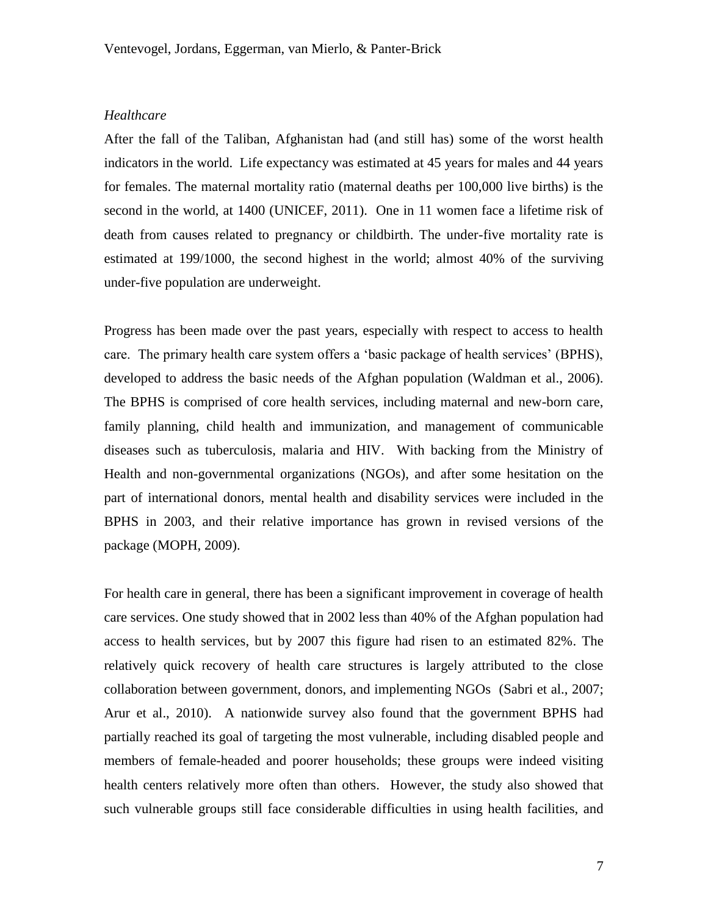*Healthcare*

After the fall of the Taliban, Afghanistan had (and still has) some of the worst health indicators in the world. Life expectancy was estimated at 45 years for males and 44 years for females. The maternal mortality ratio (maternal deaths per 100,000 live births) is the second in the world, at 1400 (UNICEF, 2011). One in 11 women face a lifetime risk of death from causes related to pregnancy or childbirth. The under-five mortality rate is estimated at 199/1000, the second highest in the world; almost 40% of the surviving under-five population are underweight.

Progress has been made over the past years, especially with respect to access to health care. The primary health care system offers a 'basic package of health services' (BPHS), developed to address the basic needs of the Afghan population (Waldman et al., 2006). The BPHS is comprised of core health services, including maternal and new-born care, family planning, child health and immunization, and management of communicable diseases such as tuberculosis, malaria and HIV. With backing from the Ministry of Health and non-governmental organizations (NGOs), and after some hesitation on the part of international donors, mental health and disability services were included in the BPHS in 2003, and their relative importance has grown in revised versions of the package (MOPH, 2009).

For health care in general, there has been a significant improvement in coverage of health care services. One study showed that in 2002 less than 40% of the Afghan population had access to health services, but by 2007 this figure had risen to an estimated 82%. The relatively quick recovery of health care structures is largely attributed to the close collaboration between government, donors, and implementing NGOs (Sabri et al., 2007; Arur et al., 2010). A nationwide survey also found that the government BPHS had partially reached its goal of targeting the most vulnerable, including disabled people and members of female-headed and poorer households; these groups were indeed visiting health centers relatively more often than others. However, the study also showed that such vulnerable groups still face considerable difficulties in using health facilities, and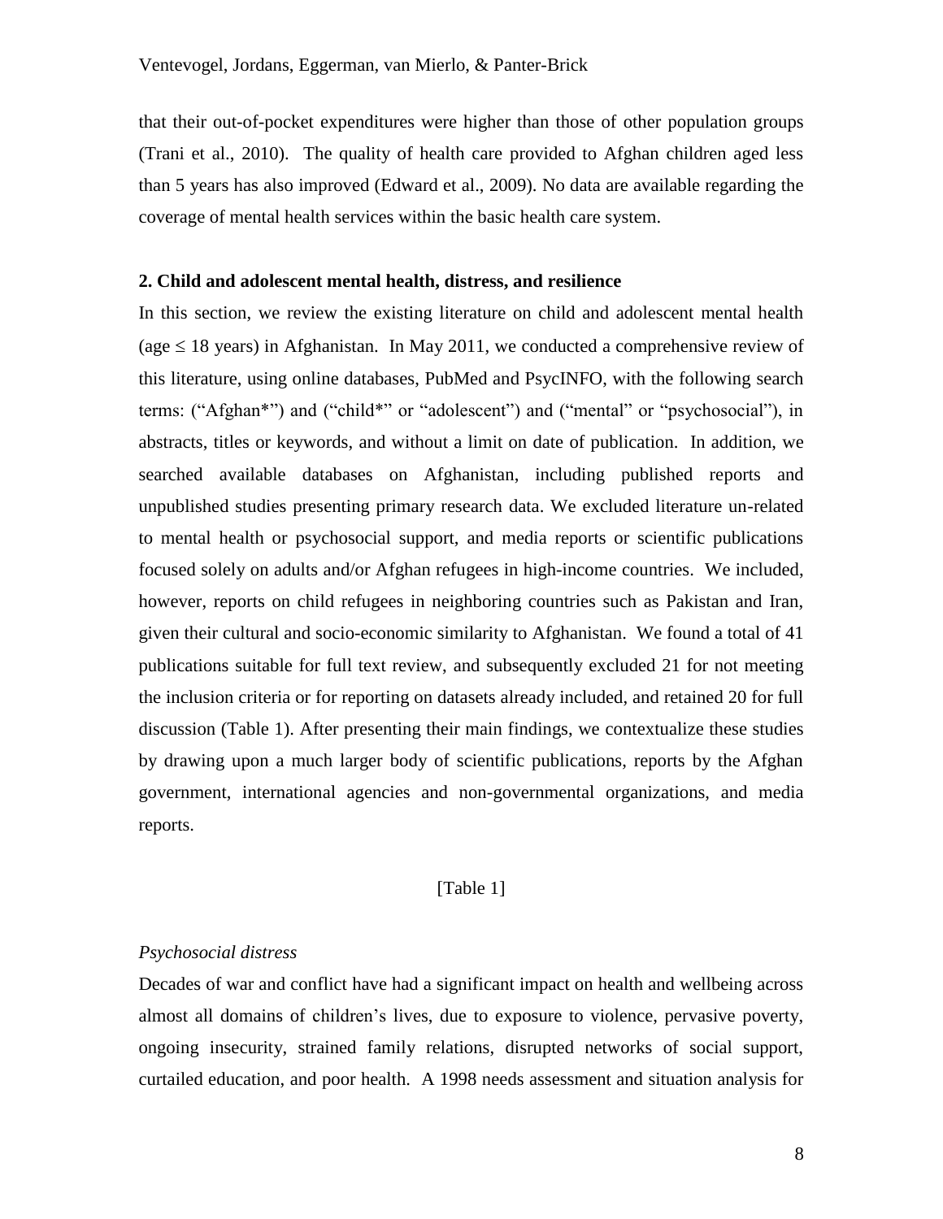that their out-of-pocket expenditures were higher than those of other population groups (Trani et al., 2010). The quality of health care provided to Afghan children aged less than 5 years has also improved (Edward et al., 2009). No data are available regarding the coverage of mental health services within the basic health care system.

## 2. Child and adolescent mental health, distress, and resilience

In this section, we review the existing literature on child and adolescent mental health (age ≤ 18 years) in Afghanistan. In May 2011, we conducted a comprehensive review of this literature, using online databases, PubMed and PsycINFO, with the following search terms: ("Afghan*") and ("child*" or "adolescent") and ("mental" or "psychosocial"), in abstracts, titles or keywords, and without a limit on date of publication. In addition, we searched available databases on Afghanistan, including published reports and unpublished studies presenting primary research data. We excluded literature un-related to mental health or psychosocial support, and media reports or scientific publications focused solely on adults and/or Afghan refugees in high-income countries. We included, however, reports on child refugees in neighboring countries such as Pakistan and Iran, given their cultural and socio-economic similarity to Afghanistan. We found a total of 41 publications suitable for full text review, and subsequently excluded 21 for not meeting the inclusion criteria or for reporting on datasets already included, and retained 20 for full discussion (Table 1). After presenting their main findings, we contextualize these studies by drawing upon a much larger body of scientific publications, reports by the Afghan government, international agencies and non-governmental organizations, and media reports.

[Table 1]

### *Psychosocial distress*

Decades of war and conflict have had a significant impact on health and wellbeing across almost all domains of children's lives, due to exposure to violence, pervasive poverty, ongoing insecurity, strained family relations, disrupted networks of social support, curtailed education, and poor health. A 1998 needs assessment and situation analysis for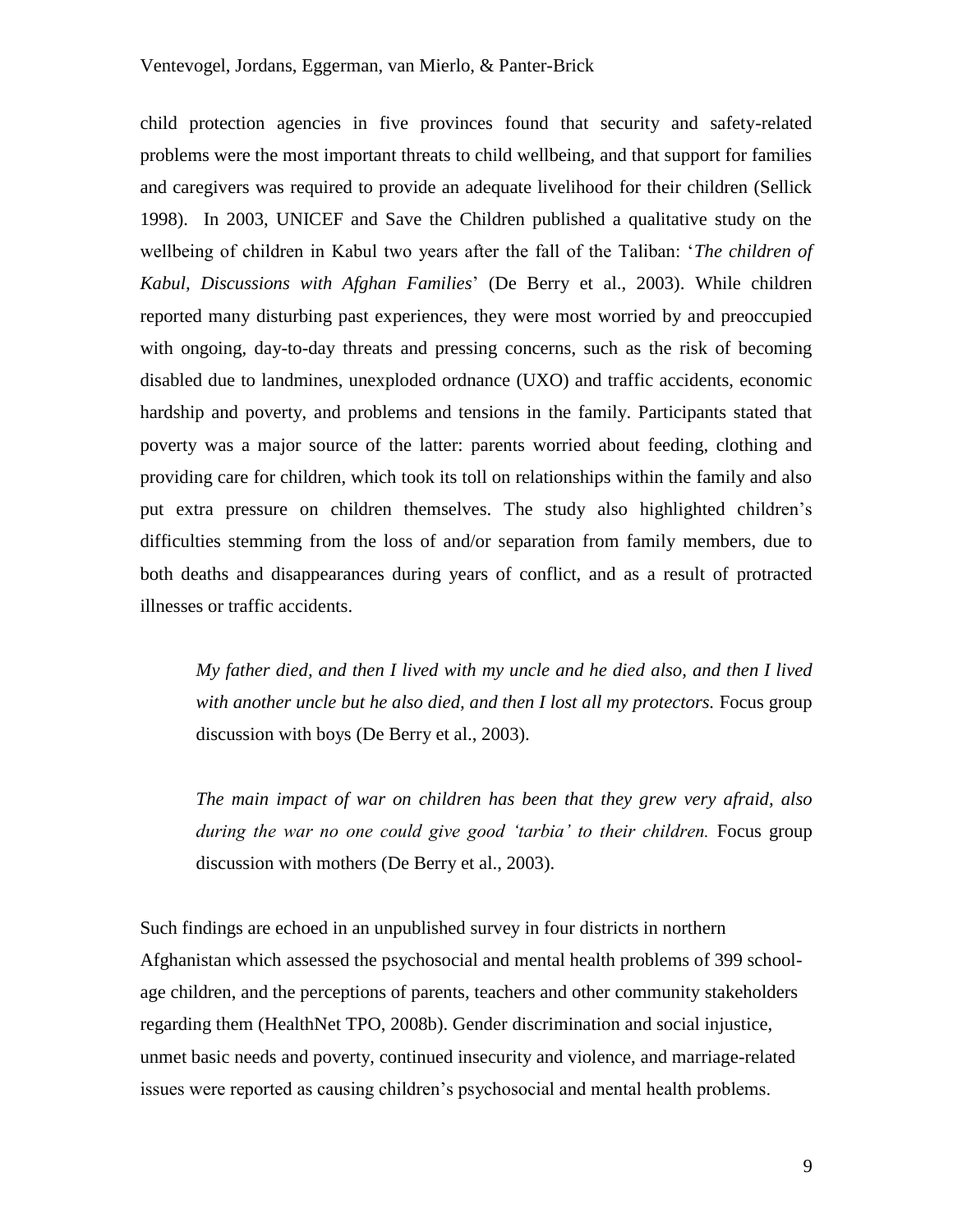child protection agencies in five provinces found that security and safety-related problems were the most important threats to child wellbeing, and that support for families and caregivers was required to provide an adequate livelihood for their children (Sellick 1998). In 2003, UNICEF and Save the Children published a qualitative study on the wellbeing of children in Kabul two years after the fall of the Taliban: '*The children of Kabul, Discussions with Afghan Families*' (De Berry et al., 2003). While children reported many disturbing past experiences, they were most worried by and preoccupied with ongoing, day-to-day threats and pressing concerns, such as the risk of becoming disabled due to landmines, unexploded ordnance (UXO) and traffic accidents, economic hardship and poverty, and problems and tensions in the family. Participants stated that poverty was a major source of the latter: parents worried about feeding, clothing and providing care for children, which took its toll on relationships within the family and also put extra pressure on children themselves. The study also highlighted children's difficulties stemming from the loss of and/or separation from family members, due to both deaths and disappearances during years of conflict, and as a result of protracted illnesses or traffic accidents.

> *My father died, and then I lived with my uncle and he died also, and then I lived with another uncle but he also died, and then I lost all my protectors.* Focus group discussion with boys (De Berry et al., 2003).

> *The main impact of war on children has been that they grew very afraid, also during the war no one could give good 'tarbia' to their children.* Focus group discussion with mothers (De Berry et al., 2003).

Such findings are echoed in an unpublished survey in four districts in northern Afghanistan which assessed the psychosocial and mental health problems of 399 school-age children, and the perceptions of parents, teachers and other community stakeholders regarding them (HealthNet TPO, 2008b). Gender discrimination and social injustice, unmet basic needs and poverty, continued insecurity and violence, and marriage-related issues were reported as causing children's psychosocial and mental health problems.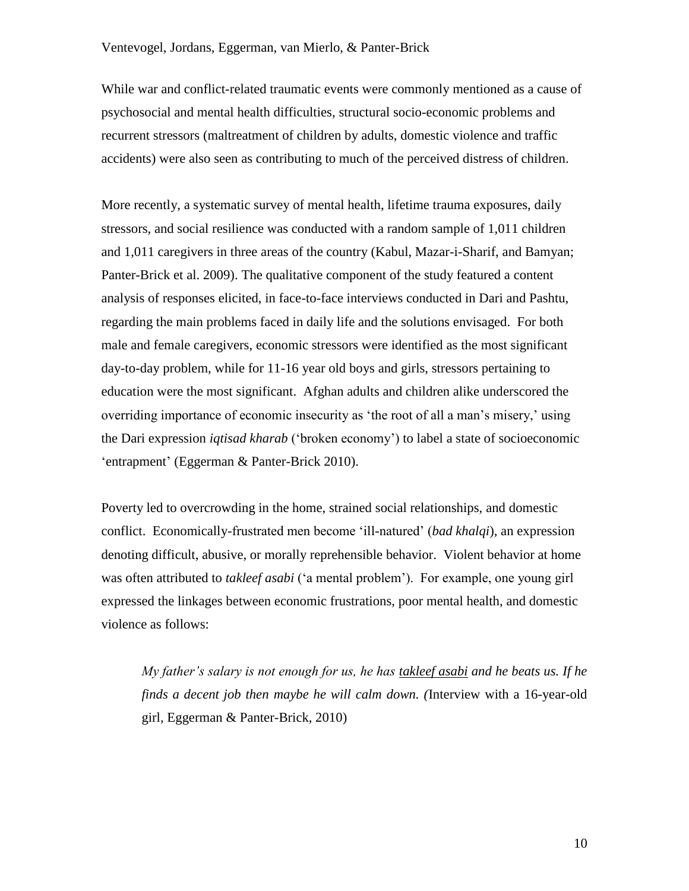While war and conflict-related traumatic events were commonly mentioned as a cause of psychosocial and mental health difficulties, structural socio-economic problems and recurrent stressors (maltreatment of children by adults, domestic violence and traffic accidents) were also seen as contributing to much of the perceived distress of children.

More recently, a systematic survey of mental health, lifetime trauma exposures, daily stressors, and social resilience was conducted with a random sample of 1,011 children and 1,011 caregivers in three areas of the country (Kabul, Mazar-i-Sharif, and Bamyan; Panter-Brick et al. 2009). The qualitative component of the study featured a content analysis of responses elicited, in face-to-face interviews conducted in Dari and Pashtu, regarding the main problems faced in daily life and the solutions envisaged. For both male and female caregivers, economic stressors were identified as the most significant day-to-day problem, while for 11-16 year old boys and girls, stressors pertaining to education were the most significant. Afghan adults and children alike underscored the overriding importance of economic insecurity as 'the root of all a man's misery,' using the Dari expression *iqtisad kharab* ('broken economy') to label a state of socioeconomic 'entrapment' (Eggerman & Panter-Brick 2010).

Poverty led to overcrowding in the home, strained social relationships, and domestic conflict. Economically-frustrated men become 'ill-natured' (*bad khalqi*), an expression denoting difficult, abusive, or morally reprehensible behavior. Violent behavior at home was often attributed to *takleef asabi* ('a mental problem'). For example, one young girl expressed the linkages between economic frustrations, poor mental health, and domestic violence as follows:

> *My father's salary is not enough for us, he has* <u>*takleef asabi*</u> *and he beats us. If he finds a decent job then maybe he will calm down. (*Interview with a 16-year-old girl, Eggerman & Panter-Brick, 2010)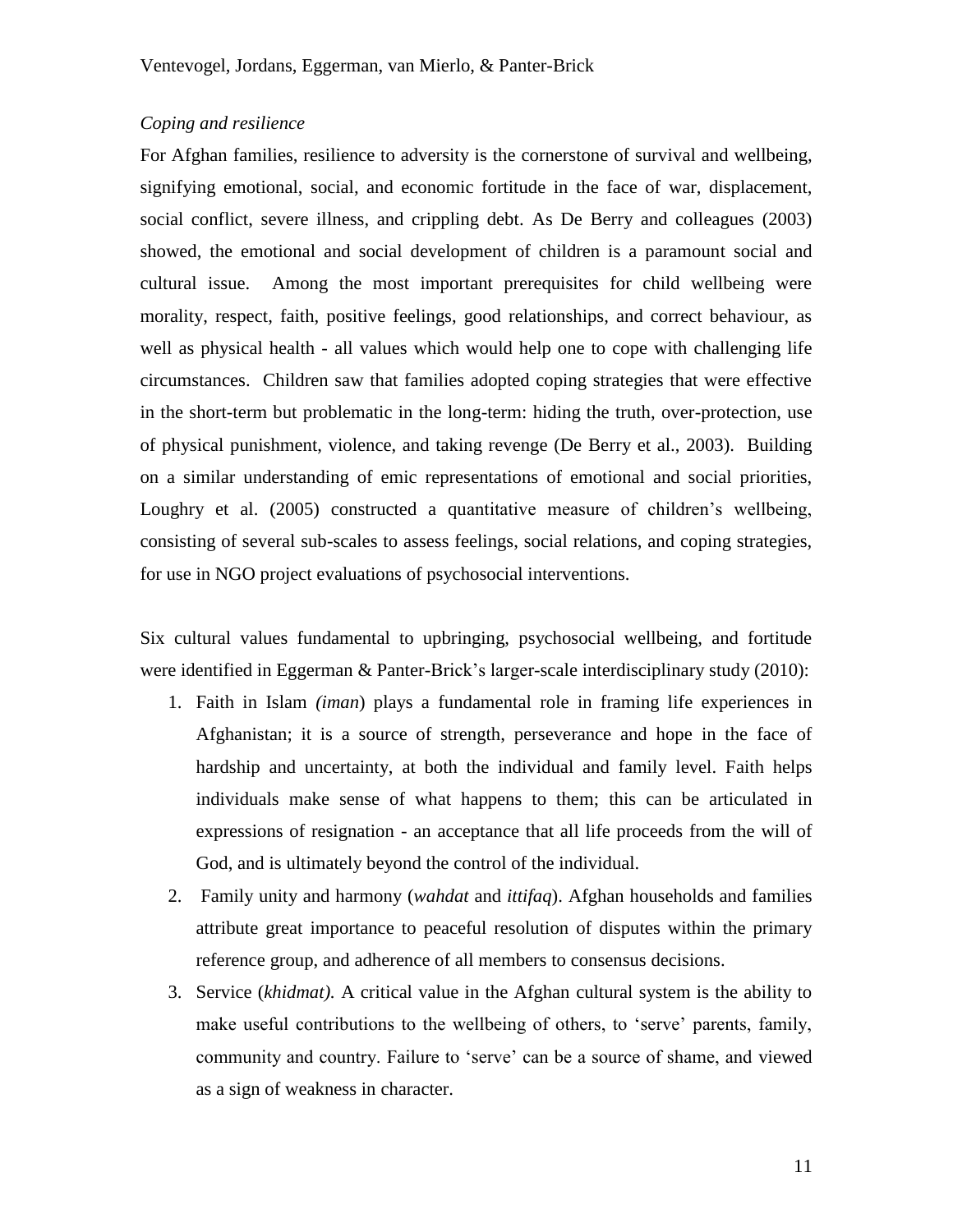*Coping and resilience*

For Afghan families, resilience to adversity is the cornerstone of survival and wellbeing, signifying emotional, social, and economic fortitude in the face of war, displacement, social conflict, severe illness, and crippling debt. As De Berry and colleagues (2003) showed, the emotional and social development of children is a paramount social and cultural issue. Among the most important prerequisites for child wellbeing were morality, respect, faith, positive feelings, good relationships, and correct behaviour, as well as physical health - all values which would help one to cope with challenging life circumstances. Children saw that families adopted coping strategies that were effective in the short-term but problematic in the long-term: hiding the truth, over-protection, use of physical punishment, violence, and taking revenge (De Berry et al., 2003). Building on a similar understanding of emic representations of emotional and social priorities, Loughry et al. (2005) constructed a quantitative measure of children's wellbeing, consisting of several sub-scales to assess feelings, social relations, and coping strategies, for use in NGO project evaluations of psychosocial interventions.

Six cultural values fundamental to upbringing, psychosocial wellbeing, and fortitude were identified in Eggerman & Panter-Brick's larger-scale interdisciplinary study (2010):

1. Faith in Islam *(iman*) plays a fundamental role in framing life experiences in Afghanistan; it is a source of strength, perseverance and hope in the face of hardship and uncertainty, at both the individual and family level. Faith helps individuals make sense of what happens to them; this can be articulated in expressions of resignation - an acceptance that all life proceeds from the will of God, and is ultimately beyond the control of the individual.
2. Family unity and harmony (*wahdat* and *ittifaq*). Afghan households and families attribute great importance to peaceful resolution of disputes within the primary reference group, and adherence of all members to consensus decisions.
3. Service (*khidmat).* A critical value in the Afghan cultural system is the ability to make useful contributions to the wellbeing of others, to 'serve' parents, family, community and country. Failure to 'serve' can be a source of shame, and viewed as a sign of weakness in character.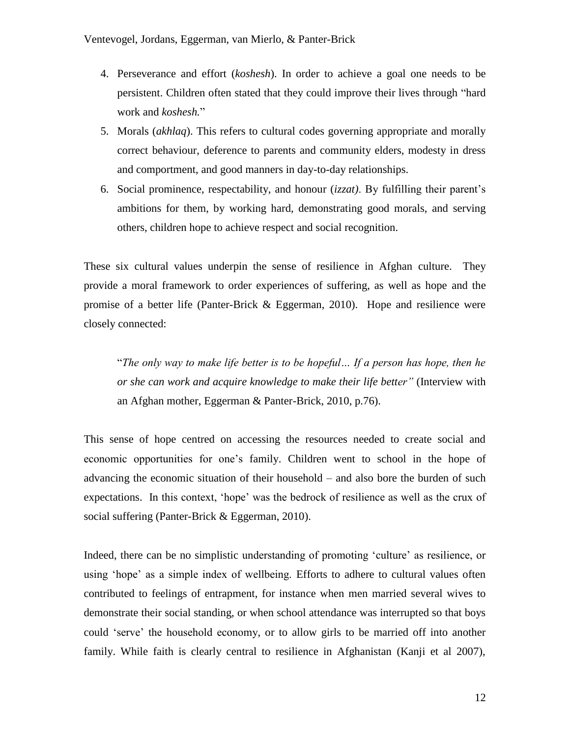4. Perseverance and effort (*koshesh*). In order to achieve a goal one needs to be persistent. Children often stated that they could improve their lives through "hard work and *koshesh.*"
5. Morals (*akhlaq*). This refers to cultural codes governing appropriate and morally correct behaviour, deference to parents and community elders, modesty in dress and comportment, and good manners in day-to-day relationships.
6. Social prominence, respectability, and honour (*izzat)*. By fulfilling their parent's ambitions for them, by working hard, demonstrating good morals, and serving others, children hope to achieve respect and social recognition.

These six cultural values underpin the sense of resilience in Afghan culture. They provide a moral framework to order experiences of suffering, as well as hope and the promise of a better life (Panter-Brick & Eggerman, 2010). Hope and resilience were closely connected:

> "*The only way to make life better is to be hopeful… If a person has hope, then he or she can work and acquire knowledge to make their life better"* (Interview with an Afghan mother, Eggerman & Panter-Brick, 2010, p.76).

This sense of hope centred on accessing the resources needed to create social and economic opportunities for one's family. Children went to school in the hope of advancing the economic situation of their household – and also bore the burden of such expectations. In this context, 'hope' was the bedrock of resilience as well as the crux of social suffering (Panter-Brick & Eggerman, 2010).

Indeed, there can be no simplistic understanding of promoting 'culture' as resilience, or using 'hope' as a simple index of wellbeing. Efforts to adhere to cultural values often contributed to feelings of entrapment, for instance when men married several wives to demonstrate their social standing, or when school attendance was interrupted so that boys could 'serve' the household economy, or to allow girls to be married off into another family. While faith is clearly central to resilience in Afghanistan (Kanji et al 2007),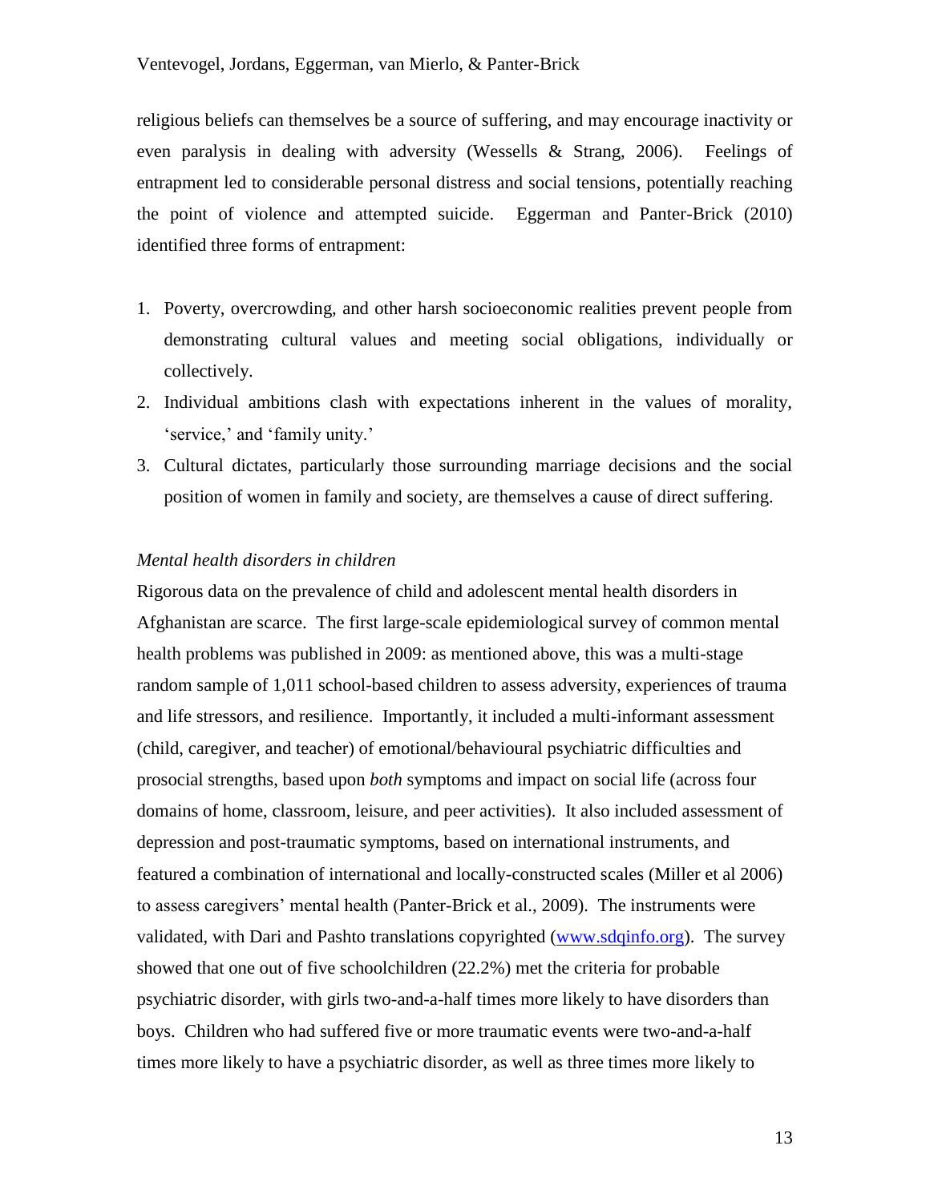religious beliefs can themselves be a source of suffering, and may encourage inactivity or even paralysis in dealing with adversity (Wessells & Strang, 2006). Feelings of entrapment led to considerable personal distress and social tensions, potentially reaching the point of violence and attempted suicide. Eggerman and Panter-Brick (2010) identified three forms of entrapment:

1. Poverty, overcrowding, and other harsh socioeconomic realities prevent people from demonstrating cultural values and meeting social obligations, individually or collectively.
2. Individual ambitions clash with expectations inherent in the values of morality, 'service,' and 'family unity.'
3. Cultural dictates, particularly those surrounding marriage decisions and the social position of women in family and society, are themselves a cause of direct suffering.

*Mental health disorders in children*

Rigorous data on the prevalence of child and adolescent mental health disorders in Afghanistan are scarce. The first large-scale epidemiological survey of common mental health problems was published in 2009: as mentioned above, this was a multi-stage random sample of 1,011 school-based children to assess adversity, experiences of trauma and life stressors, and resilience. Importantly, it included a multi-informant assessment (child, caregiver, and teacher) of emotional/behavioural psychiatric difficulties and prosocial strengths, based upon *both* symptoms and impact on social life (across four domains of home, classroom, leisure, and peer activities). It also included assessment of depression and post-traumatic symptoms, based on international instruments, and featured a combination of international and locally-constructed scales (Miller et al 2006) to assess caregivers' mental health (Panter-Brick et al., 2009). The instruments were validated, with Dari and Pashto translations copyrighted (www.sdqinfo.org). The survey showed that one out of five schoolchildren (22.2%) met the criteria for probable psychiatric disorder, with girls two-and-a-half times more likely to have disorders than boys. Children who had suffered five or more traumatic events were two-and-a-half times more likely to have a psychiatric disorder, as well as three times more likely to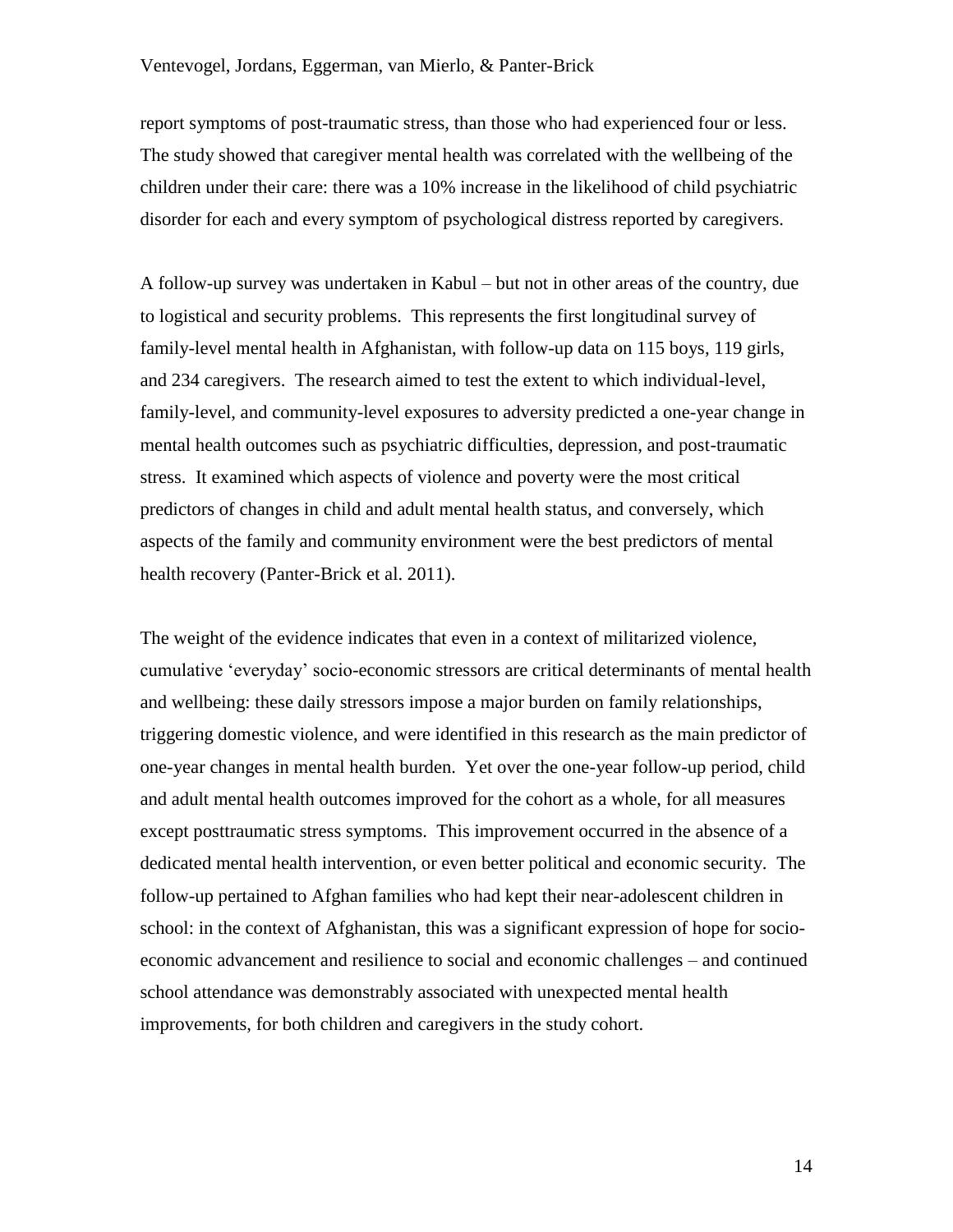report symptoms of post-traumatic stress, than those who had experienced four or less. The study showed that caregiver mental health was correlated with the wellbeing of the children under their care: there was a 10% increase in the likelihood of child psychiatric disorder for each and every symptom of psychological distress reported by caregivers.

A follow-up survey was undertaken in Kabul – but not in other areas of the country, due to logistical and security problems. This represents the first longitudinal survey of family-level mental health in Afghanistan, with follow-up data on 115 boys, 119 girls, and 234 caregivers. The research aimed to test the extent to which individual-level, family-level, and community-level exposures to adversity predicted a one-year change in mental health outcomes such as psychiatric difficulties, depression, and post-traumatic stress. It examined which aspects of violence and poverty were the most critical predictors of changes in child and adult mental health status, and conversely, which aspects of the family and community environment were the best predictors of mental health recovery (Panter-Brick et al. 2011).

The weight of the evidence indicates that even in a context of militarized violence, cumulative 'everyday' socio-economic stressors are critical determinants of mental health and wellbeing: these daily stressors impose a major burden on family relationships, triggering domestic violence, and were identified in this research as the main predictor of one-year changes in mental health burden. Yet over the one-year follow-up period, child and adult mental health outcomes improved for the cohort as a whole, for all measures except posttraumatic stress symptoms. This improvement occurred in the absence of a dedicated mental health intervention, or even better political and economic security. The follow-up pertained to Afghan families who had kept their near-adolescent children in school: in the context of Afghanistan, this was a significant expression of hope for socio-economic advancement and resilience to social and economic challenges – and continued school attendance was demonstrably associated with unexpected mental health improvements, for both children and caregivers in the study cohort.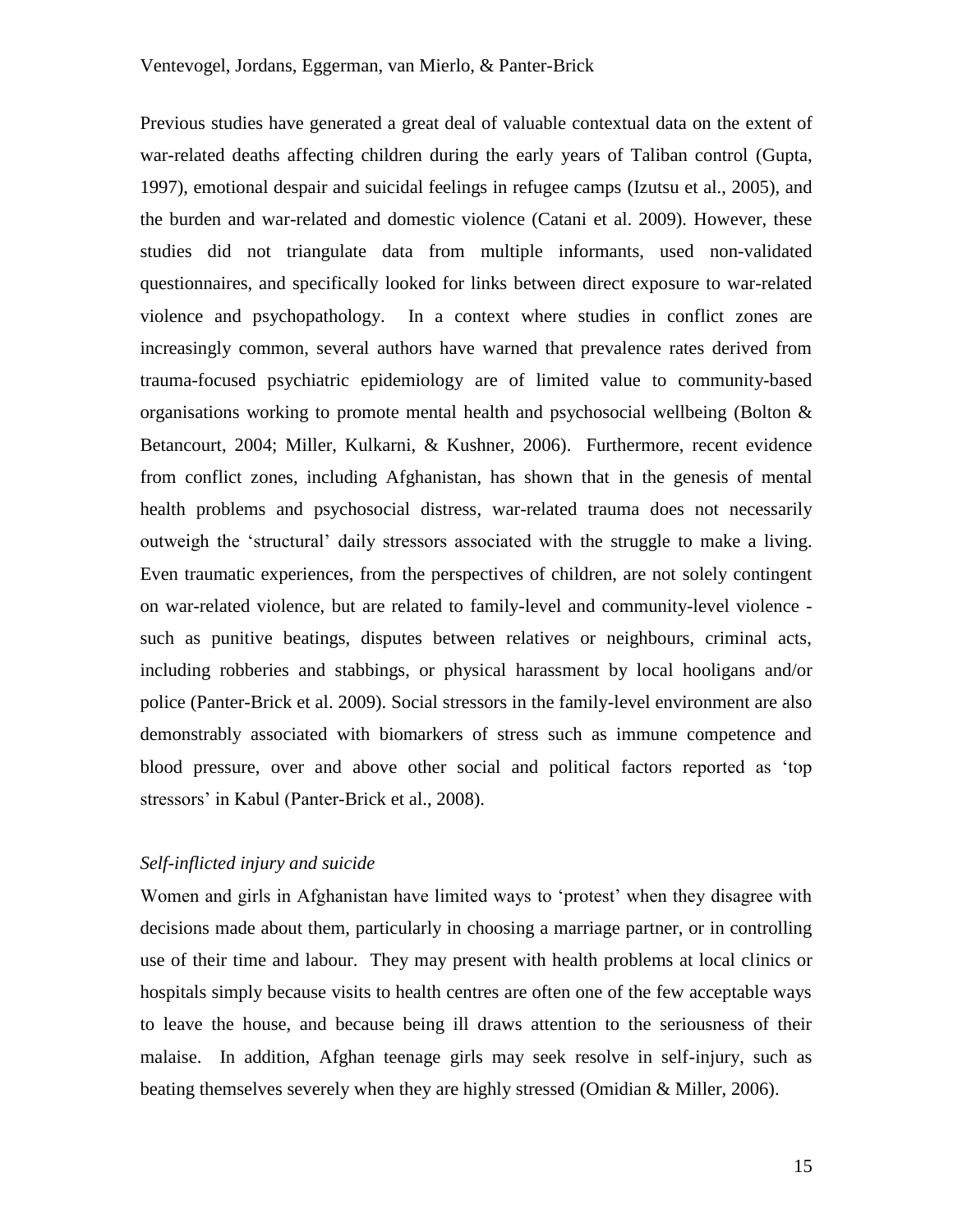Previous studies have generated a great deal of valuable contextual data on the extent of war-related deaths affecting children during the early years of Taliban control (Gupta, 1997), emotional despair and suicidal feelings in refugee camps (Izutsu et al., 2005), and the burden and war-related and domestic violence (Catani et al. 2009). However, these studies did not triangulate data from multiple informants, used non-validated questionnaires, and specifically looked for links between direct exposure to war-related violence and psychopathology. In a context where studies in conflict zones are increasingly common, several authors have warned that prevalence rates derived from trauma-focused psychiatric epidemiology are of limited value to community-based organisations working to promote mental health and psychosocial wellbeing (Bolton & Betancourt, 2004; Miller, Kulkarni, & Kushner, 2006). Furthermore, recent evidence from conflict zones, including Afghanistan, has shown that in the genesis of mental health problems and psychosocial distress, war-related trauma does not necessarily outweigh the 'structural' daily stressors associated with the struggle to make a living. Even traumatic experiences, from the perspectives of children, are not solely contingent on war-related violence, but are related to family-level and community-level violence - such as punitive beatings, disputes between relatives or neighbours, criminal acts, including robberies and stabbings, or physical harassment by local hooligans and/or police (Panter-Brick et al. 2009). Social stressors in the family-level environment are also demonstrably associated with biomarkers of stress such as immune competence and blood pressure, over and above other social and political factors reported as 'top stressors' in Kabul (Panter-Brick et al., 2008).

### *Self-inflicted injury and suicide*

Women and girls in Afghanistan have limited ways to 'protest' when they disagree with decisions made about them, particularly in choosing a marriage partner, or in controlling use of their time and labour. They may present with health problems at local clinics or hospitals simply because visits to health centres are often one of the few acceptable ways to leave the house, and because being ill draws attention to the seriousness of their malaise. In addition, Afghan teenage girls may seek resolve in self-injury, such as beating themselves severely when they are highly stressed (Omidian & Miller, 2006).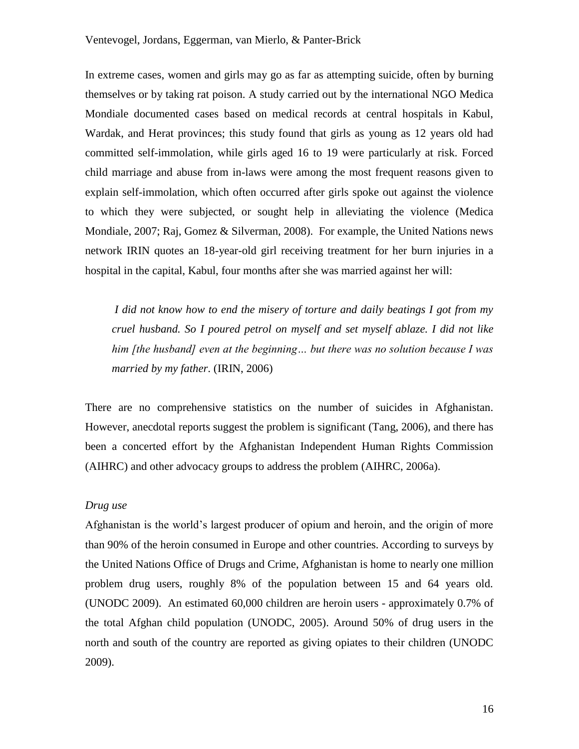In extreme cases, women and girls may go as far as attempting suicide, often by burning themselves or by taking rat poison. A study carried out by the international NGO Medica Mondiale documented cases based on medical records at central hospitals in Kabul, Wardak, and Herat provinces; this study found that girls as young as 12 years old had committed self-immolation, while girls aged 16 to 19 were particularly at risk. Forced child marriage and abuse from in-laws were among the most frequent reasons given to explain self-immolation, which often occurred after girls spoke out against the violence to which they were subjected, or sought help in alleviating the violence (Medica Mondiale, 2007; Raj, Gomez & Silverman, 2008). For example, the United Nations news network IRIN quotes an 18-year-old girl receiving treatment for her burn injuries in a hospital in the capital, Kabul, four months after she was married against her will:

> *I did not know how to end the misery of torture and daily beatings I got from my cruel husband. So I poured petrol on myself and set myself ablaze. I did not like him [the husband] even at the beginning… but there was no solution because I was married by my father*. (IRIN, 2006)

There are no comprehensive statistics on the number of suicides in Afghanistan. However, anecdotal reports suggest the problem is significant (Tang, 2006), and there has been a concerted effort by the Afghanistan Independent Human Rights Commission (AIHRC) and other advocacy groups to address the problem (AIHRC, 2006a).

*Drug use*

Afghanistan is the world's largest producer of opium and heroin, and the origin of more than 90% of the heroin consumed in Europe and other countries. According to surveys by the United Nations Office of Drugs and Crime, Afghanistan is home to nearly one million problem drug users, roughly 8% of the population between 15 and 64 years old. (UNODC 2009). An estimated 60,000 children are heroin users - approximately 0.7% of the total Afghan child population (UNODC, 2005). Around 50% of drug users in the north and south of the country are reported as giving opiates to their children (UNODC 2009).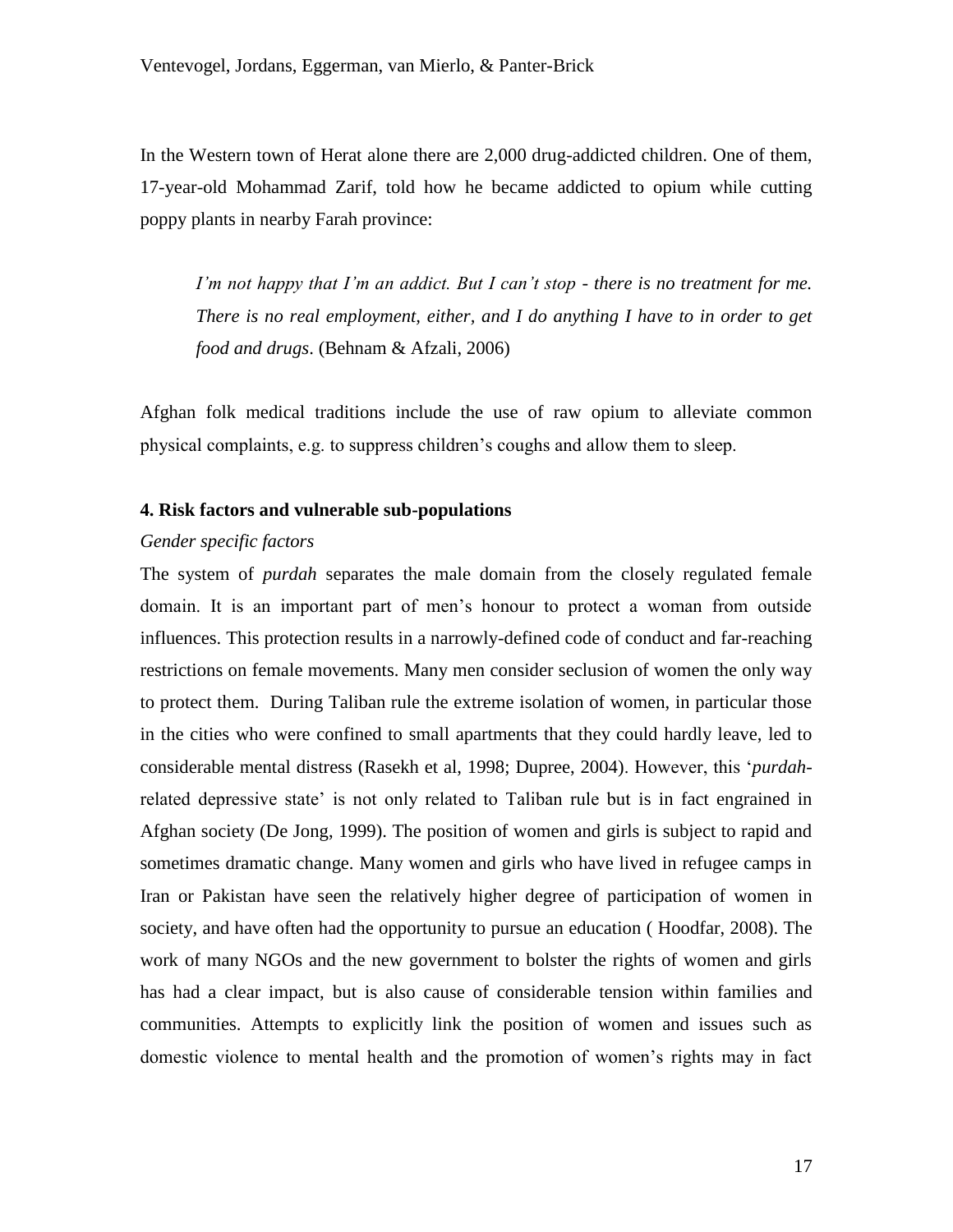In the Western town of Herat alone there are 2,000 drug-addicted children. One of them, 17-year-old Mohammad Zarif, told how he became addicted to opium while cutting poppy plants in nearby Farah province:

> *I'm not happy that I'm an addict. But I can't stop - there is no treatment for me. There is no real employment, either, and I do anything I have to in order to get food and drugs*. (Behnam & Afzali, 2006)

Afghan folk medical traditions include the use of raw opium to alleviate common physical complaints, e.g. to suppress children's coughs and allow them to sleep.

## 4. Risk factors and vulnerable sub-populations

### *Gender specific factors*

The system of *purdah* separates the male domain from the closely regulated female domain. It is an important part of men's honour to protect a woman from outside influences. This protection results in a narrowly-defined code of conduct and far-reaching restrictions on female movements. Many men consider seclusion of women the only way to protect them. During Taliban rule the extreme isolation of women, in particular those in the cities who were confined to small apartments that they could hardly leave, led to considerable mental distress (Rasekh et al, 1998; Dupree, 2004). However, this '*purdah*-related depressive state' is not only related to Taliban rule but is in fact engrained in Afghan society (De Jong, 1999). The position of women and girls is subject to rapid and sometimes dramatic change. Many women and girls who have lived in refugee camps in Iran or Pakistan have seen the relatively higher degree of participation of women in society, and have often had the opportunity to pursue an education ( Hoodfar, 2008). The work of many NGOs and the new government to bolster the rights of women and girls has had a clear impact, but is also cause of considerable tension within families and communities. Attempts to explicitly link the position of women and issues such as domestic violence to mental health and the promotion of women's rights may in fact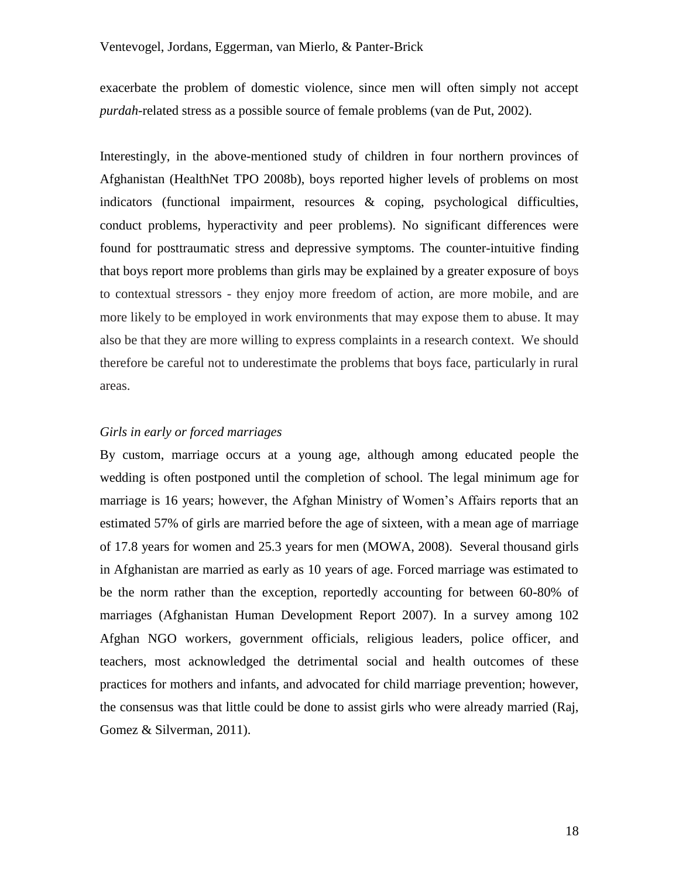exacerbate the problem of domestic violence, since men will often simply not accept *purdah*-related stress as a possible source of female problems (van de Put, 2002).

Interestingly, in the above-mentioned study of children in four northern provinces of Afghanistan (HealthNet TPO 2008b), boys reported higher levels of problems on most indicators (functional impairment, resources & coping, psychological difficulties, conduct problems, hyperactivity and peer problems). No significant differences were found for posttraumatic stress and depressive symptoms. The counter-intuitive finding that boys report more problems than girls may be explained by a greater exposure of boys to contextual stressors - they enjoy more freedom of action, are more mobile, and are more likely to be employed in work environments that may expose them to abuse. It may also be that they are more willing to express complaints in a research context. We should therefore be careful not to underestimate the problems that boys face, particularly in rural areas.

*Girls in early or forced marriages*

By custom, marriage occurs at a young age, although among educated people the wedding is often postponed until the completion of school. The legal minimum age for marriage is 16 years; however, the Afghan Ministry of Women's Affairs reports that an estimated 57% of girls are married before the age of sixteen, with a mean age of marriage of 17.8 years for women and 25.3 years for men (MOWA, 2008). Several thousand girls in Afghanistan are married as early as 10 years of age. Forced marriage was estimated to be the norm rather than the exception, reportedly accounting for between 60-80% of marriages (Afghanistan Human Development Report 2007). In a survey among 102 Afghan NGO workers, government officials, religious leaders, police officer, and teachers, most acknowledged the detrimental social and health outcomes of these practices for mothers and infants, and advocated for child marriage prevention; however, the consensus was that little could be done to assist girls who were already married (Raj, Gomez & Silverman, 2011).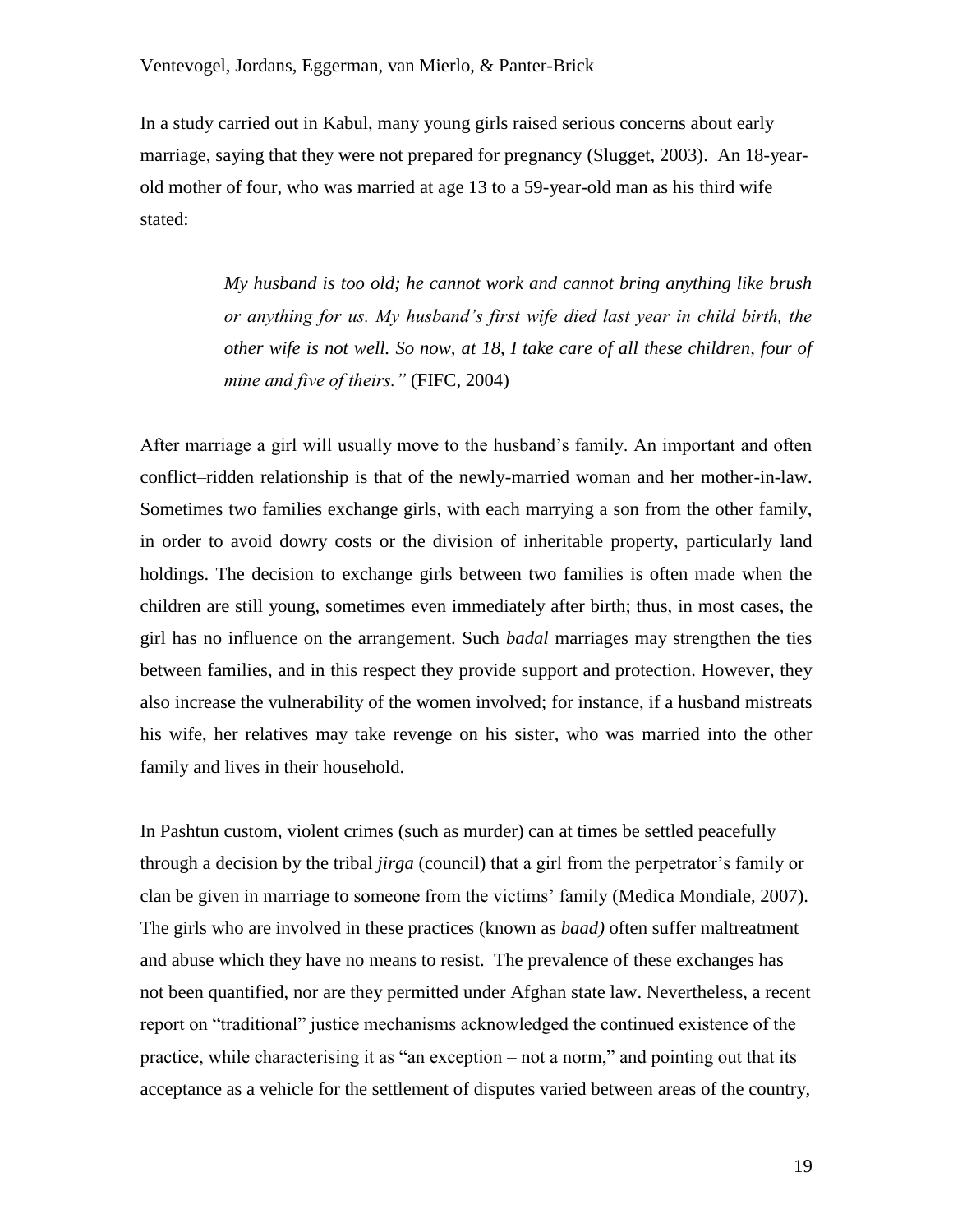In a study carried out in Kabul, many young girls raised serious concerns about early marriage, saying that they were not prepared for pregnancy (Slugget, 2003). An 18-year-old mother of four, who was married at age 13 to a 59-year-old man as his third wife stated:

> *My husband is too old; he cannot work and cannot bring anything like brush or anything for us. My husband's first wife died last year in child birth, the other wife is not well. So now, at 18, I take care of all these children, four of mine and five of theirs."* (FIFC, 2004)

After marriage a girl will usually move to the husband's family. An important and often conflict–ridden relationship is that of the newly-married woman and her mother-in-law. Sometimes two families exchange girls, with each marrying a son from the other family, in order to avoid dowry costs or the division of inheritable property, particularly land holdings. The decision to exchange girls between two families is often made when the children are still young, sometimes even immediately after birth; thus, in most cases, the girl has no influence on the arrangement. Such *badal* marriages may strengthen the ties between families, and in this respect they provide support and protection. However, they also increase the vulnerability of the women involved; for instance, if a husband mistreats his wife, her relatives may take revenge on his sister, who was married into the other family and lives in their household.

In Pashtun custom, violent crimes (such as murder) can at times be settled peacefully through a decision by the tribal *jirga* (council) that a girl from the perpetrator's family or clan be given in marriage to someone from the victims' family (Medica Mondiale, 2007). The girls who are involved in these practices (known as *baad)* often suffer maltreatment and abuse which they have no means to resist. The prevalence of these exchanges has not been quantified, nor are they permitted under Afghan state law. Nevertheless, a recent report on "traditional" justice mechanisms acknowledged the continued existence of the practice, while characterising it as "an exception – not a norm," and pointing out that its acceptance as a vehicle for the settlement of disputes varied between areas of the country,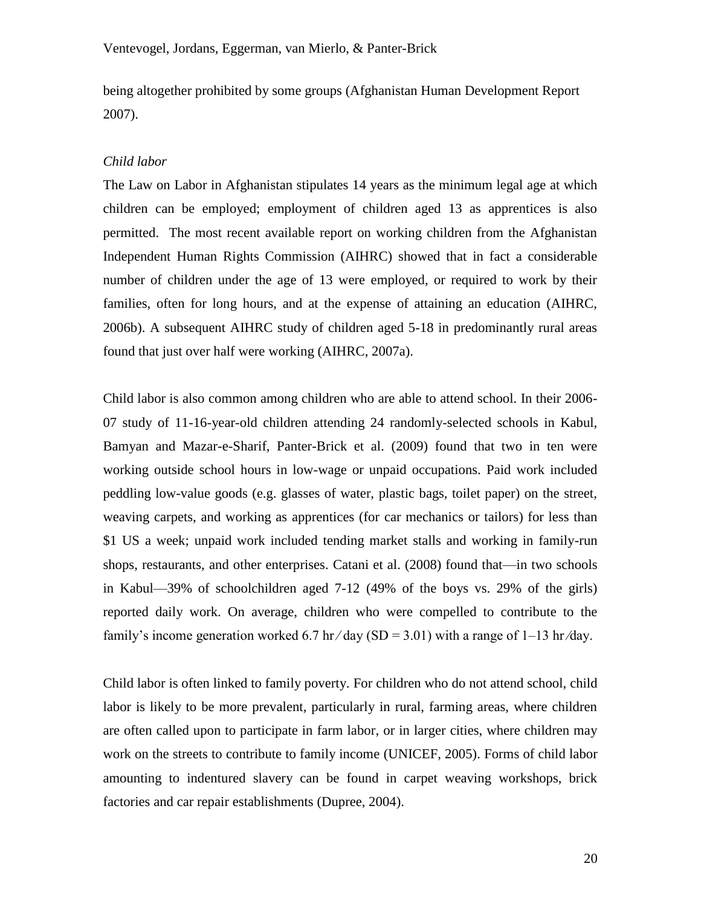being altogether prohibited by some groups (Afghanistan Human Development Report 2007).

*Child labor*

The Law on Labor in Afghanistan stipulates 14 years as the minimum legal age at which children can be employed; employment of children aged 13 as apprentices is also permitted. The most recent available report on working children from the Afghanistan Independent Human Rights Commission (AIHRC) showed that in fact a considerable number of children under the age of 13 were employed, or required to work by their families, often for long hours, and at the expense of attaining an education (AIHRC, 2006b). A subsequent AIHRC study of children aged 5-18 in predominantly rural areas found that just over half were working (AIHRC, 2007a).

Child labor is also common among children who are able to attend school. In their 2006-07 study of 11-16-year-old children attending 24 randomly-selected schools in Kabul, Bamyan and Mazar-e-Sharif, Panter-Brick et al. (2009) found that two in ten were working outside school hours in low-wage or unpaid occupations. Paid work included peddling low-value goods (e.g. glasses of water, plastic bags, toilet paper) on the street, weaving carpets, and working as apprentices (for car mechanics or tailors) for less than \$1 US a week; unpaid work included tending market stalls and working in family-run shops, restaurants, and other enterprises. Catani et al. (2008) found that—in two schools in Kabul—39% of schoolchildren aged 7-12 (49% of the boys vs. 29% of the girls) reported daily work. On average, children who were compelled to contribute to the family's income generation worked 6.7 hr / day (SD = 3.01) with a range of 1–13 hr/day.

Child labor is often linked to family poverty. For children who do not attend school, child labor is likely to be more prevalent, particularly in rural, farming areas, where children are often called upon to participate in farm labor, or in larger cities, where children may work on the streets to contribute to family income (UNICEF, 2005). Forms of child labor amounting to indentured slavery can be found in carpet weaving workshops, brick factories and car repair establishments (Dupree, 2004).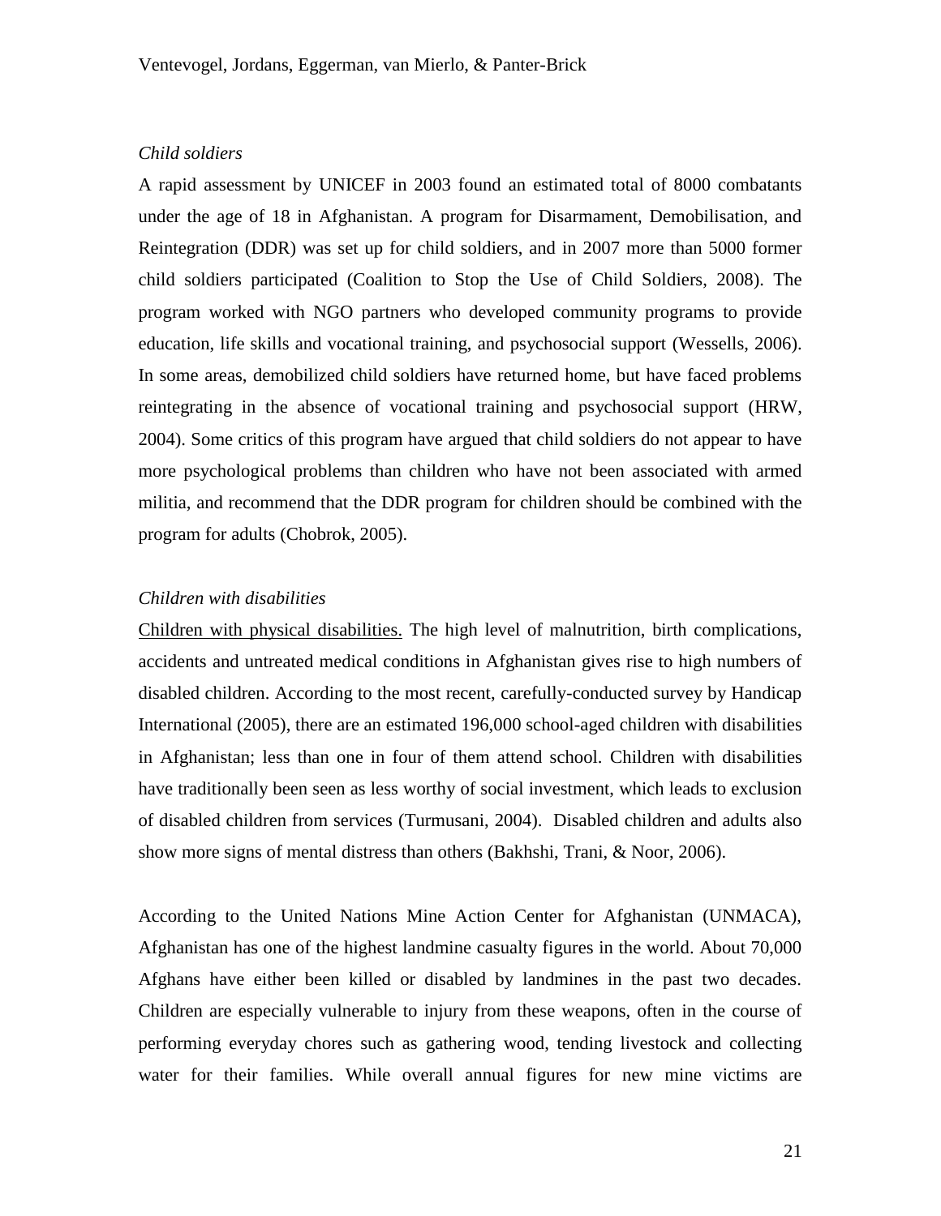*Child soldiers*

A rapid assessment by UNICEF in 2003 found an estimated total of 8000 combatants under the age of 18 in Afghanistan. A program for Disarmament, Demobilisation, and Reintegration (DDR) was set up for child soldiers, and in 2007 more than 5000 former child soldiers participated (Coalition to Stop the Use of Child Soldiers, 2008). The program worked with NGO partners who developed community programs to provide education, life skills and vocational training, and psychosocial support (Wessells, 2006). In some areas, demobilized child soldiers have returned home, but have faced problems reintegrating in the absence of vocational training and psychosocial support (HRW, 2004). Some critics of this program have argued that child soldiers do not appear to have more psychological problems than children who have not been associated with armed militia, and recommend that the DDR program for children should be combined with the program for adults (Chobrok, 2005).

*Children with disabilities*

<u>Children with physical disabilities.</u> The high level of malnutrition, birth complications, accidents and untreated medical conditions in Afghanistan gives rise to high numbers of disabled children. According to the most recent, carefully-conducted survey by Handicap International (2005), there are an estimated 196,000 school-aged children with disabilities in Afghanistan; less than one in four of them attend school. Children with disabilities have traditionally been seen as less worthy of social investment, which leads to exclusion of disabled children from services (Turmusani, 2004). Disabled children and adults also show more signs of mental distress than others (Bakhshi, Trani, & Noor, 2006).

According to the United Nations Mine Action Center for Afghanistan (UNMACA), Afghanistan has one of the highest landmine casualty figures in the world. About 70,000 Afghans have either been killed or disabled by landmines in the past two decades. Children are especially vulnerable to injury from these weapons, often in the course of performing everyday chores such as gathering wood, tending livestock and collecting water for their families. While overall annual figures for new mine victims are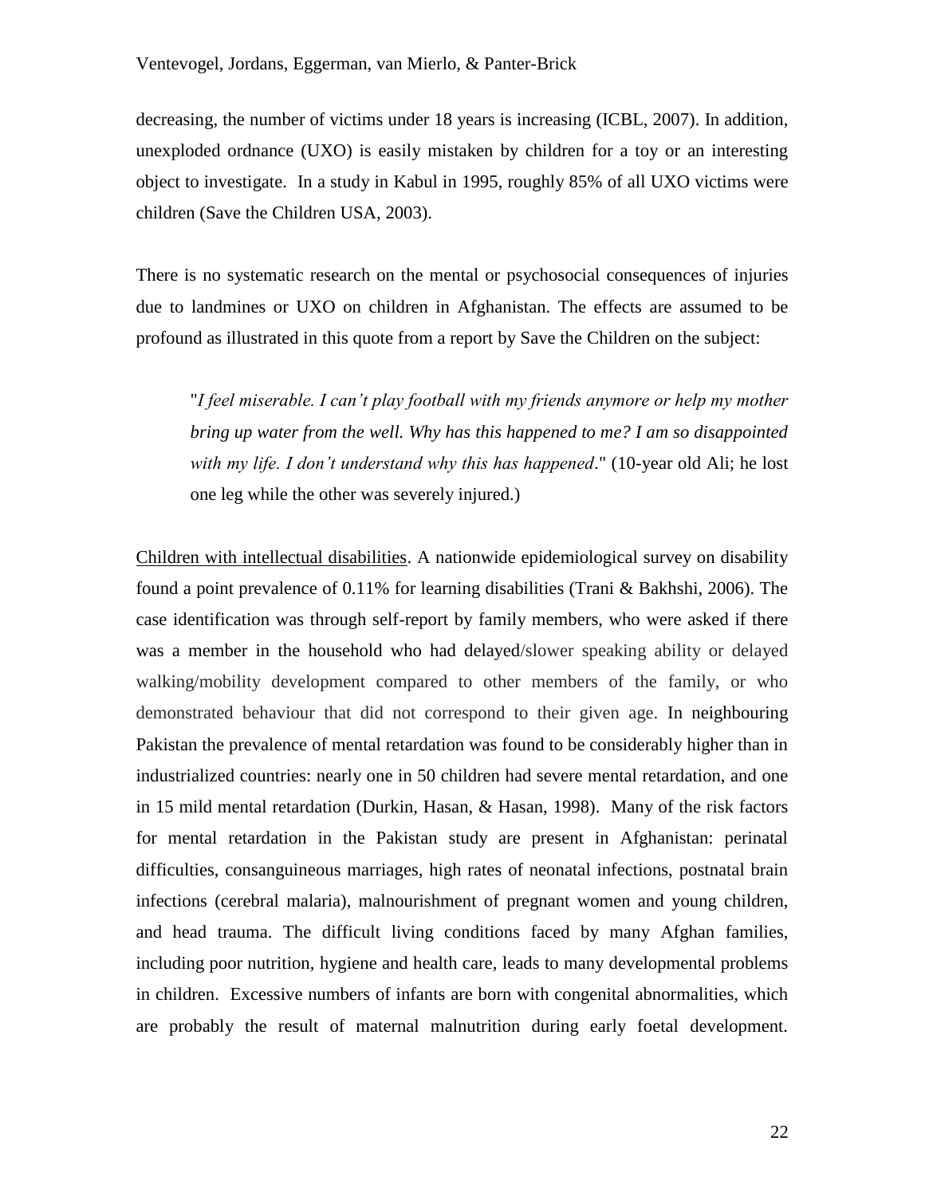decreasing, the number of victims under 18 years is increasing (ICBL, 2007). In addition, unexploded ordnance (UXO) is easily mistaken by children for a toy or an interesting object to investigate. In a study in Kabul in 1995, roughly 85% of all UXO victims were children (Save the Children USA, 2003).

There is no systematic research on the mental or psychosocial consequences of injuries due to landmines or UXO on children in Afghanistan. The effects are assumed to be profound as illustrated in this quote from a report by Save the Children on the subject:

> "*I feel miserable. I can't play football with my friends anymore or help my mother bring up water from the well. Why has this happened to me? I am so disappointed with my life. I don't understand why this has happened*." (10-year old Ali; he lost one leg while the other was severely injured.)

Children with intellectual disabilities. A nationwide epidemiological survey on disability found a point prevalence of 0.11% for learning disabilities (Trani & Bakhshi, 2006). The case identification was through self-report by family members, who were asked if there was a member in the household who had delayed/slower speaking ability or delayed walking/mobility development compared to other members of the family, or who demonstrated behaviour that did not correspond to their given age. In neighbouring Pakistan the prevalence of mental retardation was found to be considerably higher than in industrialized countries: nearly one in 50 children had severe mental retardation, and one in 15 mild mental retardation (Durkin, Hasan, & Hasan, 1998). Many of the risk factors for mental retardation in the Pakistan study are present in Afghanistan: perinatal difficulties, consanguineous marriages, high rates of neonatal infections, postnatal brain infections (cerebral malaria), malnourishment of pregnant women and young children, and head trauma. The difficult living conditions faced by many Afghan families, including poor nutrition, hygiene and health care, leads to many developmental problems in children. Excessive numbers of infants are born with congenital abnormalities, which are probably the result of maternal malnutrition during early foetal development.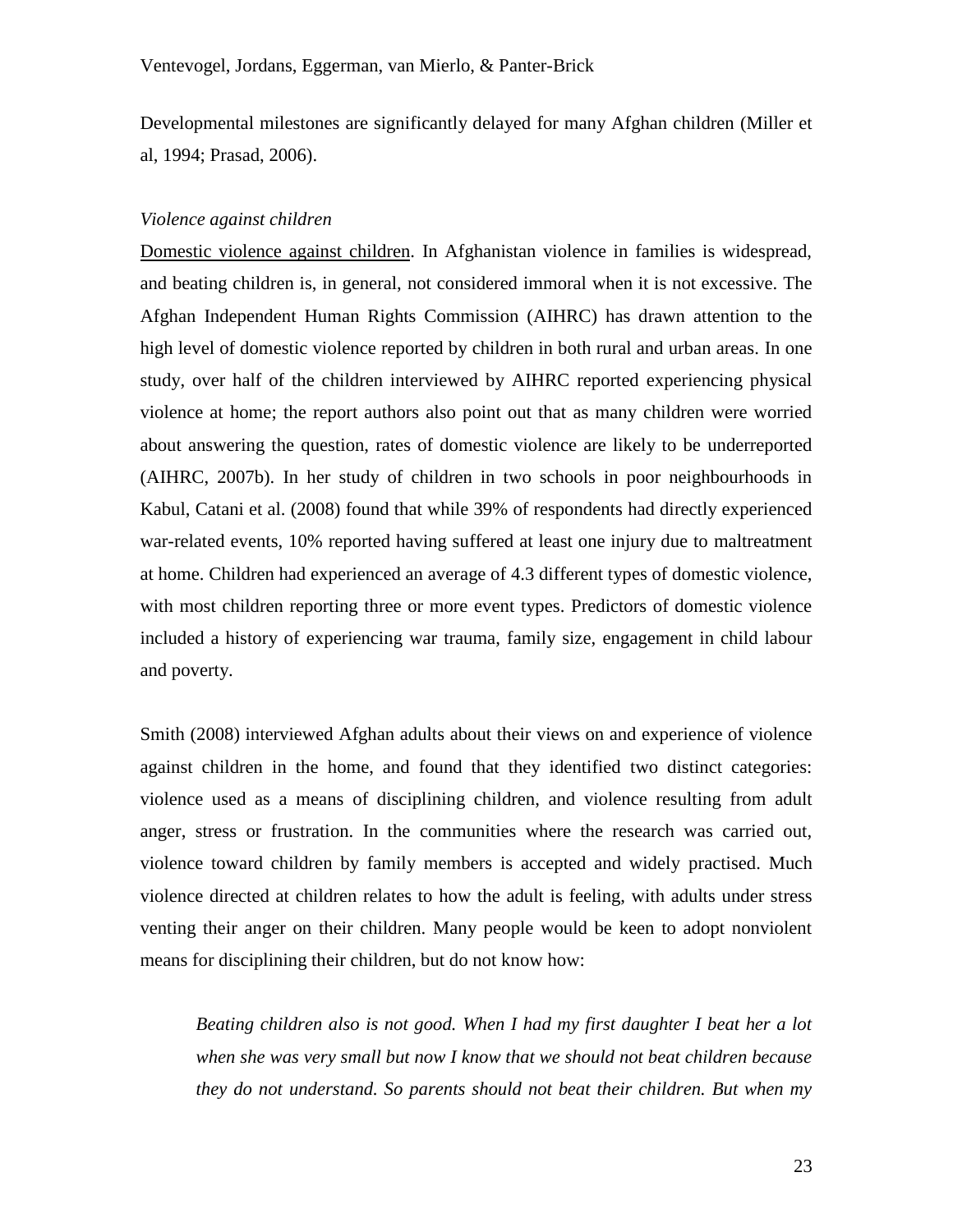Developmental milestones are significantly delayed for many Afghan children (Miller et al, 1994; Prasad, 2006).

*Violence against children*

Domestic violence against children. In Afghanistan violence in families is widespread, and beating children is, in general, not considered immoral when it is not excessive. The Afghan Independent Human Rights Commission (AIHRC) has drawn attention to the high level of domestic violence reported by children in both rural and urban areas. In one study, over half of the children interviewed by AIHRC reported experiencing physical violence at home; the report authors also point out that as many children were worried about answering the question, rates of domestic violence are likely to be underreported (AIHRC, 2007b). In her study of children in two schools in poor neighbourhoods in Kabul, Catani et al. (2008) found that while 39% of respondents had directly experienced war-related events, 10% reported having suffered at least one injury due to maltreatment at home. Children had experienced an average of 4.3 different types of domestic violence, with most children reporting three or more event types. Predictors of domestic violence included a history of experiencing war trauma, family size, engagement in child labour and poverty.

Smith (2008) interviewed Afghan adults about their views on and experience of violence against children in the home, and found that they identified two distinct categories: violence used as a means of disciplining children, and violence resulting from adult anger, stress or frustration. In the communities where the research was carried out, violence toward children by family members is accepted and widely practised. Much violence directed at children relates to how the adult is feeling, with adults under stress venting their anger on their children. Many people would be keen to adopt nonviolent means for disciplining their children, but do not know how:

> *Beating children also is not good. When I had my first daughter I beat her a lot when she was very small but now I know that we should not beat children because they do not understand. So parents should not beat their children. But when my*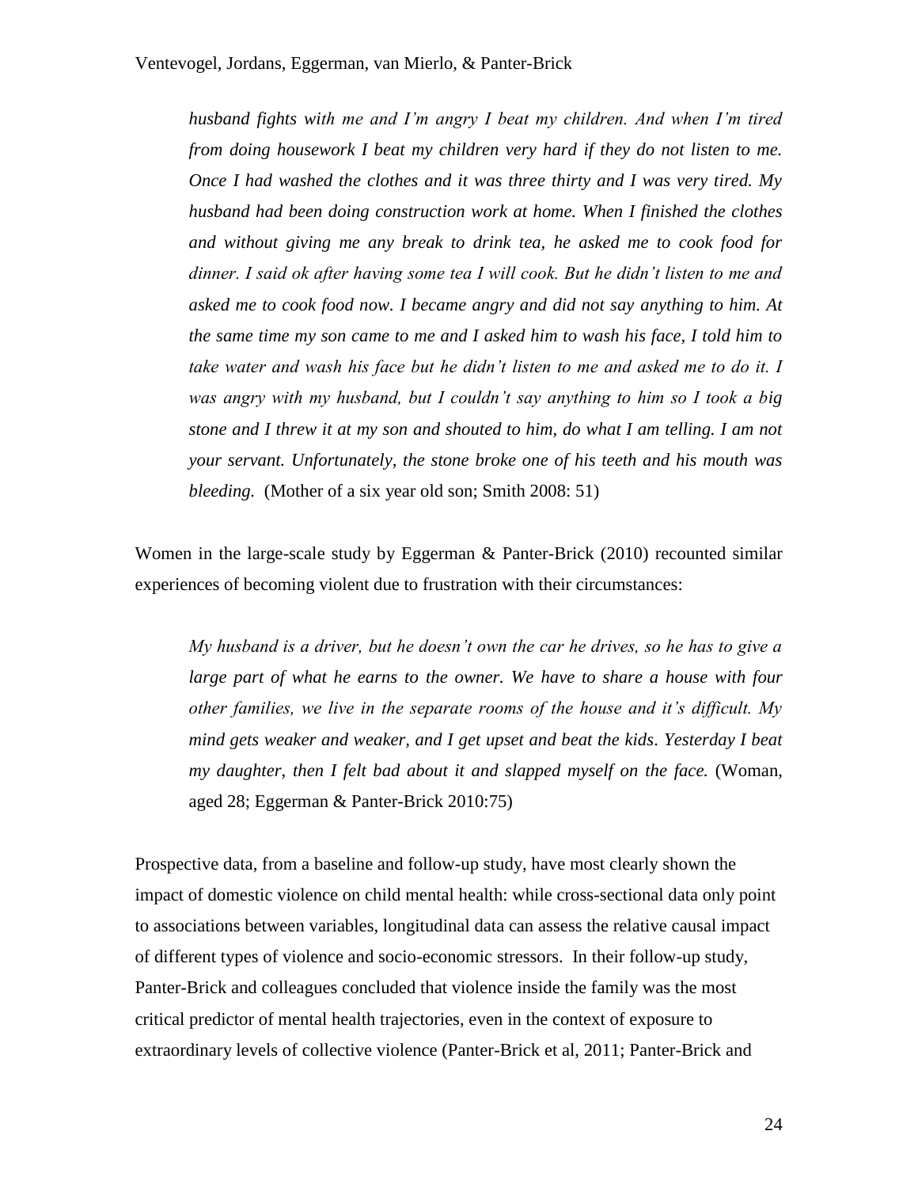> *husband fights with me and I'm angry I beat my children. And when I'm tired from doing housework I beat my children very hard if they do not listen to me. Once I had washed the clothes and it was three thirty and I was very tired. My husband had been doing construction work at home. When I finished the clothes and without giving me any break to drink tea, he asked me to cook food for dinner. I said ok after having some tea I will cook. But he didn't listen to me and asked me to cook food now. I became angry and did not say anything to him. At the same time my son came to me and I asked him to wash his face, I told him to take water and wash his face but he didn't listen to me and asked me to do it. I was angry with my husband, but I couldn't say anything to him so I took a big stone and I threw it at my son and shouted to him, do what I am telling. I am not your servant. Unfortunately, the stone broke one of his teeth and his mouth was bleeding.* (Mother of a six year old son; Smith 2008: 51)

Women in the large-scale study by Eggerman & Panter-Brick (2010) recounted similar experiences of becoming violent due to frustration with their circumstances:

> *My husband is a driver, but he doesn't own the car he drives, so he has to give a large part of what he earns to the owner. We have to share a house with four other families, we live in the separate rooms of the house and it's difficult. My mind gets weaker and weaker, and I get upset and beat the kids. Yesterday I beat my daughter, then I felt bad about it and slapped myself on the face.* (Woman, aged 28; Eggerman & Panter-Brick 2010:75)

Prospective data, from a baseline and follow-up study, have most clearly shown the impact of domestic violence on child mental health: while cross-sectional data only point to associations between variables, longitudinal data can assess the relative causal impact of different types of violence and socio-economic stressors. In their follow-up study, Panter-Brick and colleagues concluded that violence inside the family was the most critical predictor of mental health trajectories, even in the context of exposure to extraordinary levels of collective violence (Panter-Brick et al, 2011; Panter-Brick and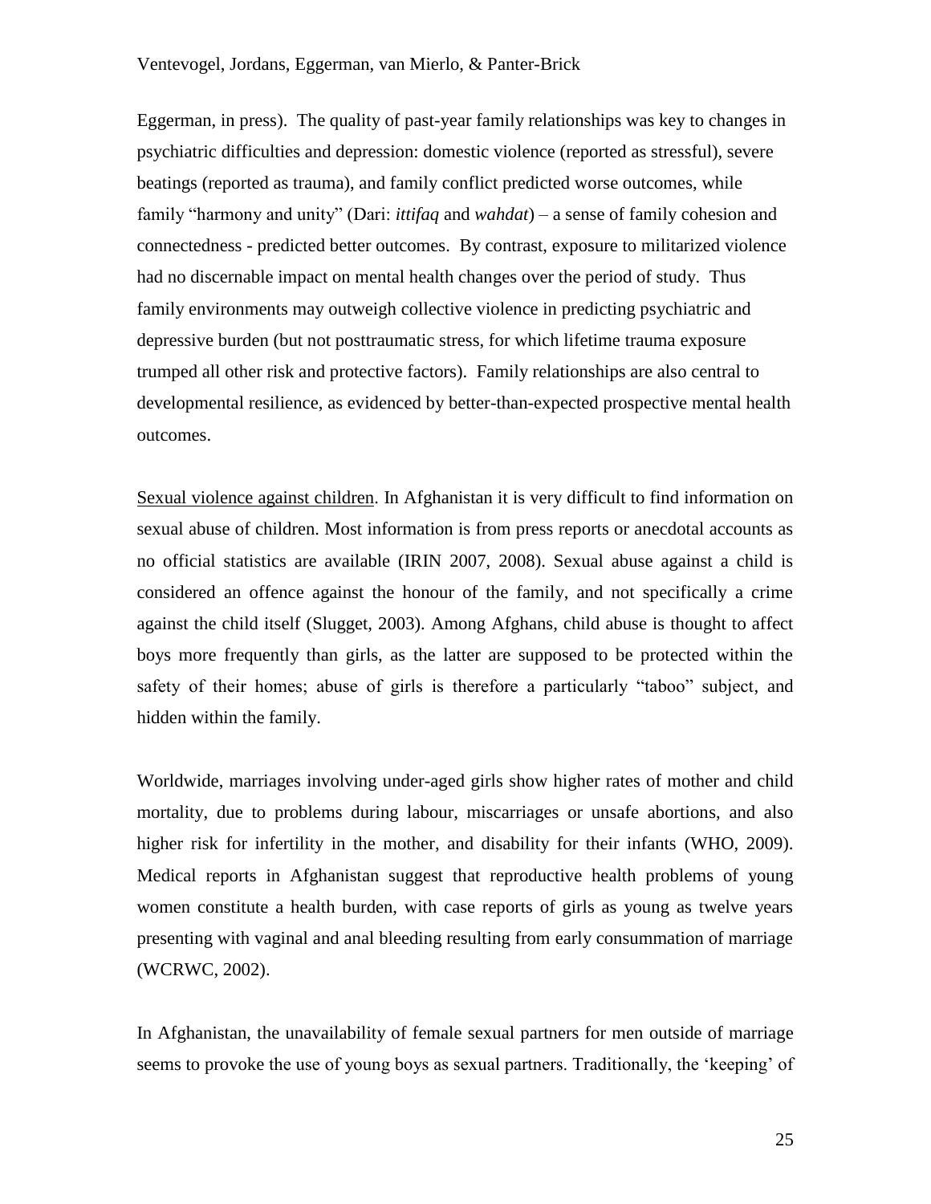Eggerman, in press). The quality of past-year family relationships was key to changes in psychiatric difficulties and depression: domestic violence (reported as stressful), severe beatings (reported as trauma), and family conflict predicted worse outcomes, while family "harmony and unity" (Dari: *ittifaq* and *wahdat*) – a sense of family cohesion and connectedness - predicted better outcomes. By contrast, exposure to militarized violence had no discernable impact on mental health changes over the period of study. Thus family environments may outweigh collective violence in predicting psychiatric and depressive burden (but not posttraumatic stress, for which lifetime trauma exposure trumped all other risk and protective factors). Family relationships are also central to developmental resilience, as evidenced by better-than-expected prospective mental health outcomes.

<u>Sexual violence against children</u>. In Afghanistan it is very difficult to find information on sexual abuse of children. Most information is from press reports or anecdotal accounts as no official statistics are available (IRIN 2007, 2008). Sexual abuse against a child is considered an offence against the honour of the family, and not specifically a crime against the child itself (Slugget, 2003). Among Afghans, child abuse is thought to affect boys more frequently than girls, as the latter are supposed to be protected within the safety of their homes; abuse of girls is therefore a particularly "taboo" subject, and hidden within the family.

Worldwide, marriages involving under-aged girls show higher rates of mother and child mortality, due to problems during labour, miscarriages or unsafe abortions, and also higher risk for infertility in the mother, and disability for their infants (WHO, 2009). Medical reports in Afghanistan suggest that reproductive health problems of young women constitute a health burden, with case reports of girls as young as twelve years presenting with vaginal and anal bleeding resulting from early consummation of marriage (WCRWC, 2002).

In Afghanistan, the unavailability of female sexual partners for men outside of marriage seems to provoke the use of young boys as sexual partners. Traditionally, the 'keeping' of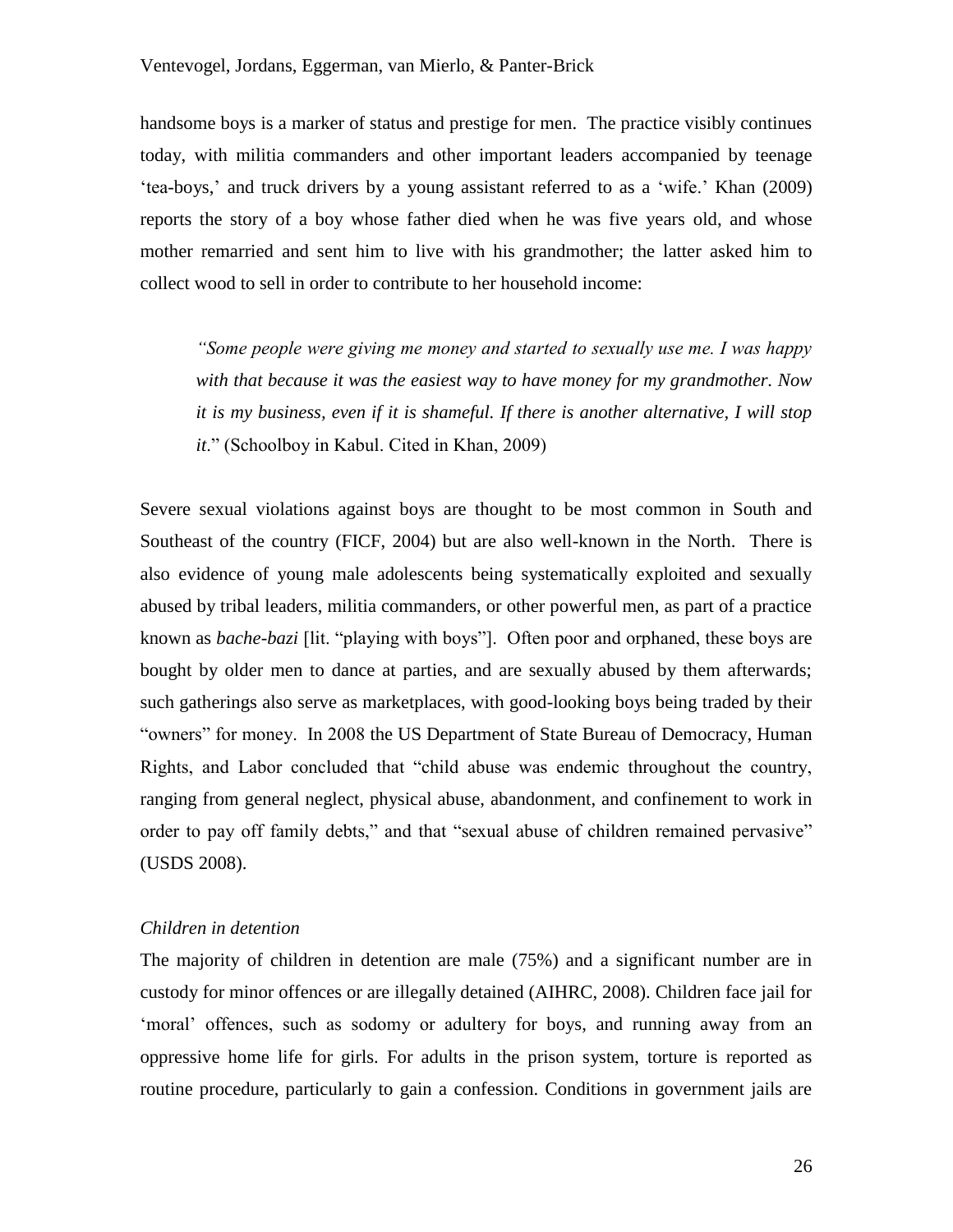handsome boys is a marker of status and prestige for men. The practice visibly continues today, with militia commanders and other important leaders accompanied by teenage 'tea-boys,' and truck drivers by a young assistant referred to as a 'wife.' Khan (2009) reports the story of a boy whose father died when he was five years old, and whose mother remarried and sent him to live with his grandmother; the latter asked him to collect wood to sell in order to contribute to her household income:

> *"Some people were giving me money and started to sexually use me. I was happy with that because it was the easiest way to have money for my grandmother. Now it is my business, even if it is shameful. If there is another alternative, I will stop it*." (Schoolboy in Kabul. Cited in Khan, 2009)

Severe sexual violations against boys are thought to be most common in South and Southeast of the country (FICF, 2004) but are also well-known in the North. There is also evidence of young male adolescents being systematically exploited and sexually abused by tribal leaders, militia commanders, or other powerful men, as part of a practice known as *bache-bazi* [lit. "playing with boys"]. Often poor and orphaned, these boys are bought by older men to dance at parties, and are sexually abused by them afterwards; such gatherings also serve as marketplaces, with good-looking boys being traded by their "owners" for money. In 2008 the US Department of State Bureau of Democracy, Human Rights, and Labor concluded that "child abuse was endemic throughout the country, ranging from general neglect, physical abuse, abandonment, and confinement to work in order to pay off family debts," and that "sexual abuse of children remained pervasive" (USDS 2008).

### *Children in detention*

The majority of children in detention are male (75%) and a significant number are in custody for minor offences or are illegally detained (AIHRC, 2008). Children face jail for 'moral' offences, such as sodomy or adultery for boys, and running away from an oppressive home life for girls. For adults in the prison system, torture is reported as routine procedure, particularly to gain a confession. Conditions in government jails are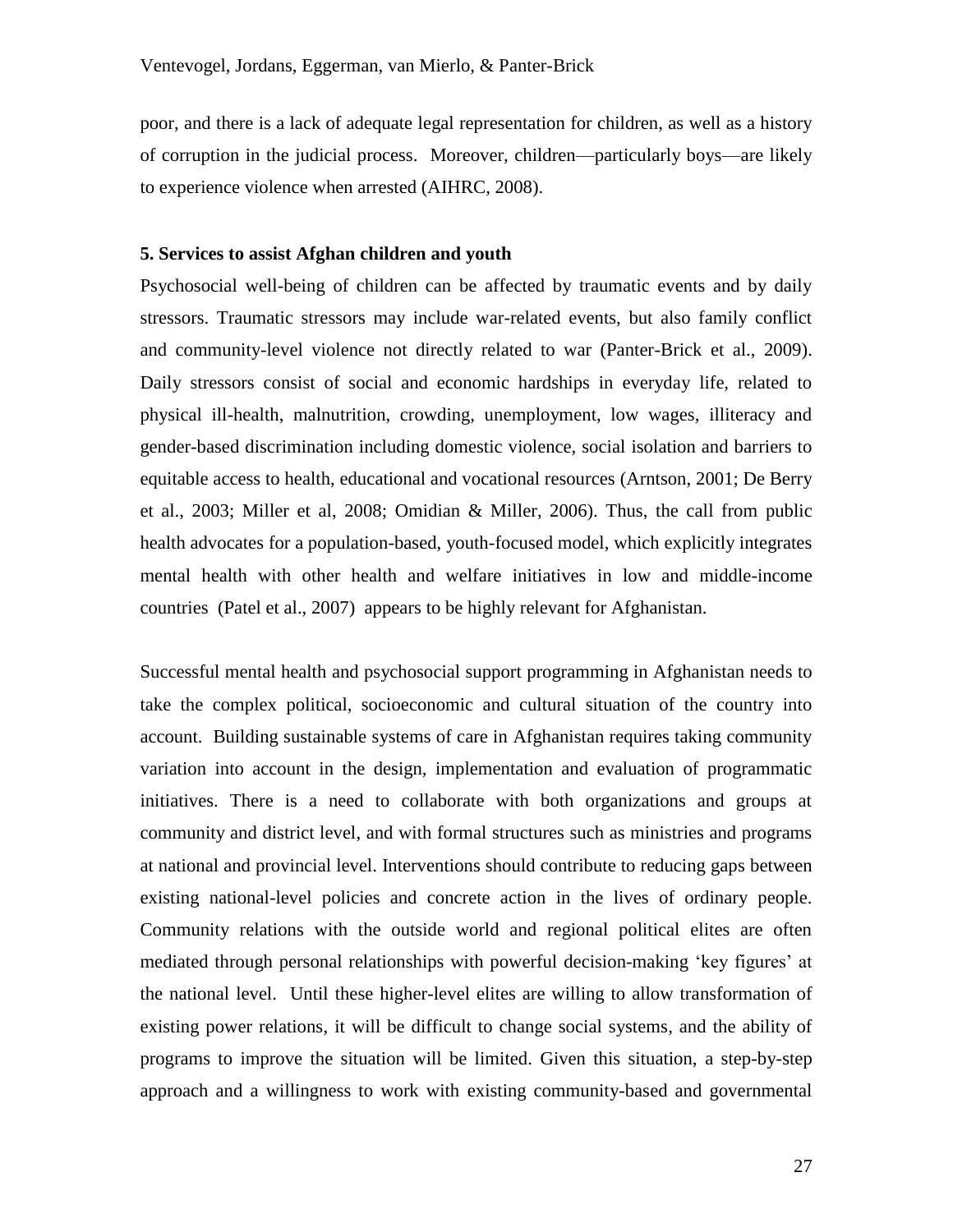poor, and there is a lack of adequate legal representation for children, as well as a history of corruption in the judicial process. Moreover, children—particularly boys—are likely to experience violence when arrested (AIHRC, 2008).

## 5. Services to assist Afghan children and youth

Psychosocial well-being of children can be affected by traumatic events and by daily stressors. Traumatic stressors may include war-related events, but also family conflict and community-level violence not directly related to war (Panter-Brick et al., 2009). Daily stressors consist of social and economic hardships in everyday life, related to physical ill-health, malnutrition, crowding, unemployment, low wages, illiteracy and gender-based discrimination including domestic violence, social isolation and barriers to equitable access to health, educational and vocational resources (Arntson, 2001; De Berry et al., 2003; Miller et al, 2008; Omidian & Miller, 2006). Thus, the call from public health advocates for a population-based, youth-focused model, which explicitly integrates mental health with other health and welfare initiatives in low and middle-income countries (Patel et al., 2007) appears to be highly relevant for Afghanistan.

Successful mental health and psychosocial support programming in Afghanistan needs to take the complex political, socioeconomic and cultural situation of the country into account. Building sustainable systems of care in Afghanistan requires taking community variation into account in the design, implementation and evaluation of programmatic initiatives. There is a need to collaborate with both organizations and groups at community and district level, and with formal structures such as ministries and programs at national and provincial level. Interventions should contribute to reducing gaps between existing national-level policies and concrete action in the lives of ordinary people. Community relations with the outside world and regional political elites are often mediated through personal relationships with powerful decision-making 'key figures' at the national level. Until these higher-level elites are willing to allow transformation of existing power relations, it will be difficult to change social systems, and the ability of programs to improve the situation will be limited. Given this situation, a step-by-step approach and a willingness to work with existing community-based and governmental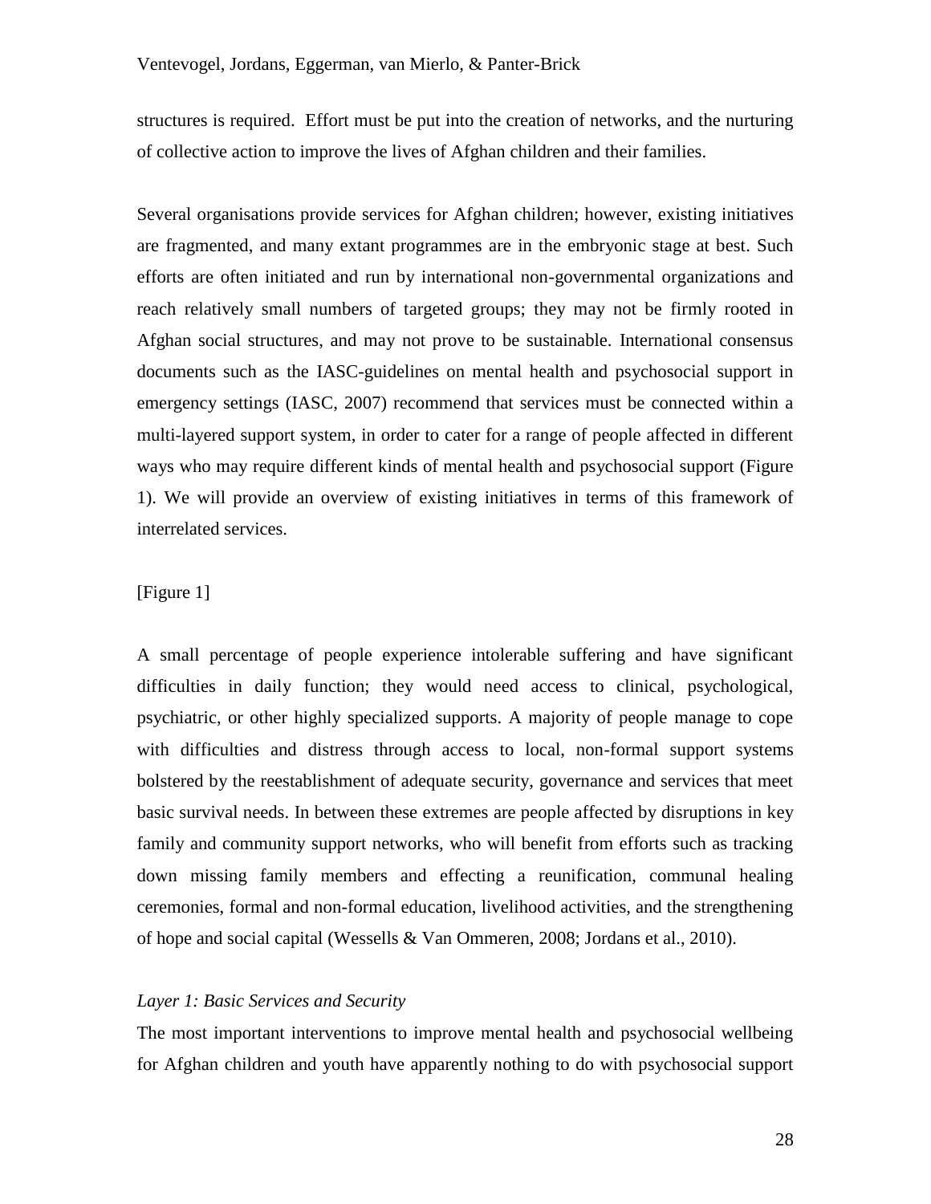structures is required. Effort must be put into the creation of networks, and the nurturing of collective action to improve the lives of Afghan children and their families.

Several organisations provide services for Afghan children; however, existing initiatives are fragmented, and many extant programmes are in the embryonic stage at best. Such efforts are often initiated and run by international non-governmental organizations and reach relatively small numbers of targeted groups; they may not be firmly rooted in Afghan social structures, and may not prove to be sustainable. International consensus documents such as the IASC-guidelines on mental health and psychosocial support in emergency settings (IASC, 2007) recommend that services must be connected within a multi-layered support system, in order to cater for a range of people affected in different ways who may require different kinds of mental health and psychosocial support (Figure 1). We will provide an overview of existing initiatives in terms of this framework of interrelated services.

[Figure 1]

A small percentage of people experience intolerable suffering and have significant difficulties in daily function; they would need access to clinical, psychological, psychiatric, or other highly specialized supports. A majority of people manage to cope with difficulties and distress through access to local, non-formal support systems bolstered by the reestablishment of adequate security, governance and services that meet basic survival needs. In between these extremes are people affected by disruptions in key family and community support networks, who will benefit from efforts such as tracking down missing family members and effecting a reunification, communal healing ceremonies, formal and non-formal education, livelihood activities, and the strengthening of hope and social capital (Wessells & Van Ommeren, 2008; Jordans et al., 2010).

*Layer 1: Basic Services and Security*

The most important interventions to improve mental health and psychosocial wellbeing for Afghan children and youth have apparently nothing to do with psychosocial support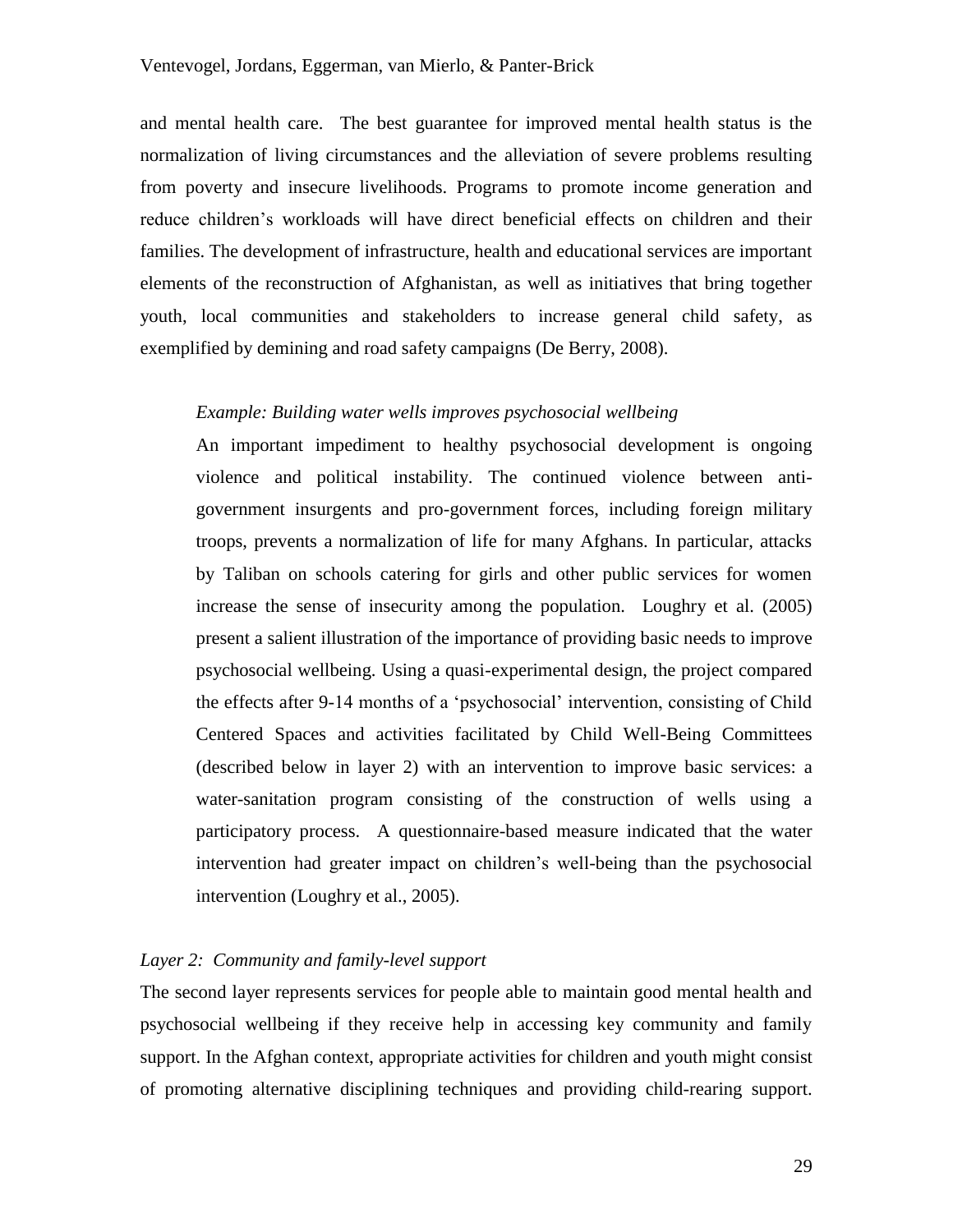and mental health care. The best guarantee for improved mental health status is the normalization of living circumstances and the alleviation of severe problems resulting from poverty and insecure livelihoods. Programs to promote income generation and reduce children's workloads will have direct beneficial effects on children and their families. The development of infrastructure, health and educational services are important elements of the reconstruction of Afghanistan, as well as initiatives that bring together youth, local communities and stakeholders to increase general child safety, as exemplified by demining and road safety campaigns (De Berry, 2008).

> *Example: Building water wells improves psychosocial wellbeing*
>
> An important impediment to healthy psychosocial development is ongoing violence and political instability. The continued violence between anti-government insurgents and pro-government forces, including foreign military troops, prevents a normalization of life for many Afghans. In particular, attacks by Taliban on schools catering for girls and other public services for women increase the sense of insecurity among the population. Loughry et al. (2005) present a salient illustration of the importance of providing basic needs to improve psychosocial wellbeing. Using a quasi-experimental design, the project compared the effects after 9-14 months of a 'psychosocial' intervention, consisting of Child Centered Spaces and activities facilitated by Child Well-Being Committees (described below in layer 2) with an intervention to improve basic services: a water-sanitation program consisting of the construction of wells using a participatory process. A questionnaire-based measure indicated that the water intervention had greater impact on children's well-being than the psychosocial intervention (Loughry et al., 2005).

*Layer 2: Community and family-level support*

The second layer represents services for people able to maintain good mental health and psychosocial wellbeing if they receive help in accessing key community and family support. In the Afghan context, appropriate activities for children and youth might consist of promoting alternative disciplining techniques and providing child-rearing support.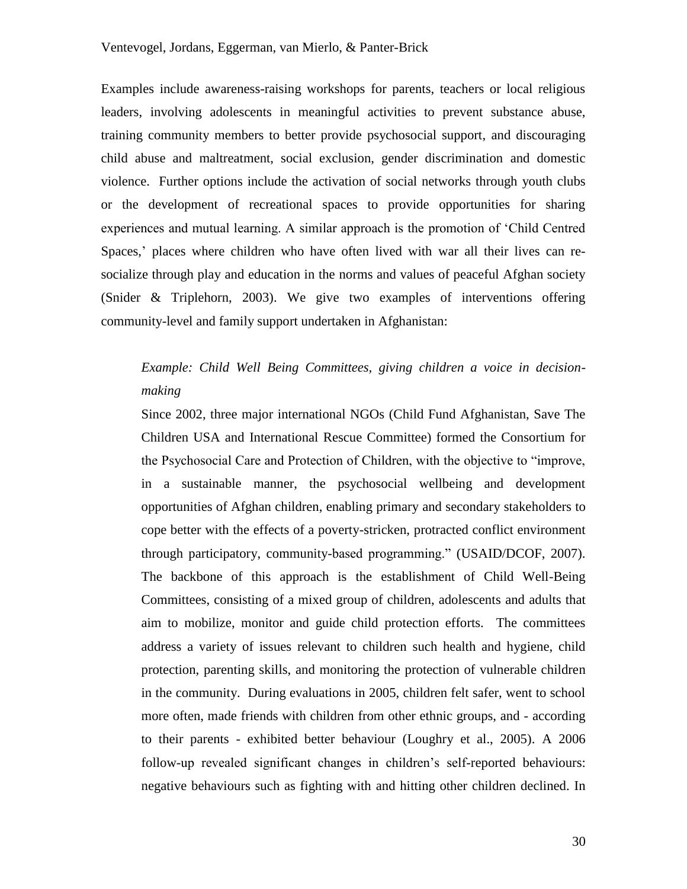Examples include awareness-raising workshops for parents, teachers or local religious leaders, involving adolescents in meaningful activities to prevent substance abuse, training community members to better provide psychosocial support, and discouraging child abuse and maltreatment, social exclusion, gender discrimination and domestic violence. Further options include the activation of social networks through youth clubs or the development of recreational spaces to provide opportunities for sharing experiences and mutual learning. A similar approach is the promotion of 'Child Centred Spaces,' places where children who have often lived with war all their lives can re-socialize through play and education in the norms and values of peaceful Afghan society (Snider & Triplehorn, 2003). We give two examples of interventions offering community-level and family support undertaken in Afghanistan:

> *Example: Child Well Being Committees, giving children a voice in decision-making*
>
> Since 2002, three major international NGOs (Child Fund Afghanistan, Save The Children USA and International Rescue Committee) formed the Consortium for the Psychosocial Care and Protection of Children, with the objective to "improve, in a sustainable manner, the psychosocial wellbeing and development opportunities of Afghan children, enabling primary and secondary stakeholders to cope better with the effects of a poverty-stricken, protracted conflict environment through participatory, community-based programming." (USAID/DCOF, 2007). The backbone of this approach is the establishment of Child Well-Being Committees, consisting of a mixed group of children, adolescents and adults that aim to mobilize, monitor and guide child protection efforts. The committees address a variety of issues relevant to children such health and hygiene, child protection, parenting skills, and monitoring the protection of vulnerable children in the community. During evaluations in 2005, children felt safer, went to school more often, made friends with children from other ethnic groups, and - according to their parents - exhibited better behaviour (Loughry et al., 2005). A 2006 follow-up revealed significant changes in children's self-reported behaviours: negative behaviours such as fighting with and hitting other children declined. In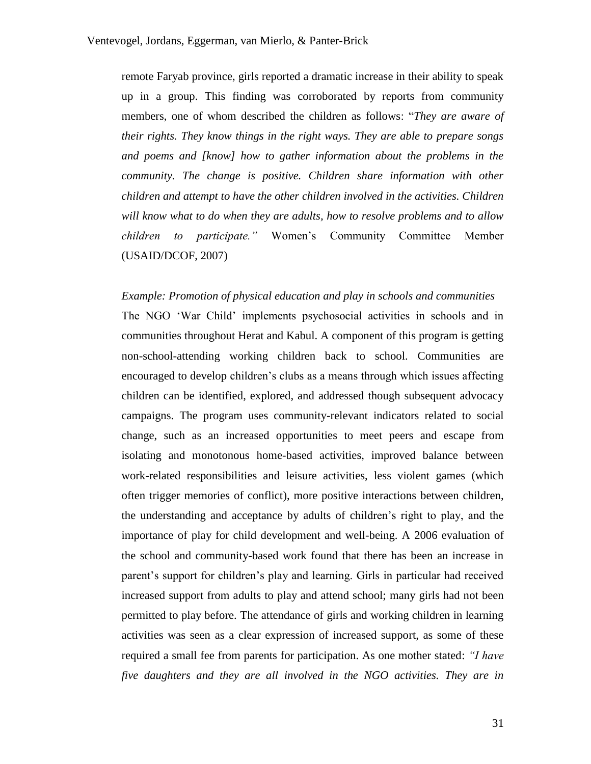remote Faryab province, girls reported a dramatic increase in their ability to speak up in a group. This finding was corroborated by reports from community members, one of whom described the children as follows: "*They are aware of their rights. They know things in the right ways. They are able to prepare songs and poems and [know] how to gather information about the problems in the community. The change is positive. Children share information with other children and attempt to have the other children involved in the activities. Children will know what to do when they are adults, how to resolve problems and to allow children to participate."* Women's Community Committee Member (USAID/DCOF, 2007)

*Example: Promotion of physical education and play in schools and communities*

The NGO 'War Child' implements psychosocial activities in schools and in communities throughout Herat and Kabul. A component of this program is getting non-school-attending working children back to school. Communities are encouraged to develop children's clubs as a means through which issues affecting children can be identified, explored, and addressed though subsequent advocacy campaigns. The program uses community-relevant indicators related to social change, such as an increased opportunities to meet peers and escape from isolating and monotonous home-based activities, improved balance between work-related responsibilities and leisure activities, less violent games (which often trigger memories of conflict), more positive interactions between children, the understanding and acceptance by adults of children's right to play, and the importance of play for child development and well-being. A 2006 evaluation of the school and community-based work found that there has been an increase in parent's support for children's play and learning. Girls in particular had received increased support from adults to play and attend school; many girls had not been permitted to play before. The attendance of girls and working children in learning activities was seen as a clear expression of increased support, as some of these required a small fee from parents for participation. As one mother stated: *"I have five daughters and they are all involved in the NGO activities. They are in*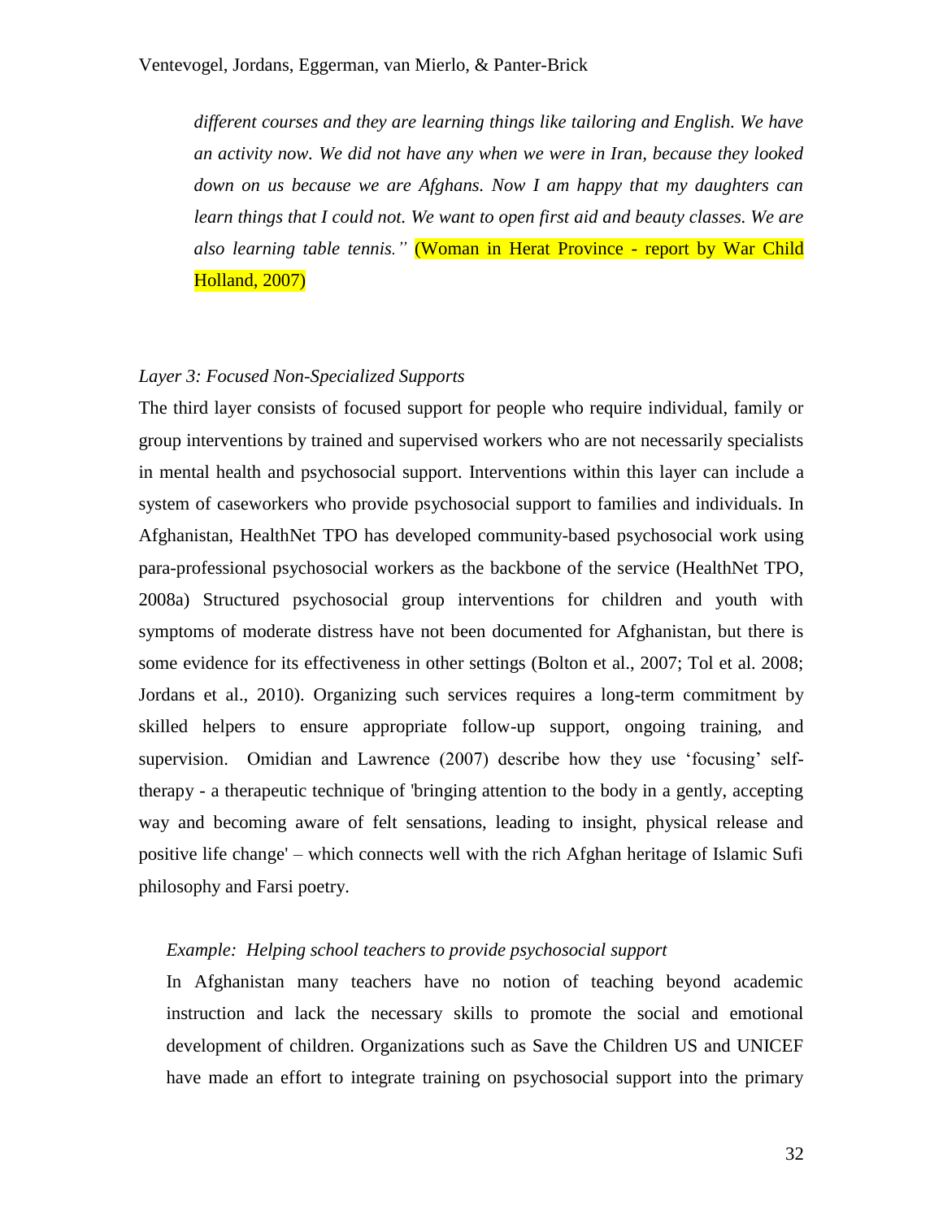> *different courses and they are learning things like tailoring and English. We have an activity now. We did not have any when we were in Iran, because they looked down on us because we are Afghans. Now I am happy that my daughters can learn things that I could not. We want to open first aid and beauty classes. We are also learning table tennis."* (Woman in Herat Province - report by War Child Holland, 2007)

*Layer 3: Focused Non-Specialized Supports*

The third layer consists of focused support for people who require individual, family or group interventions by trained and supervised workers who are not necessarily specialists in mental health and psychosocial support. Interventions within this layer can include a system of caseworkers who provide psychosocial support to families and individuals. In Afghanistan, HealthNet TPO has developed community-based psychosocial work using para-professional psychosocial workers as the backbone of the service (HealthNet TPO, 2008a) Structured psychosocial group interventions for children and youth with symptoms of moderate distress have not been documented for Afghanistan, but there is some evidence for its effectiveness in other settings (Bolton et al., 2007; Tol et al. 2008; Jordans et al., 2010). Organizing such services requires a long-term commitment by skilled helpers to ensure appropriate follow-up support, ongoing training, and supervision. Omidian and Lawrence (2007) describe how they use 'focusing' self-therapy - a therapeutic technique of 'bringing attention to the body in a gently, accepting way and becoming aware of felt sensations, leading to insight, physical release and positive life change' – which connects well with the rich Afghan heritage of Islamic Sufi philosophy and Farsi poetry.

*Example: Helping school teachers to provide psychosocial support*

In Afghanistan many teachers have no notion of teaching beyond academic instruction and lack the necessary skills to promote the social and emotional development of children. Organizations such as Save the Children US and UNICEF have made an effort to integrate training on psychosocial support into the primary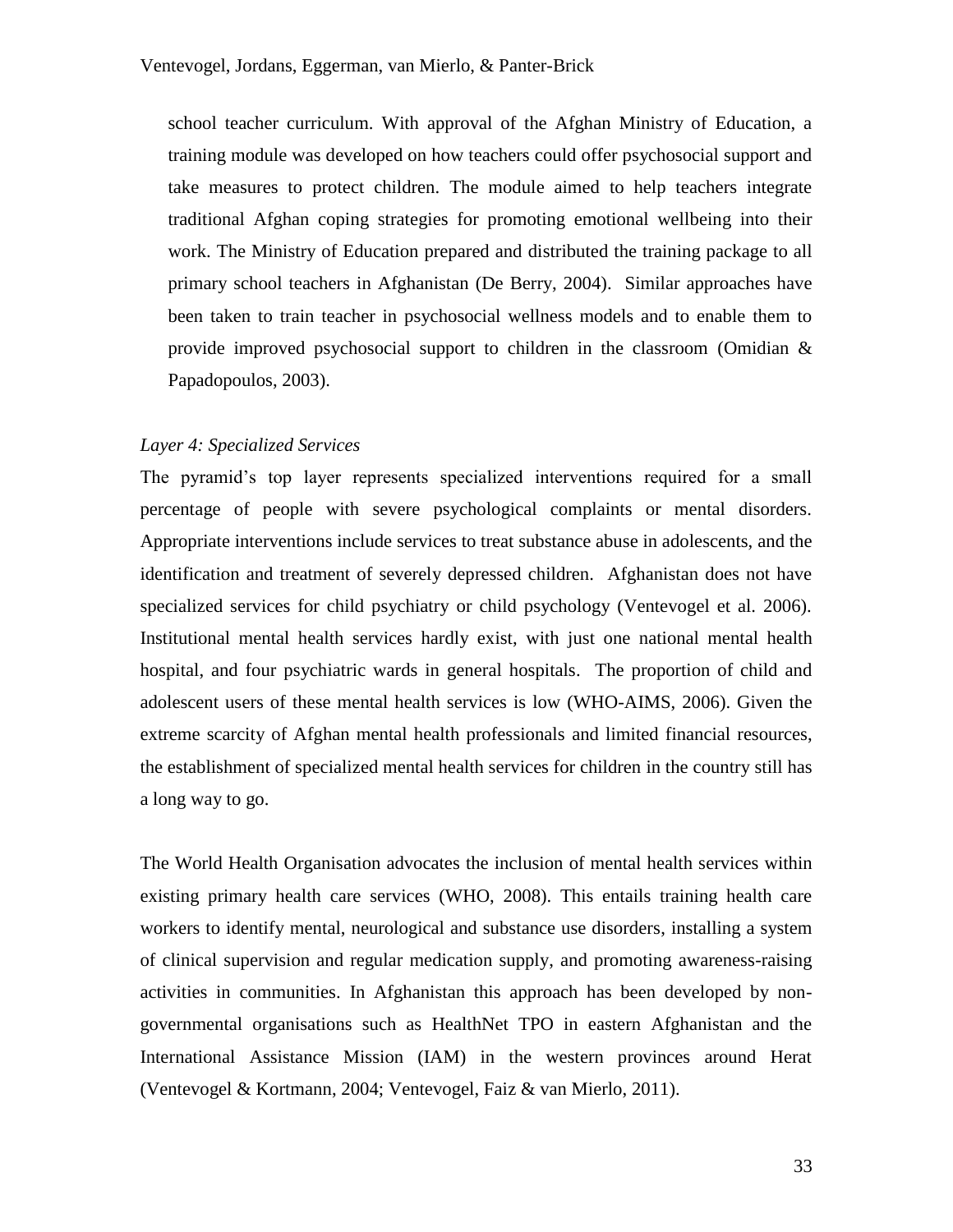school teacher curriculum. With approval of the Afghan Ministry of Education, a training module was developed on how teachers could offer psychosocial support and take measures to protect children. The module aimed to help teachers integrate traditional Afghan coping strategies for promoting emotional wellbeing into their work. The Ministry of Education prepared and distributed the training package to all primary school teachers in Afghanistan (De Berry, 2004). Similar approaches have been taken to train teacher in psychosocial wellness models and to enable them to provide improved psychosocial support to children in the classroom (Omidian & Papadopoulos, 2003).

*Layer 4: Specialized Services*

The pyramid's top layer represents specialized interventions required for a small percentage of people with severe psychological complaints or mental disorders. Appropriate interventions include services to treat substance abuse in adolescents, and the identification and treatment of severely depressed children. Afghanistan does not have specialized services for child psychiatry or child psychology (Ventevogel et al. 2006). Institutional mental health services hardly exist, with just one national mental health hospital, and four psychiatric wards in general hospitals. The proportion of child and adolescent users of these mental health services is low (WHO-AIMS, 2006). Given the extreme scarcity of Afghan mental health professionals and limited financial resources, the establishment of specialized mental health services for children in the country still has a long way to go.

The World Health Organisation advocates the inclusion of mental health services within existing primary health care services (WHO, 2008). This entails training health care workers to identify mental, neurological and substance use disorders, installing a system of clinical supervision and regular medication supply, and promoting awareness-raising activities in communities. In Afghanistan this approach has been developed by non-governmental organisations such as HealthNet TPO in eastern Afghanistan and the International Assistance Mission (IAM) in the western provinces around Herat (Ventevogel & Kortmann, 2004; Ventevogel, Faiz & van Mierlo, 2011).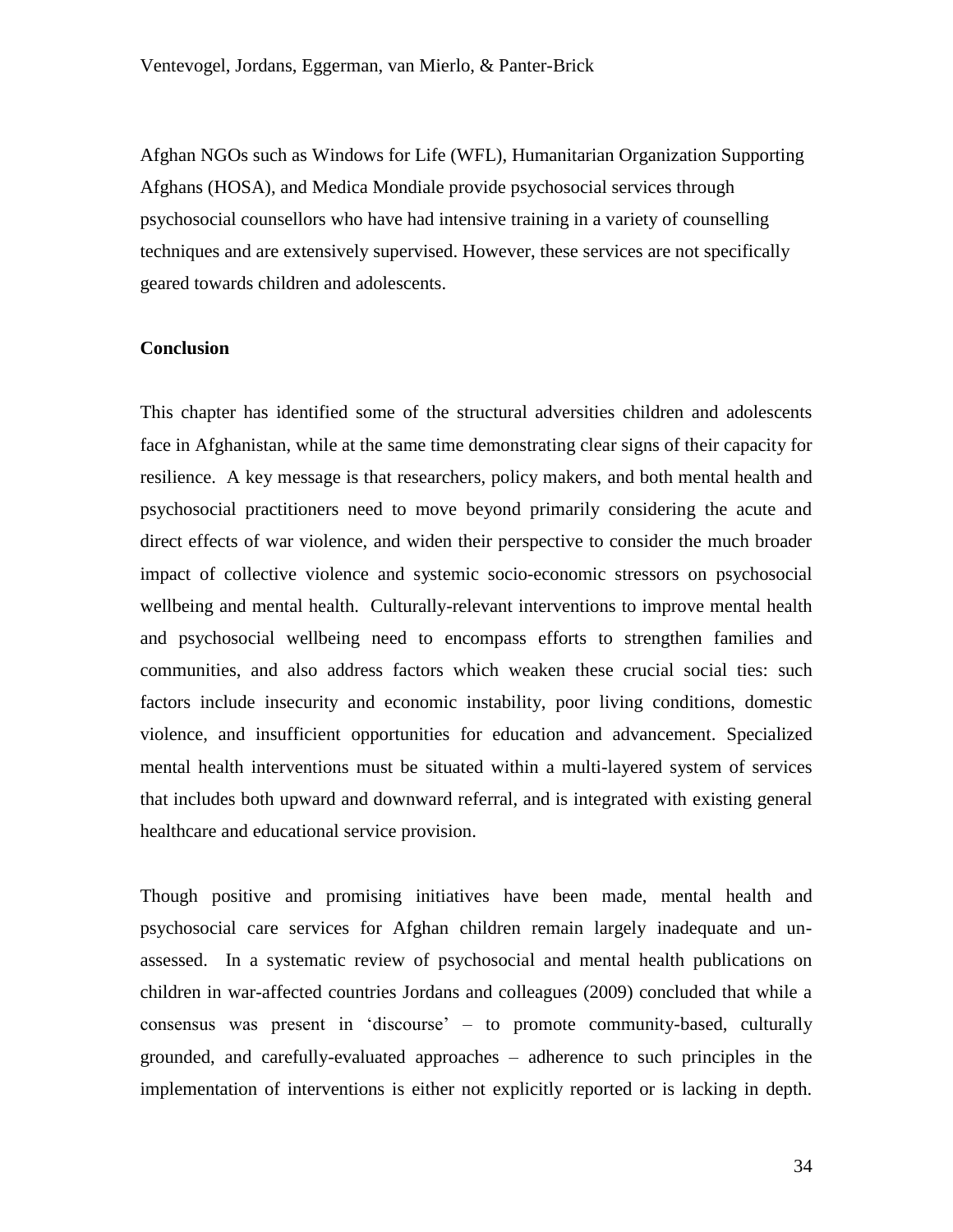Afghan NGOs such as Windows for Life (WFL), Humanitarian Organization Supporting Afghans (HOSA), and Medica Mondiale provide psychosocial services through psychosocial counsellors who have had intensive training in a variety of counselling techniques and are extensively supervised. However, these services are not specifically geared towards children and adolescents.

**Conclusion**

This chapter has identified some of the structural adversities children and adolescents face in Afghanistan, while at the same time demonstrating clear signs of their capacity for resilience. A key message is that researchers, policy makers, and both mental health and psychosocial practitioners need to move beyond primarily considering the acute and direct effects of war violence, and widen their perspective to consider the much broader impact of collective violence and systemic socio-economic stressors on psychosocial wellbeing and mental health. Culturally-relevant interventions to improve mental health and psychosocial wellbeing need to encompass efforts to strengthen families and communities, and also address factors which weaken these crucial social ties: such factors include insecurity and economic instability, poor living conditions, domestic violence, and insufficient opportunities for education and advancement. Specialized mental health interventions must be situated within a multi-layered system of services that includes both upward and downward referral, and is integrated with existing general healthcare and educational service provision.

Though positive and promising initiatives have been made, mental health and psychosocial care services for Afghan children remain largely inadequate and un-assessed. In a systematic review of psychosocial and mental health publications on children in war-affected countries Jordans and colleagues (2009) concluded that while a consensus was present in 'discourse' – to promote community-based, culturally grounded, and carefully-evaluated approaches – adherence to such principles in the implementation of interventions is either not explicitly reported or is lacking in depth.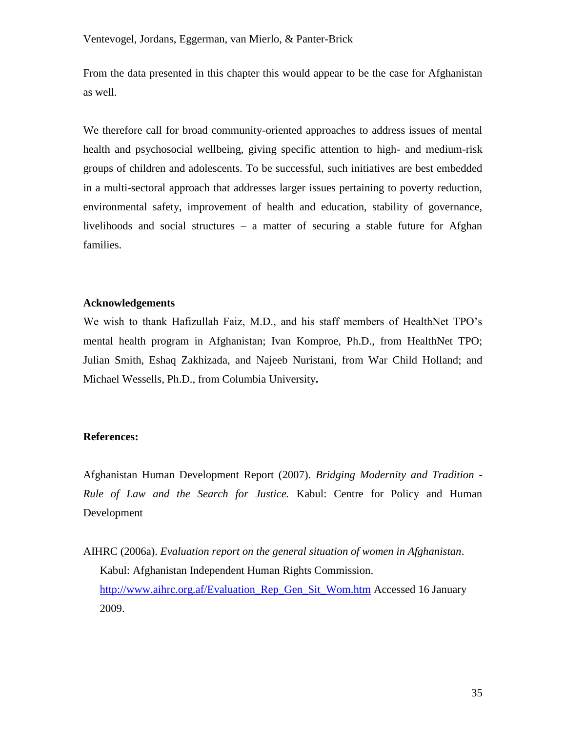From the data presented in this chapter this would appear to be the case for Afghanistan as well.

We therefore call for broad community-oriented approaches to address issues of mental health and psychosocial wellbeing, giving specific attention to high- and medium-risk groups of children and adolescents. To be successful, such initiatives are best embedded in a multi-sectoral approach that addresses larger issues pertaining to poverty reduction, environmental safety, improvement of health and education, stability of governance, livelihoods and social structures – a matter of securing a stable future for Afghan families.

**Acknowledgements**

We wish to thank Hafizullah Faiz, M.D., and his staff members of HealthNet TPO's mental health program in Afghanistan; Ivan Komproe, Ph.D., from HealthNet TPO; Julian Smith, Eshaq Zakhizada, and Najeeb Nuristani, from War Child Holland; and Michael Wessells, Ph.D., from Columbia University**.**

**References:**

Afghanistan Human Development Report (2007). *Bridging Modernity and Tradition - Rule of Law and the Search for Justice.* Kabul: Centre for Policy and Human Development

AIHRC (2006a). *Evaluation report on the general situation of women in Afghanistan*. Kabul: Afghanistan Independent Human Rights Commission. http://www.aihrc.org.af/Evaluation_Rep_Gen_Sit_Wom.htm Accessed 16 January 2009.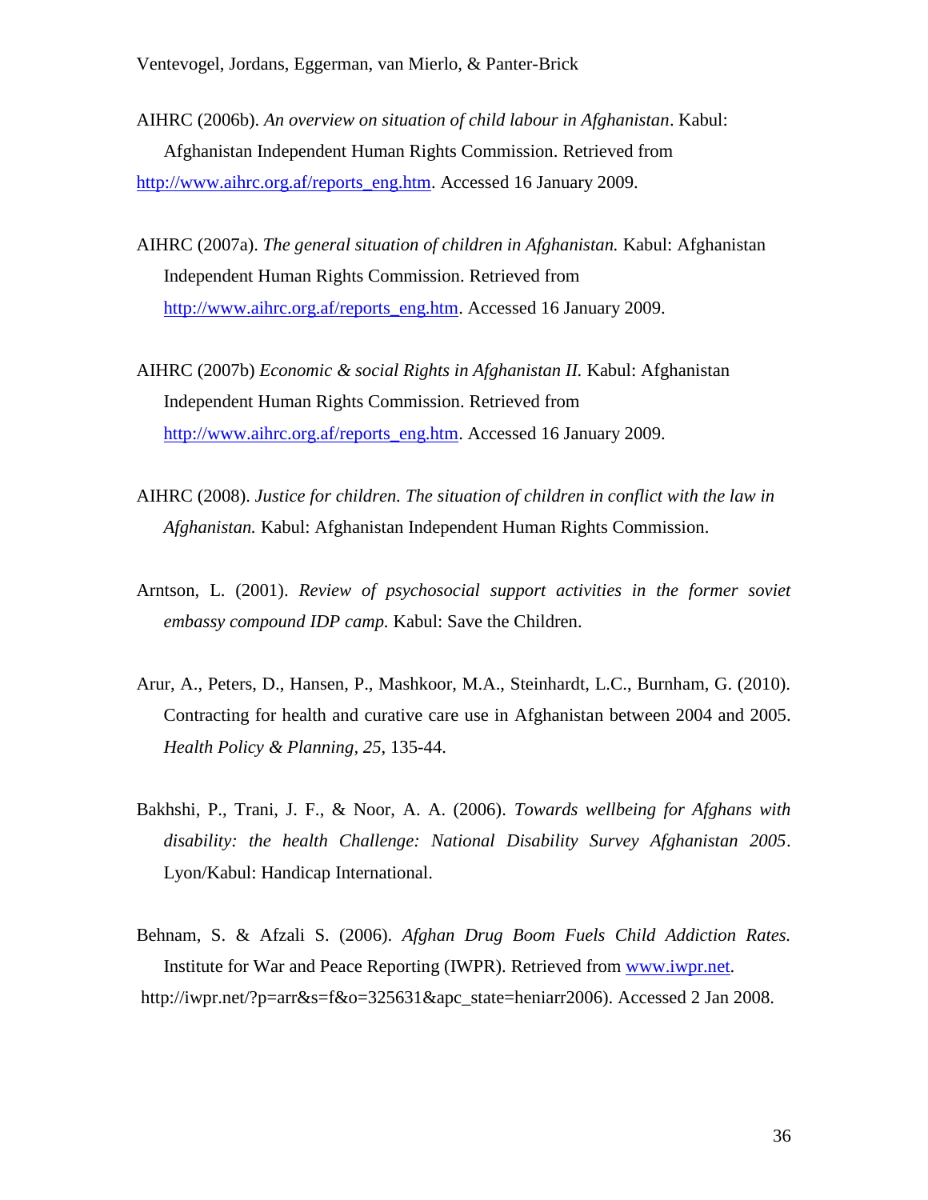AIHRC (2006b). *An overview on situation of child labour in Afghanistan*. Kabul: Afghanistan Independent Human Rights Commission. Retrieved from http://www.aihrc.org.af/reports_eng.htm. Accessed 16 January 2009.

AIHRC (2007a). *The general situation of children in Afghanistan.* Kabul: Afghanistan Independent Human Rights Commission. Retrieved from http://www.aihrc.org.af/reports_eng.htm. Accessed 16 January 2009.

AIHRC (2007b) *Economic & social Rights in Afghanistan II.* Kabul: Afghanistan Independent Human Rights Commission. Retrieved from http://www.aihrc.org.af/reports_eng.htm. Accessed 16 January 2009.

AIHRC (2008). *Justice for children. The situation of children in conflict with the law in Afghanistan.* Kabul: Afghanistan Independent Human Rights Commission.

Arntson, L. (2001). *Review of psychosocial support activities in the former soviet embassy compound IDP camp.* Kabul: Save the Children.

Arur, A., Peters, D., Hansen, P., Mashkoor, M.A., Steinhardt, L.C., Burnham, G. (2010). Contracting for health and curative care use in Afghanistan between 2004 and 2005. *Health Policy & Planning*, *25*, 135-44.

Bakhshi, P., Trani, J. F., & Noor, A. A. (2006). *Towards wellbeing for Afghans with disability: the health Challenge: National Disability Survey Afghanistan 2005*. Lyon/Kabul: Handicap International.

Behnam, S. & Afzali S. (2006). *Afghan Drug Boom Fuels Child Addiction Rates.* Institute for War and Peace Reporting (IWPR). Retrieved from www.iwpr.net. http://iwpr.net/?p=arr&s=f&o=325631&apc_state=heniarr2006). Accessed 2 Jan 2008.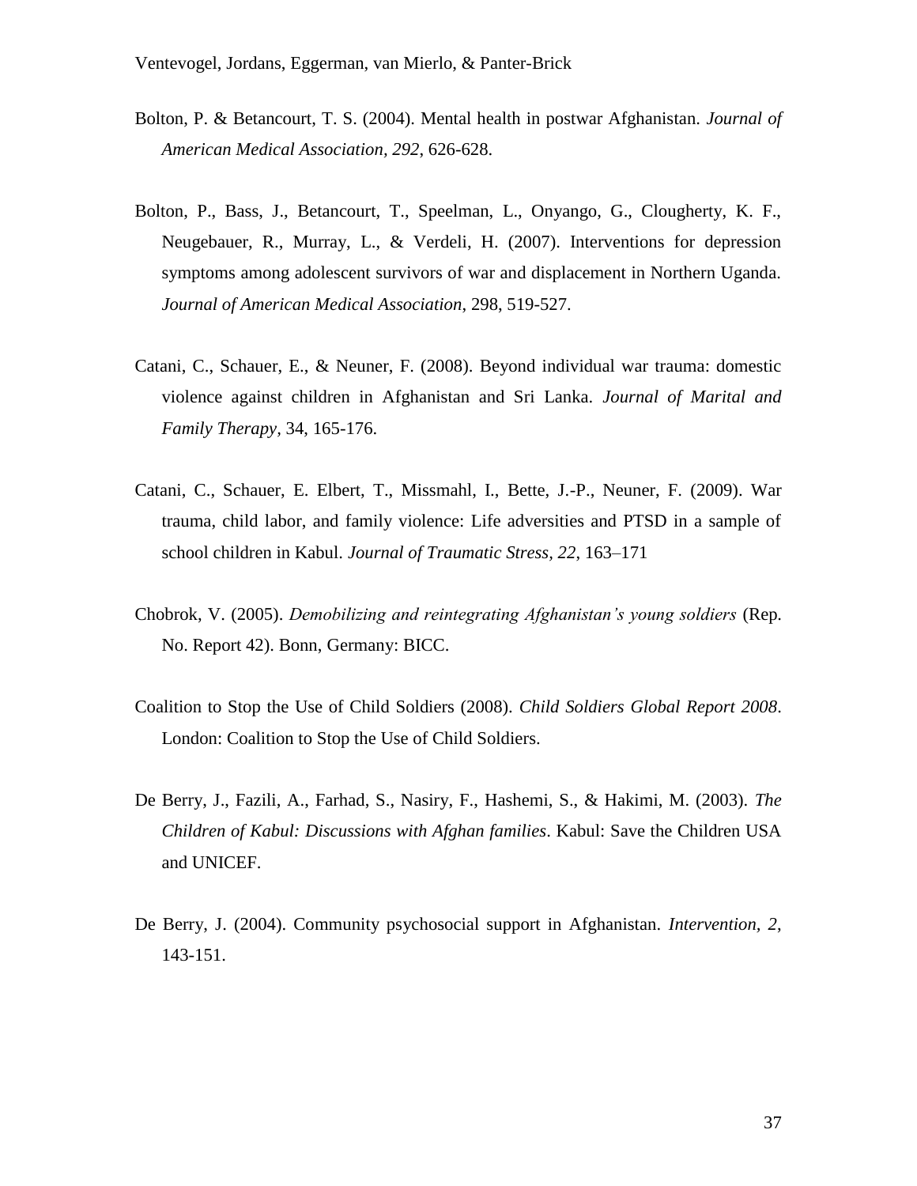Bolton, P. & Betancourt, T. S. (2004). Mental health in postwar Afghanistan. *Journal of American Medical Association, 292*, 626-628.

Bolton, P., Bass, J., Betancourt, T., Speelman, L., Onyango, G., Clougherty, K. F., Neugebauer, R., Murray, L., & Verdeli, H. (2007). Interventions for depression symptoms among adolescent survivors of war and displacement in Northern Uganda. *Journal of American Medical Association*, 298, 519-527.

Catani, C., Schauer, E., & Neuner, F. (2008). Beyond individual war trauma: domestic violence against children in Afghanistan and Sri Lanka. *Journal of Marital and Family Therapy*, 34, 165-176.

Catani, C., Schauer, E. Elbert, T., Missmahl, I., Bette, J.-P., Neuner, F. (2009). War trauma, child labor, and family violence: Life adversities and PTSD in a sample of school children in Kabul. *Journal of Traumatic Stress, 22*, 163–171

Chobrok, V. (2005). *Demobilizing and reintegrating Afghanistan's young soldiers* (Rep. No. Report 42). Bonn, Germany: BICC.

Coalition to Stop the Use of Child Soldiers (2008). *Child Soldiers Global Report 2008*. London: Coalition to Stop the Use of Child Soldiers.

De Berry, J., Fazili, A., Farhad, S., Nasiry, F., Hashemi, S., & Hakimi, M. (2003). *The Children of Kabul: Discussions with Afghan families*. Kabul: Save the Children USA and UNICEF.

De Berry, J. (2004). Community psychosocial support in Afghanistan. *Intervention, 2*, 143-151.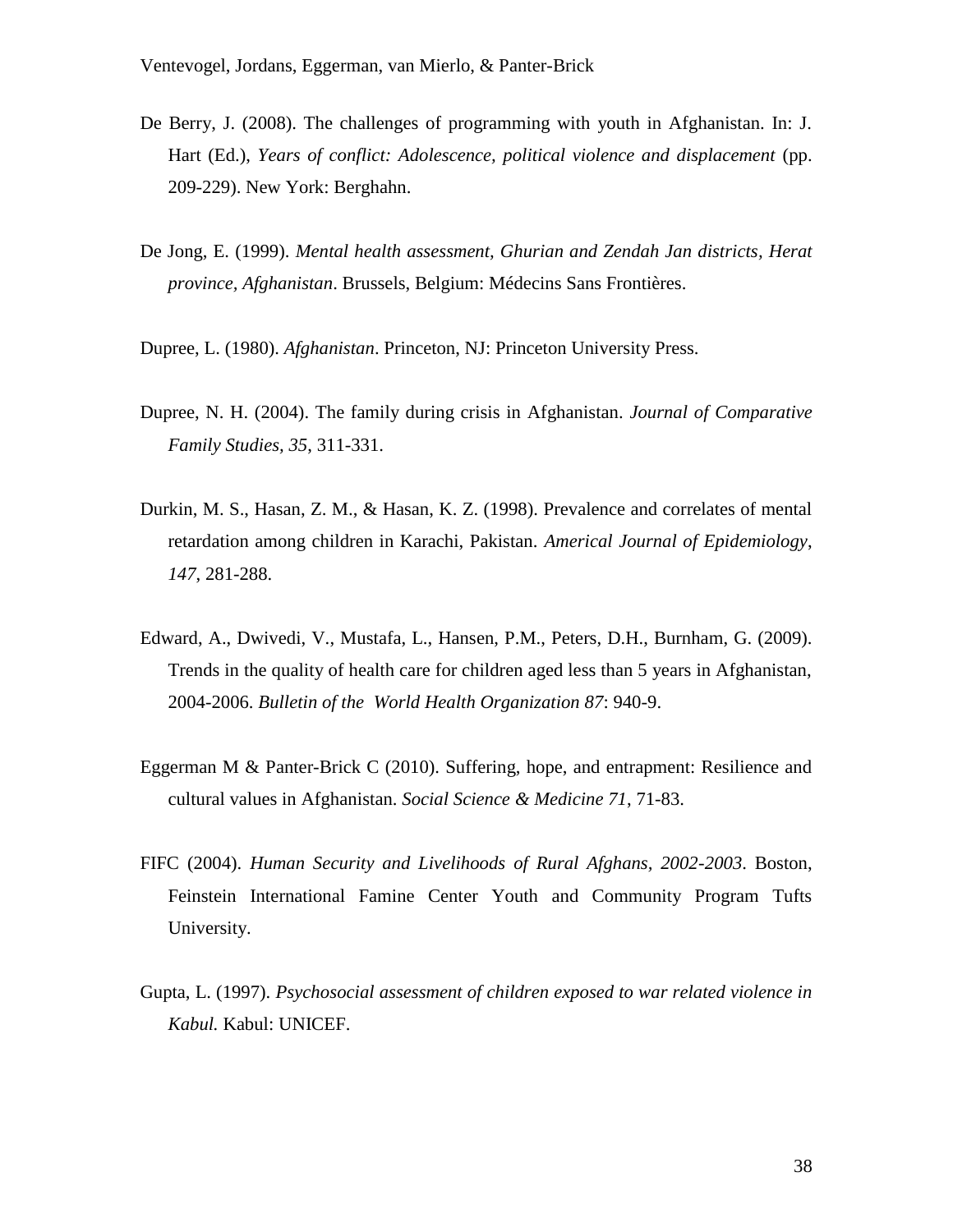De Berry, J. (2008). The challenges of programming with youth in Afghanistan. In: J. Hart (Ed.), *Years of conflict: Adolescence, political violence and displacement* (pp. 209-229). New York: Berghahn.

De Jong, E. (1999). *Mental health assessment, Ghurian and Zendah Jan districts, Herat province, Afghanistan*. Brussels, Belgium: Médecins Sans Frontières.

Dupree, L. (1980). *Afghanistan*. Princeton, NJ: Princeton University Press.

Dupree, N. H. (2004). The family during crisis in Afghanistan. *Journal of Comparative Family Studies, 35*, 311-331.

Durkin, M. S., Hasan, Z. M., & Hasan, K. Z. (1998). Prevalence and correlates of mental retardation among children in Karachi, Pakistan. *Americal Journal of Epidemiology*, *147*, 281-288.

Edward, A., Dwivedi, V., Mustafa, L., Hansen, P.M., Peters, D.H., Burnham, G. (2009). Trends in the quality of health care for children aged less than 5 years in Afghanistan, 2004-2006. *Bulletin of the World Health Organization 87*: 940-9.

Eggerman M & Panter-Brick C (2010). Suffering, hope, and entrapment: Resilience and cultural values in Afghanistan. *Social Science & Medicine 71*, 71-83.

FIFC (2004). *Human Security and Livelihoods of Rural Afghans, 2002-2003*. Boston, Feinstein International Famine Center Youth and Community Program Tufts University.

Gupta, L. (1997). *Psychosocial assessment of children exposed to war related violence in Kabul.* Kabul: UNICEF.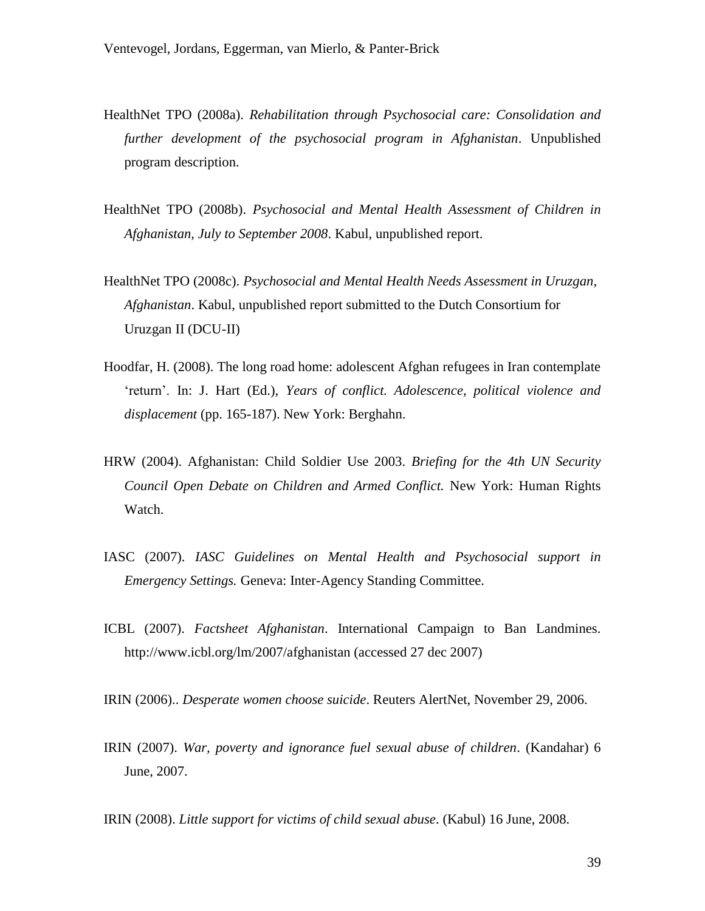HealthNet TPO (2008a). *Rehabilitation through Psychosocial care: Consolidation and further development of the psychosocial program in Afghanistan*. Unpublished program description.

HealthNet TPO (2008b). *Psychosocial and Mental Health Assessment of Children in Afghanistan, July to September 2008*. Kabul, unpublished report.

HealthNet TPO (2008c). *Psychosocial and Mental Health Needs Assessment in Uruzgan, Afghanistan*. Kabul, unpublished report submitted to the Dutch Consortium for Uruzgan II (DCU-II)

Hoodfar, H. (2008). The long road home: adolescent Afghan refugees in Iran contemplate 'return'. In: J. Hart (Ed.), *Years of conflict. Adolescence, political violence and displacement* (pp. 165-187). New York: Berghahn.

HRW (2004). Afghanistan: Child Soldier Use 2003. *Briefing for the 4th UN Security Council Open Debate on Children and Armed Conflict.* New York: Human Rights Watch.

IASC (2007). *IASC Guidelines on Mental Health and Psychosocial support in Emergency Settings.* Geneva: Inter-Agency Standing Committee.

ICBL (2007). *Factsheet Afghanistan*. International Campaign to Ban Landmines. http://www.icbl.org/lm/2007/afghanistan (accessed 27 dec 2007)

IRIN (2006).. *Desperate women choose suicide*. Reuters AlertNet, November 29, 2006.

IRIN (2007). *War, poverty and ignorance fuel sexual abuse of children*. (Kandahar) 6 June, 2007.

IRIN (2008). *Little support for victims of child sexual abuse*. (Kabul) 16 June, 2008.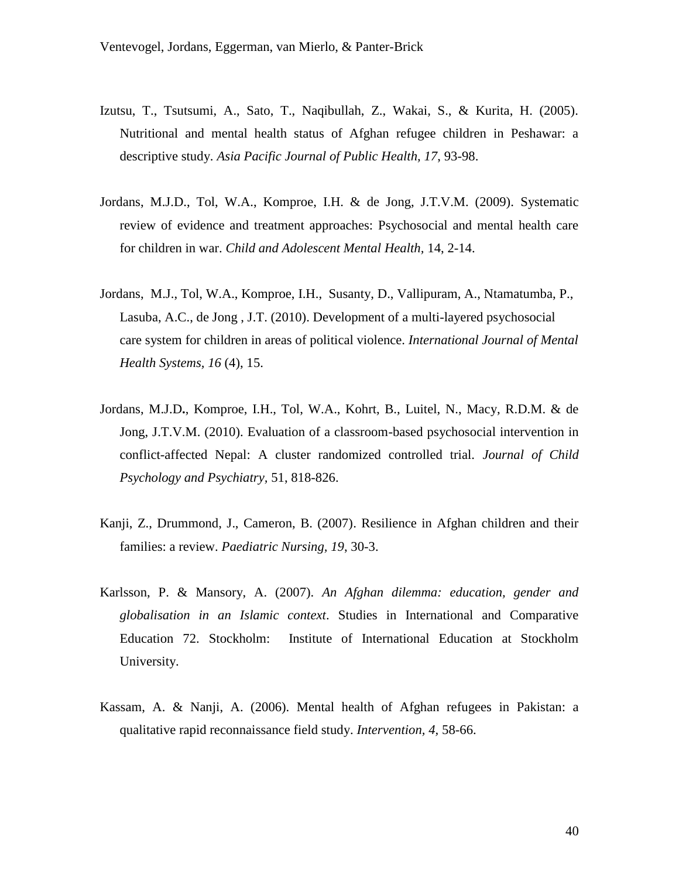Izutsu, T., Tsutsumi, A., Sato, T., Naqibullah, Z., Wakai, S., & Kurita, H. (2005). Nutritional and mental health status of Afghan refugee children in Peshawar: a descriptive study. *Asia Pacific Journal of Public Health, 17*, 93-98.

Jordans, M.J.D., Tol, W.A., Komproe, I.H. & de Jong, J.T.V.M. (2009). Systematic review of evidence and treatment approaches: Psychosocial and mental health care for children in war. *Child and Adolescent Mental Health,* 14, 2-14.

Jordans, M.J., Tol, W.A., Komproe, I.H., Susanty, D., Vallipuram, A., Ntamatumba, P., Lasuba, A.C., de Jong , J.T. (2010). Development of a multi-layered psychosocial care system for children in areas of political violence. *International Journal of Mental Health Systems, 16* (4), 15.

Jordans, M.J.D**.**, Komproe, I.H., Tol, W.A., Kohrt, B., Luitel, N., Macy, R.D.M. & de Jong, J.T.V.M. (2010). Evaluation of a classroom-based psychosocial intervention in conflict-affected Nepal: A cluster randomized controlled trial. *Journal of Child Psychology and Psychiatry*, 51, 818-826.

Kanji, Z., Drummond, J., Cameron, B. (2007). Resilience in Afghan children and their families: a review. *Paediatric Nursing, 19*, 30-3.

Karlsson, P. & Mansory, A. (2007). *An Afghan dilemma: education, gender and globalisation in an Islamic context*. Studies in International and Comparative Education 72. Stockholm: Institute of International Education at Stockholm University.

Kassam, A. & Nanji, A. (2006). Mental health of Afghan refugees in Pakistan: a qualitative rapid reconnaissance field study. *Intervention, 4,* 58-66.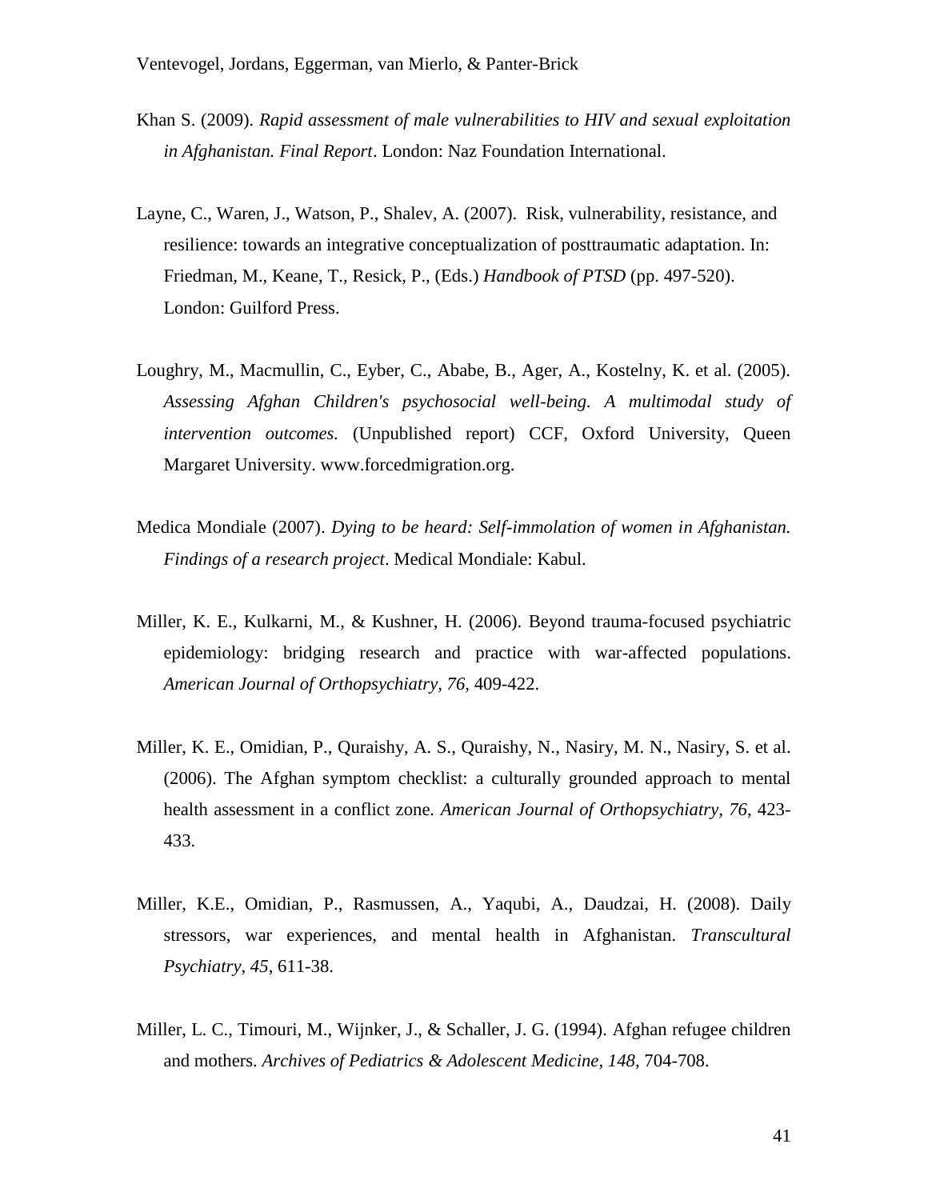Khan S. (2009). *Rapid assessment of male vulnerabilities to HIV and sexual exploitation in Afghanistan. Final Report*. London: Naz Foundation International.

Layne, C., Waren, J., Watson, P., Shalev, A. (2007). Risk, vulnerability, resistance, and resilience: towards an integrative conceptualization of posttraumatic adaptation. In: Friedman, M., Keane, T., Resick, P., (Eds.) *Handbook of PTSD* (pp. 497-520). London: Guilford Press.

Loughry, M., Macmullin, C., Eyber, C., Ababe, B., Ager, A., Kostelny, K. et al. (2005). *Assessing Afghan Children's psychosocial well-being. A multimodal study of intervention outcomes.* (Unpublished report) CCF, Oxford University, Queen Margaret University. www.forcedmigration.org.

Medica Mondiale (2007). *Dying to be heard: Self-immolation of women in Afghanistan. Findings of a research project*. Medical Mondiale: Kabul.

Miller, K. E., Kulkarni, M., & Kushner, H. (2006). Beyond trauma-focused psychiatric epidemiology: bridging research and practice with war-affected populations. *American Journal of Orthopsychiatry, 76*, 409-422.

Miller, K. E., Omidian, P., Quraishy, A. S., Quraishy, N., Nasiry, M. N., Nasiry, S. et al. (2006). The Afghan symptom checklist: a culturally grounded approach to mental health assessment in a conflict zone. *American Journal of Orthopsychiatry, 76*, 423-433.

Miller, K.E., Omidian, P., Rasmussen, A., Yaqubi, A., Daudzai, H. (2008). Daily stressors, war experiences, and mental health in Afghanistan. *Transcultural Psychiatry, 45*, 611-38.

Miller, L. C., Timouri, M., Wijnker, J., & Schaller, J. G. (1994). Afghan refugee children and mothers. *Archives of Pediatrics & Adolescent Medicine, 148*, 704-708.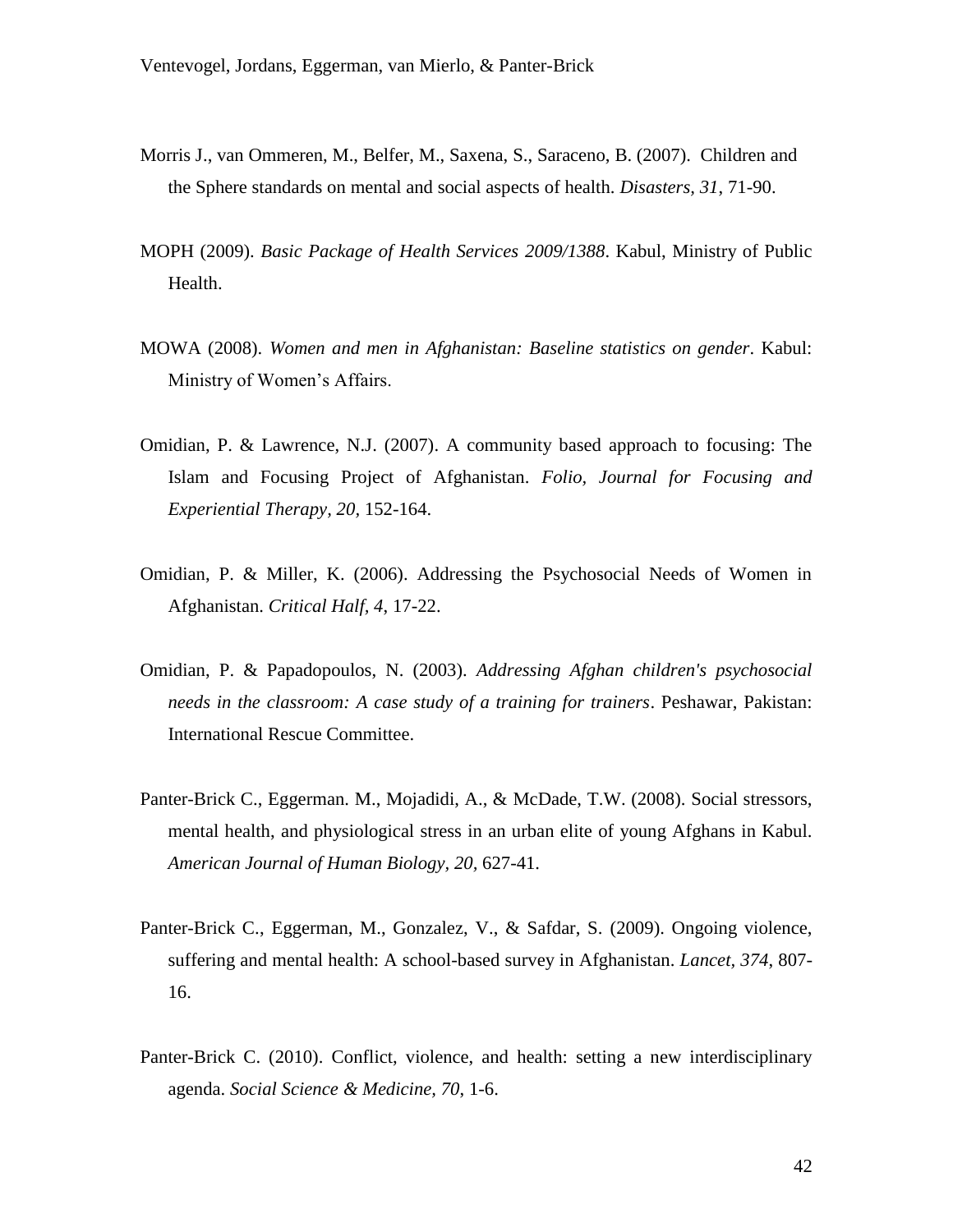Morris J., van Ommeren, M., Belfer, M., Saxena, S., Saraceno, B. (2007). Children and the Sphere standards on mental and social aspects of health. *Disasters, 31*, 71-90.

MOPH (2009). *Basic Package of Health Services 2009/1388*. Kabul, Ministry of Public Health.

MOWA (2008). *Women and men in Afghanistan: Baseline statistics on gender*. Kabul: Ministry of Women's Affairs.

Omidian, P. & Lawrence, N.J. (2007). A community based approach to focusing: The Islam and Focusing Project of Afghanistan. *Folio, Journal for Focusing and Experiential Therapy, 20*, 152-164.

Omidian, P. & Miller, K. (2006). Addressing the Psychosocial Needs of Women in Afghanistan. *Critical Half, 4*, 17-22.

Omidian, P. & Papadopoulos, N. (2003). *Addressing Afghan children's psychosocial needs in the classroom: A case study of a training for trainers*. Peshawar, Pakistan: International Rescue Committee.

Panter-Brick C., Eggerman. M., Mojadidi, A., & McDade, T.W. (2008). Social stressors, mental health, and physiological stress in an urban elite of young Afghans in Kabul. *American Journal of Human Biology, 20*, 627-41.

Panter-Brick C., Eggerman, M., Gonzalez, V., & Safdar, S. (2009). Ongoing violence, suffering and mental health: A school-based survey in Afghanistan. *Lancet, 374*, 807-16.

Panter-Brick C. (2010). Conflict, violence, and health: setting a new interdisciplinary agenda. *Social Science & Medicine, 70*, 1-6.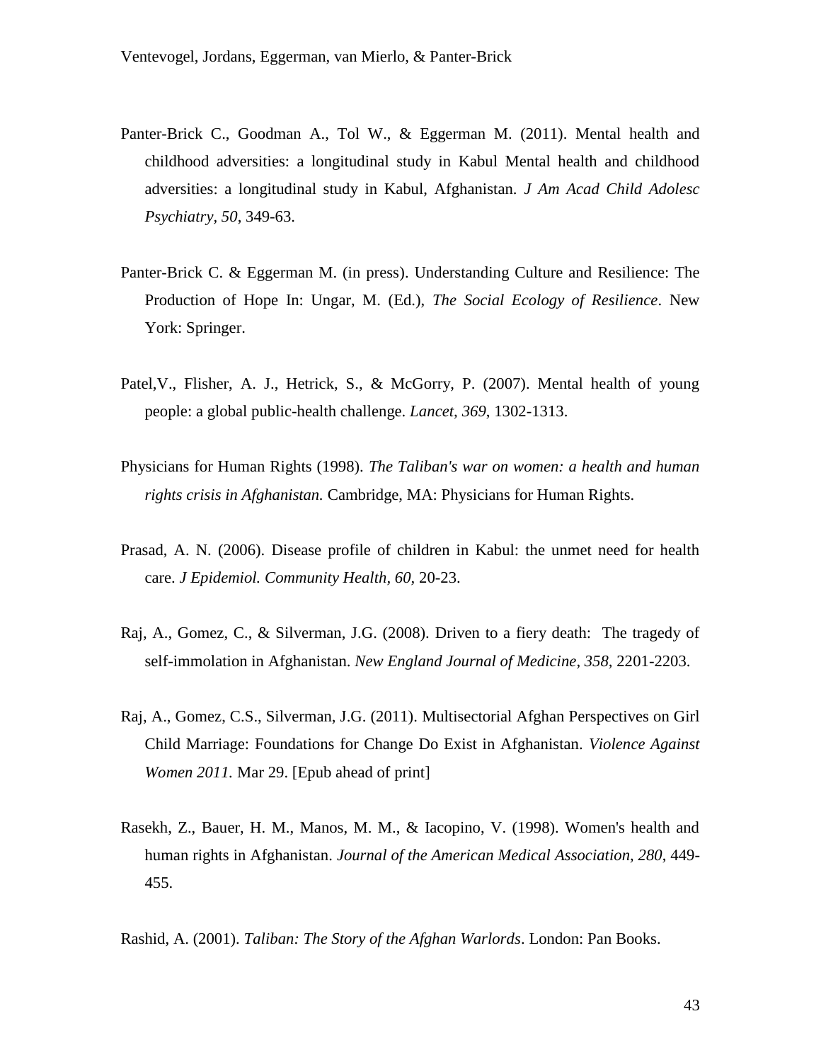Panter-Brick C., Goodman A., Tol W., & Eggerman M. (2011). Mental health and childhood adversities: a longitudinal study in Kabul Mental health and childhood adversities: a longitudinal study in Kabul, Afghanistan. *J Am Acad Child Adolesc Psychiatry, 50*, 349-63.

Panter-Brick C. & Eggerman M. (in press). Understanding Culture and Resilience: The Production of Hope In: Ungar, M. (Ed.), *The Social Ecology of Resilience*. New York: Springer.

Patel,V., Flisher, A. J., Hetrick, S., & McGorry, P. (2007). Mental health of young people: a global public-health challenge. *Lancet, 369*, 1302-1313.

Physicians for Human Rights (1998). *The Taliban's war on women: a health and human rights crisis in Afghanistan.* Cambridge, MA: Physicians for Human Rights.

Prasad, A. N. (2006). Disease profile of children in Kabul: the unmet need for health care. *J Epidemiol. Community Health, 60,* 20-23.

Raj, A., Gomez, C., & Silverman, J.G. (2008). Driven to a fiery death: The tragedy of self-immolation in Afghanistan. *New England Journal of Medicine, 358,* 2201-2203.

Raj, A., Gomez, C.S., Silverman, J.G. (2011). Multisectorial Afghan Perspectives on Girl Child Marriage: Foundations for Change Do Exist in Afghanistan. *Violence Against Women 2011.* Mar 29. [Epub ahead of print]

Rasekh, Z., Bauer, H. M., Manos, M. M., & Iacopino, V. (1998). Women's health and human rights in Afghanistan. *Journal of the American Medical Association, 280,* 449-455.

Rashid, A. (2001). *Taliban: The Story of the Afghan Warlords*. London: Pan Books.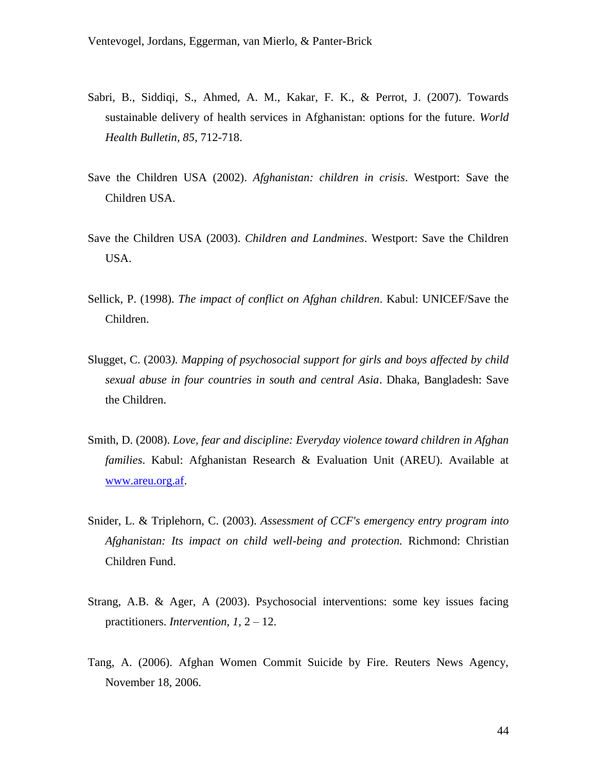Sabri, B., Siddiqi, S., Ahmed, A. M., Kakar, F. K., & Perrot, J. (2007). Towards sustainable delivery of health services in Afghanistan: options for the future. *World Health Bulletin, 85*, 712-718.

Save the Children USA (2002). *Afghanistan: children in crisis*. Westport: Save the Children USA.

Save the Children USA (2003). *Children and Landmines*. Westport: Save the Children USA.

Sellick, P. (1998). *The impact of conflict on Afghan children*. Kabul: UNICEF/Save the Children.

Slugget, C. (2003*). Mapping of psychosocial support for girls and boys affected by child sexual abuse in four countries in south and central Asia*. Dhaka, Bangladesh: Save the Children.

Smith, D. (2008). *Love, fear and discipline: Everyday violence toward children in Afghan families*. Kabul: Afghanistan Research & Evaluation Unit (AREU). Available at www.areu.org.af.

Snider, L. & Triplehorn, C. (2003). *Assessment of CCF's emergency entry program into Afghanistan: Its impact on child well-being and protection.* Richmond: Christian Children Fund.

Strang, A.B. & Ager, A (2003). Psychosocial interventions: some key issues facing practitioners. *Intervention, 1,* 2 – 12.

Tang, A. (2006). Afghan Women Commit Suicide by Fire. Reuters News Agency, November 18, 2006.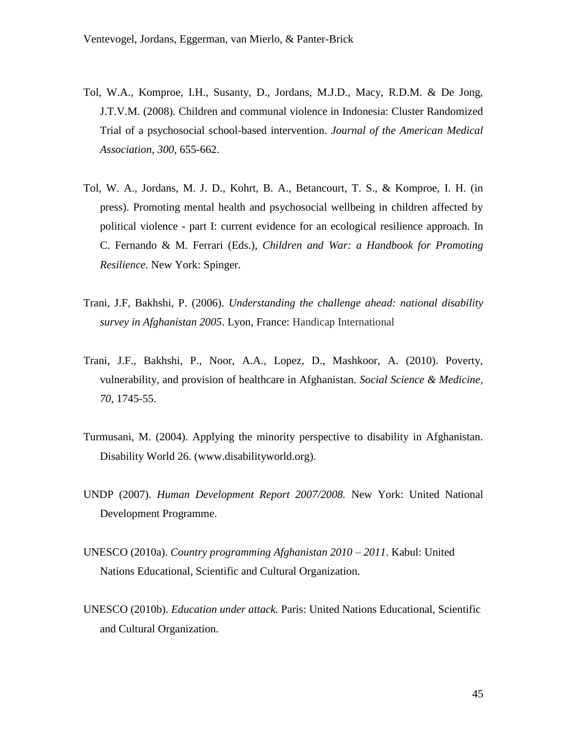Tol, W.A., Komproe, I.H., Susanty, D., Jordans, M.J.D., Macy, R.D.M. & De Jong, J.T.V.M. (2008). Children and communal violence in Indonesia: Cluster Randomized Trial of a psychosocial school-based intervention. *Journal of the American Medical Association, 300*, 655-662.

Tol, W. A., Jordans, M. J. D., Kohrt, B. A., Betancourt, T. S., & Komproe, I. H. (in press). Promoting mental health and psychosocial wellbeing in children affected by political violence - part I: current evidence for an ecological resilience approach. In C. Fernando & M. Ferrari (Eds.), *Children and War: a Handbook for Promoting Resilience.* New York: Spinger.

Trani, J.F, Bakhshi, P. (2006). *Understanding the challenge ahead: national disability survey in Afghanistan 2005*. Lyon, France: Handicap International

Trani, J.F., Bakhshi, P., Noor, A.A., Lopez, D., Mashkoor, A. (2010). Poverty, vulnerability, and provision of healthcare in Afghanistan. *Social Science & Medicine, 70*, 1745-55.

Turmusani, M. (2004). Applying the minority perspective to disability in Afghanistan. Disability World 26. (www.disabilityworld.org).

UNDP (2007). *Human Development Report 2007/2008.* New York: United National Development Programme.

UNESCO (2010a). *Country programming Afghanistan 2010 – 2011*. Kabul: United Nations Educational, Scientific and Cultural Organization.

UNESCO (2010b). *Education under attack.* Paris: United Nations Educational, Scientific and Cultural Organization.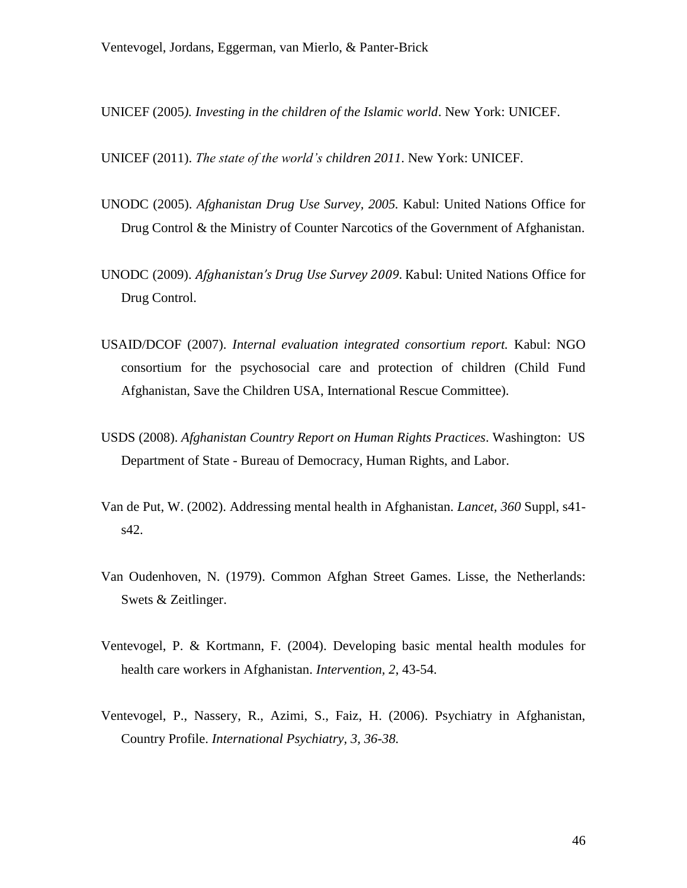UNICEF (2005*). Investing in the children of the Islamic world*. New York: UNICEF.

UNICEF (2011). *The state of the world's children 2011*. New York: UNICEF.

UNODC (2005). *Afghanistan Drug Use Survey, 2005.* Kabul: United Nations Office for Drug Control & the Ministry of Counter Narcotics of the Government of Afghanistan.

UNODC (2009). *Afghanistan's Drug Use Survey 2009*. Kabul: United Nations Office for Drug Control.

USAID/DCOF (2007). *Internal evaluation integrated consortium report.* Kabul: NGO consortium for the psychosocial care and protection of children (Child Fund Afghanistan, Save the Children USA, International Rescue Committee).

USDS (2008). *Afghanistan Country Report on Human Rights Practices*. Washington: US Department of State - Bureau of Democracy, Human Rights, and Labor.

Van de Put, W. (2002). Addressing mental health in Afghanistan. *Lancet*, *360* Suppl, s41-s42.

Van Oudenhoven, N. (1979). Common Afghan Street Games. Lisse, the Netherlands: Swets & Zeitlinger.

Ventevogel, P. & Kortmann, F. (2004). Developing basic mental health modules for health care workers in Afghanistan. *Intervention*, *2*, 43-54.

Ventevogel, P., Nassery, R., Azimi, S., Faiz, H. (2006). Psychiatry in Afghanistan, Country Profile. *International Psychiatry, 3, 36-38.*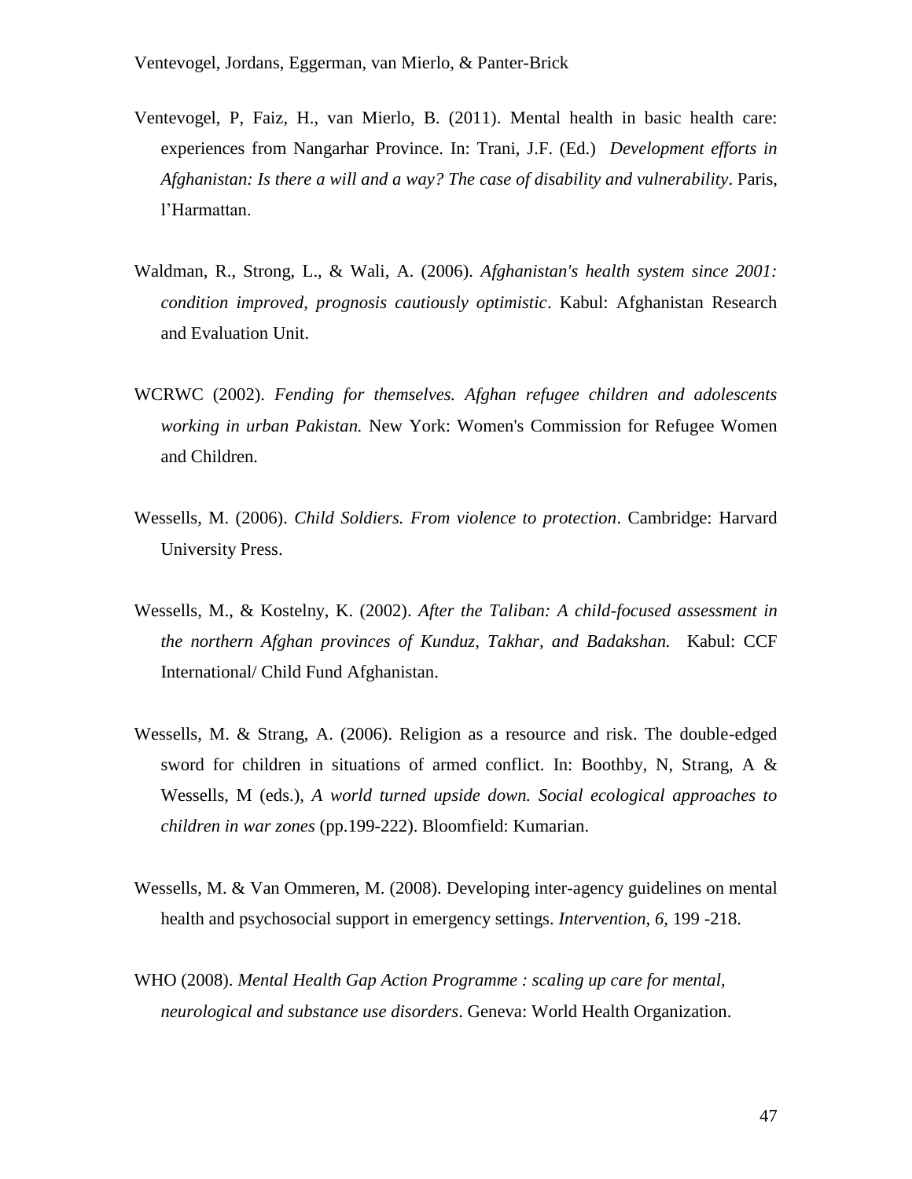Ventevogel, P, Faiz, H., van Mierlo, B. (2011). Mental health in basic health care: experiences from Nangarhar Province. In: Trani, J.F. (Ed.) *Development efforts in Afghanistan: Is there a will and a way? The case of disability and vulnerability*. Paris, l'Harmattan.

Waldman, R., Strong, L., & Wali, A. (2006). *Afghanistan's health system since 2001: condition improved, prognosis cautiously optimistic*. Kabul: Afghanistan Research and Evaluation Unit.

WCRWC (2002). *Fending for themselves. Afghan refugee children and adolescents working in urban Pakistan.* New York: Women's Commission for Refugee Women and Children.

Wessells, M. (2006). *Child Soldiers. From violence to protection*. Cambridge: Harvard University Press.

Wessells, M., & Kostelny, K. (2002). *After the Taliban: A child-focused assessment in the northern Afghan provinces of Kunduz, Takhar, and Badakshan.* Kabul: CCF International/ Child Fund Afghanistan.

Wessells, M. & Strang, A. (2006). Religion as a resource and risk. The double-edged sword for children in situations of armed conflict. In: Boothby, N, Strang, A & Wessells, M (eds.), *A world turned upside down. Social ecological approaches to children in war zones* (pp.199-222). Bloomfield: Kumarian.

Wessells, M. & Van Ommeren, M. (2008). Developing inter-agency guidelines on mental health and psychosocial support in emergency settings. *Intervention, 6,* 199 -218.

WHO (2008). *Mental Health Gap Action Programme : scaling up care for mental, neurological and substance use disorders*. Geneva: World Health Organization.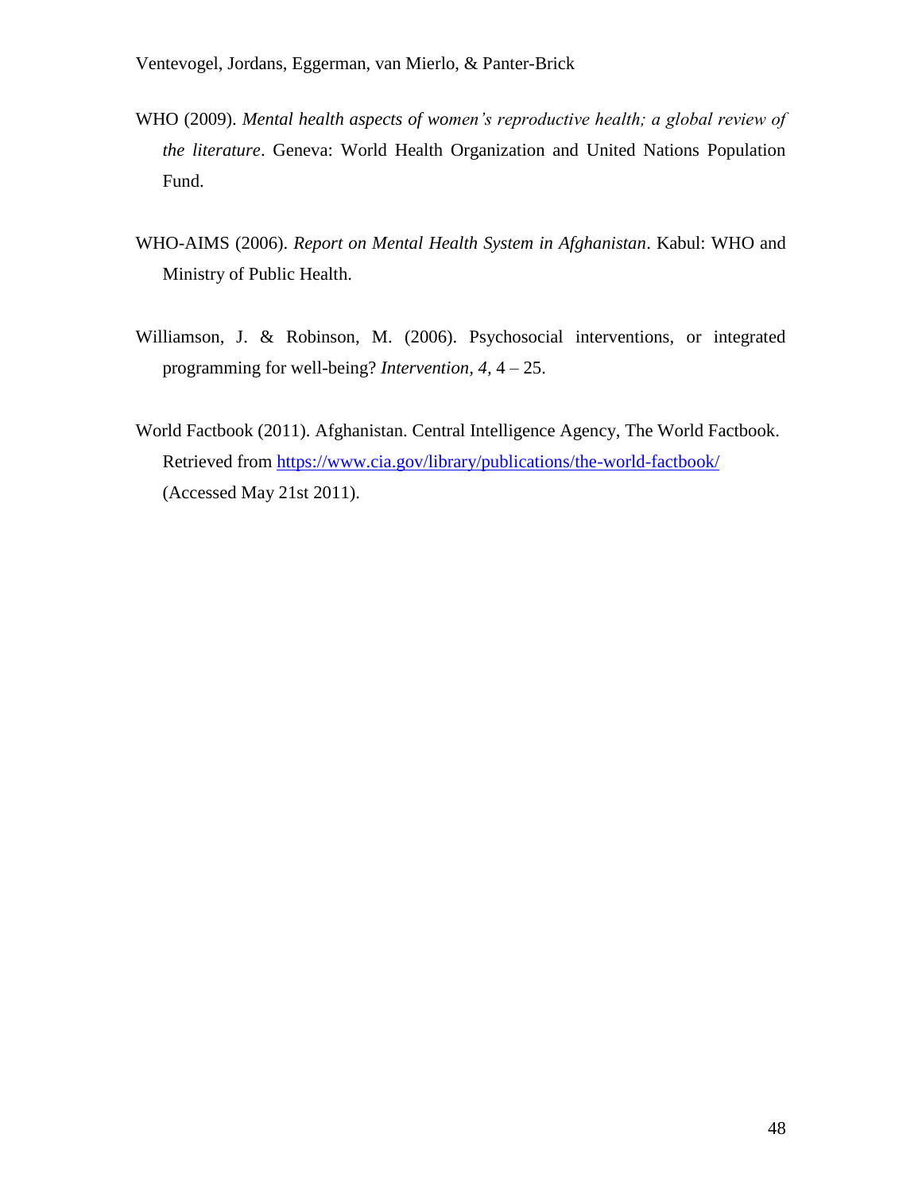WHO (2009). *Mental health aspects of women's reproductive health; a global review of the literature*. Geneva: World Health Organization and United Nations Population Fund.

WHO-AIMS (2006). *Report on Mental Health System in Afghanistan*. Kabul: WHO and Ministry of Public Health.

Williamson, J. & Robinson, M. (2006). Psychosocial interventions, or integrated programming for well-being? *Intervention, 4,* 4 – 25.

World Factbook (2011). Afghanistan. Central Intelligence Agency, The World Factbook. Retrieved from https://www.cia.gov/library/publications/the-world-factbook/ (Accessed May 21st 2011).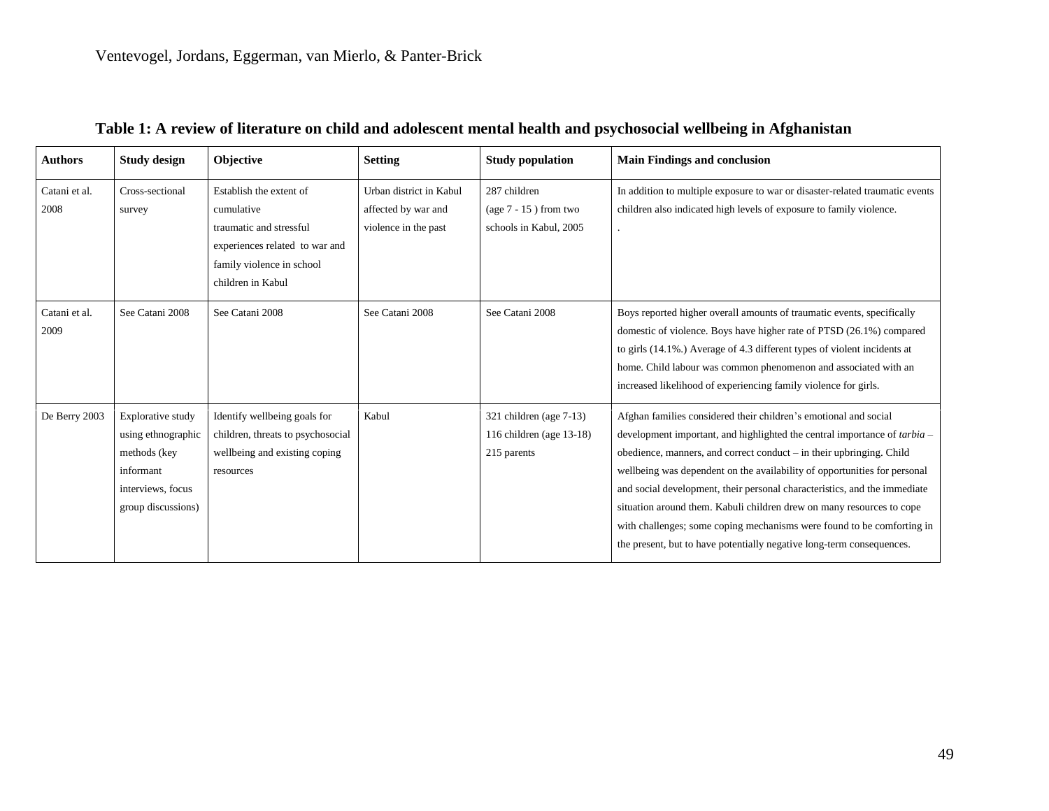**Table 1: A review of literature on child and adolescent mental health and psychosocial wellbeing in Afghanistan**

| Authors | Study design | Objective | Setting | Study population | Main Findings and conclusion |
|---|---|---|---|---|---|
| Catani et al. 2008 | Cross-sectional survey | Establish the extent of cumulative traumatic and stressful experiences related to war and family violence in school children in Kabul | Urban district in Kabul affected by war and violence in the past | 287 children (age 7 - 15 ) from two schools in Kabul, 2005 | In addition to multiple exposure to war or disaster-related traumatic events children also indicated high levels of exposure to family violence. . |
| Catani et al. 2009 | See Catani 2008 | See Catani 2008 | See Catani 2008 | See Catani 2008 | Boys reported higher overall amounts of traumatic events, specifically domestic of violence. Boys have higher rate of PTSD (26.1%) compared to girls (14.1%.) Average of 4.3 different types of violent incidents at home. Child labour was common phenomenon and associated with an increased likelihood of experiencing family violence for girls. |
| De Berry 2003 | Explorative study using ethnographic methods (key informant interviews, focus group discussions) | Identify wellbeing goals for children, threats to psychosocial wellbeing and existing coping resources | Kabul | 321 children (age 7-13) 116 children (age 13-18) 215 parents | Afghan families considered their children's emotional and social development important, and highlighted the central importance of *tarbia* – obedience, manners, and correct conduct – in their upbringing. Child wellbeing was dependent on the availability of opportunities for personal and social development, their personal characteristics, and the immediate situation around them. Kabuli children drew on many resources to cope with challenges; some coping mechanisms were found to be comforting in the present, but to have potentially negative long-term consequences. |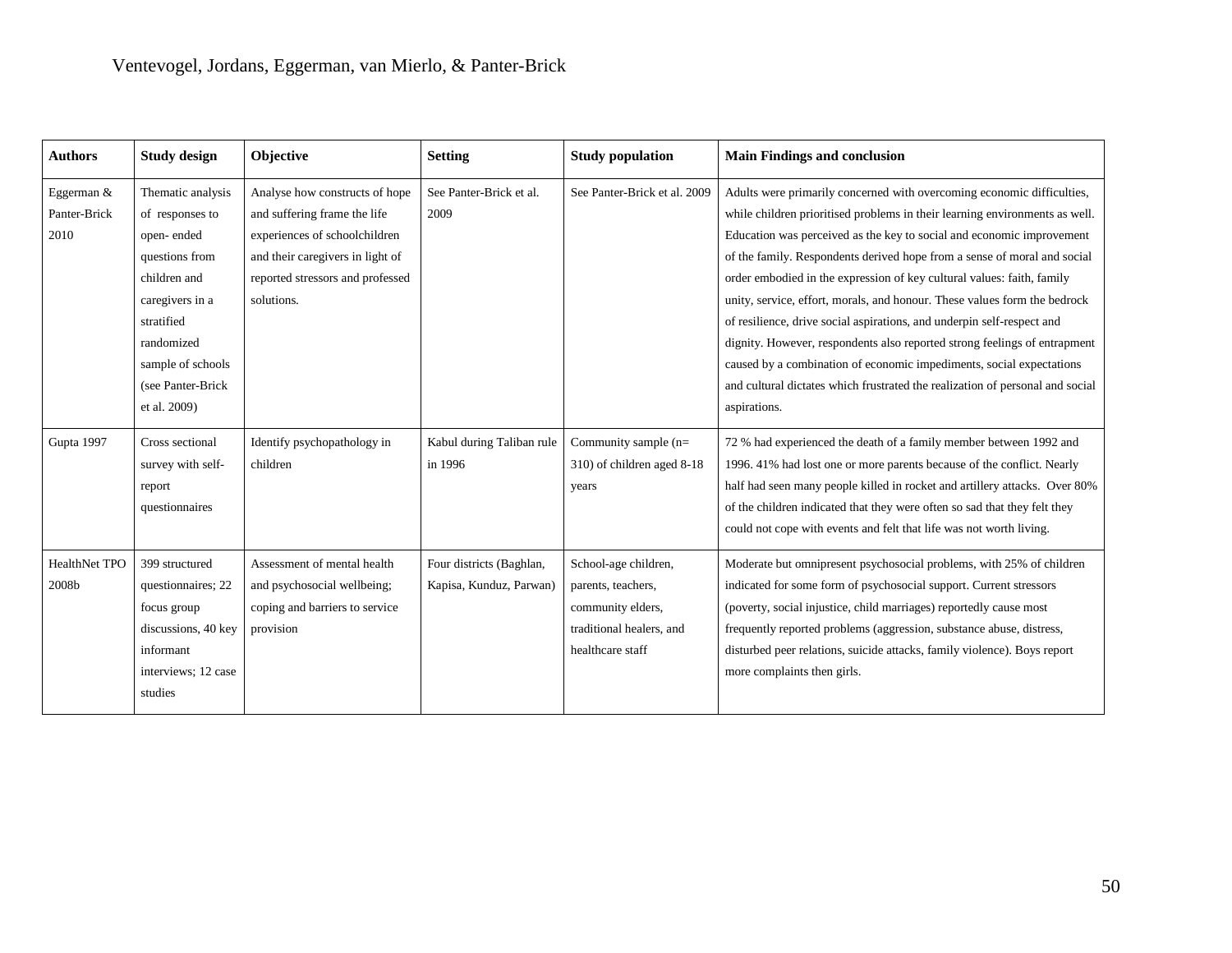| Authors | Study design | Objective | Setting | Study population | Main Findings and conclusion |
|---|---|---|---|---|---|
| Eggerman & Panter-Brick 2010 | Thematic analysis of responses to open- ended questions from children and caregivers in a stratified randomized sample of schools (see Panter-Brick et al. 2009) | Analyse how constructs of hope and suffering frame the life experiences of schoolchildren and their caregivers in light of reported stressors and professed solutions. | See Panter-Brick et al. 2009 | See Panter-Brick et al. 2009 | Adults were primarily concerned with overcoming economic difficulties, while children prioritised problems in their learning environments as well. Education was perceived as the key to social and economic improvement of the family. Respondents derived hope from a sense of moral and social order embodied in the expression of key cultural values: faith, family unity, service, effort, morals, and honour. These values form the bedrock of resilience, drive social aspirations, and underpin self-respect and dignity. However, respondents also reported strong feelings of entrapment caused by a combination of economic impediments, social expectations and cultural dictates which frustrated the realization of personal and social aspirations. |
| Gupta 1997 | Cross sectional survey with self-report questionnaires | Identify psychopathology in children | Kabul during Taliban rule in 1996 | Community sample (n= 310) of children aged 8-18 years | 72 % had experienced the death of a family member between 1992 and 1996. 41% had lost one or more parents because of the conflict. Nearly half had seen many people killed in rocket and artillery attacks. Over 80% of the children indicated that they were often so sad that they felt they could not cope with events and felt that life was not worth living. |
| HealthNet TPO 2008b | 399 structured questionnaires; 22 focus group discussions, 40 key informant interviews; 12 case studies | Assessment of mental health and psychosocial wellbeing; coping and barriers to service provision | Four districts (Baghlan, Kapisa, Kunduz, Parwan) | School-age children, parents, teachers, community elders, traditional healers, and healthcare staff | Moderate but omnipresent psychosocial problems, with 25% of children indicated for some form of psychosocial support. Current stressors (poverty, social injustice, child marriages) reportedly cause most frequently reported problems (aggression, substance abuse, distress, disturbed peer relations, suicide attacks, family violence). Boys report more complaints then girls. |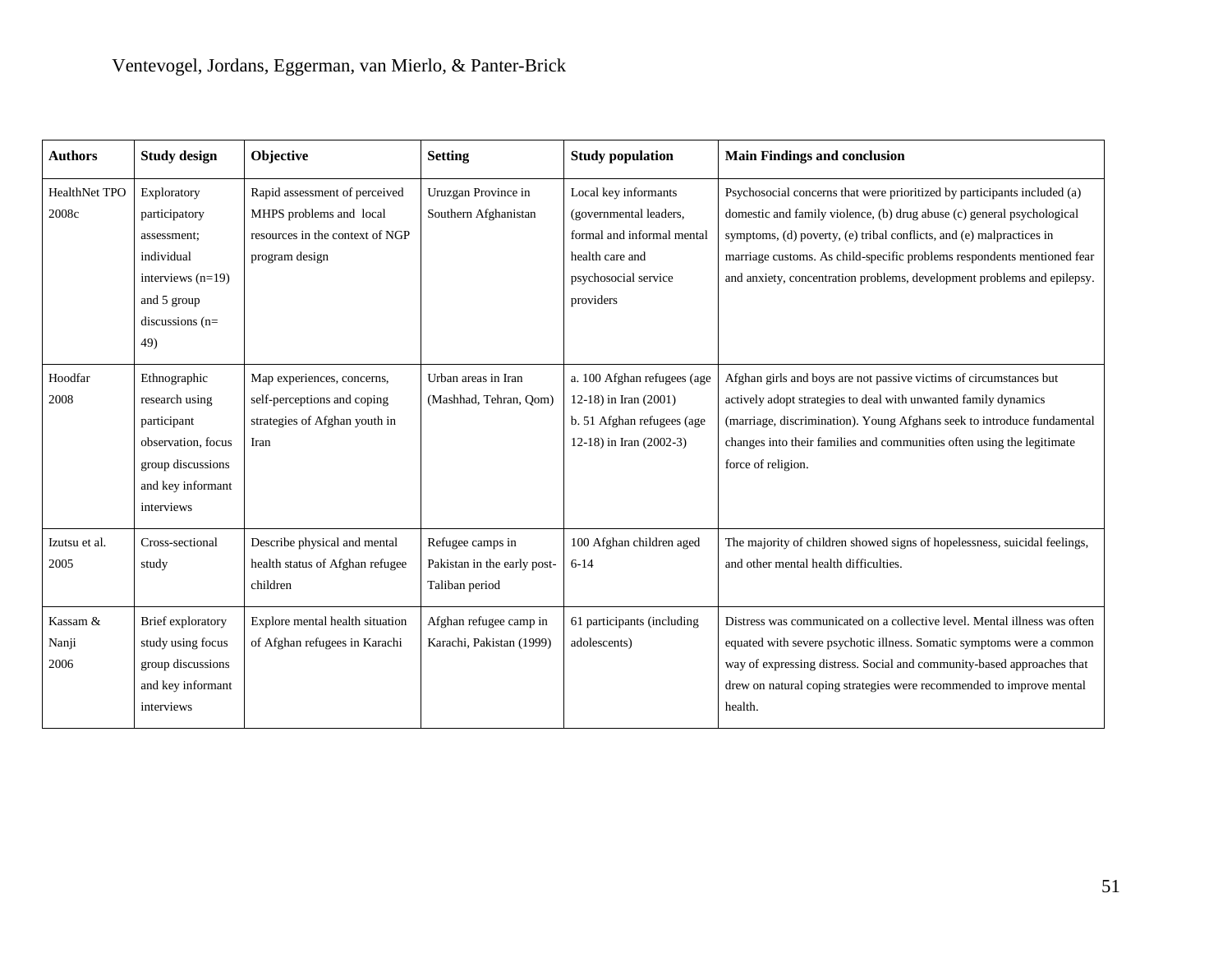| Authors | Study design | Objective | Setting | Study population | Main Findings and conclusion |
|---|---|---|---|---|---|
| HealthNet TPO 2008c | Exploratory participatory assessment; individual interviews (n=19) and 5 group discussions (n= 49) | Rapid assessment of perceived MHPS problems and local resources in the context of NGP program design | Uruzgan Province in Southern Afghanistan | Local key informants (governmental leaders, formal and informal mental health care and psychosocial service providers | Psychosocial concerns that were prioritized by participants included (a) domestic and family violence, (b) drug abuse (c) general psychological symptoms, (d) poverty, (e) tribal conflicts, and (e) malpractices in marriage customs. As child-specific problems respondents mentioned fear and anxiety, concentration problems, development problems and epilepsy. |
| Hoodfar 2008 | Ethnographic research using participant observation, focus group discussions and key informant interviews | Map experiences, concerns, self-perceptions and coping strategies of Afghan youth in Iran | Urban areas in Iran (Mashhad, Tehran, Qom) | a. 100 Afghan refugees (age 12-18) in Iran (2001) b. 51 Afghan refugees (age 12-18) in Iran (2002-3) | Afghan girls and boys are not passive victims of circumstances but actively adopt strategies to deal with unwanted family dynamics (marriage, discrimination). Young Afghans seek to introduce fundamental changes into their families and communities often using the legitimate force of religion. |
| Izutsu et al. 2005 | Cross-sectional study | Describe physical and mental health status of Afghan refugee children | Refugee camps in Pakistan in the early post-Taliban period | 100 Afghan children aged 6-14 | The majority of children showed signs of hopelessness, suicidal feelings, and other mental health difficulties. |
| Kassam & Nanji 2006 | Brief exploratory study using focus group discussions and key informant interviews | Explore mental health situation of Afghan refugees in Karachi | Afghan refugee camp in Karachi, Pakistan (1999) | 61 participants (including adolescents) | Distress was communicated on a collective level. Mental illness was often equated with severe psychotic illness. Somatic symptoms were a common way of expressing distress. Social and community-based approaches that drew on natural coping strategies were recommended to improve mental health. |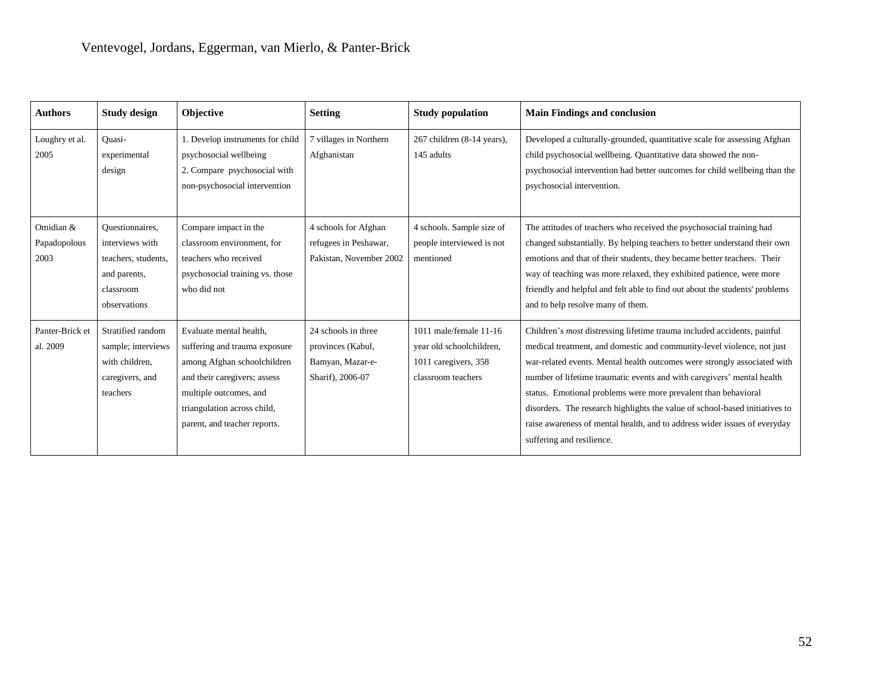| Authors | Study design | Objective | Setting | Study population | Main Findings and conclusion |
|---|---|---|---|---|---|
| Loughry et al. 2005 | Quasi-experimental design | 1. Develop instruments for child psychosocial wellbeing<br>2. Compare psychosocial with non-psychosocial intervention | 7 villages in Northern Afghanistan | 267 children (8-14 years), 145 adults | Developed a culturally-grounded, quantitative scale for assessing Afghan child psychosocial wellbeing. Quantitative data showed the non-psychosocial intervention had better outcomes for child wellbeing than the psychosocial intervention. |
| Omidian & Papadopolous 2003 | Questionnaires, interviews with teachers, students, and parents, classroom observations | Compare impact in the classroom environment, for teachers who received psychosocial training vs. those who did not | 4 schools for Afghan refugees in Peshawar, Pakistan, November 2002 | 4 schools. Sample size of people interviewed is not mentioned | The attitudes of teachers who received the psychosocial training had changed substantially. By helping teachers to better understand their own emotions and that of their students, they became better teachers. Their way of teaching was more relaxed, they exhibited patience, were more friendly and helpful and felt able to find out about the students' problems and to help resolve many of them. |
| Panter-Brick et al. 2009 | Stratified random sample; interviews with children, caregivers, and teachers | Evaluate mental health, suffering and trauma exposure among Afghan schoolchildren and their caregivers; assess multiple outcomes, and triangulation across child, parent, and teacher reports. | 24 schools in three provinces (Kabul, Bamyan, Mazar-e-Sharif), 2006-07 | 1011 male/female 11-16 year old schoolchildren, 1011 caregivers, 358 classroom teachers | Children's *most* distressing lifetime trauma included accidents, painful medical treatment, and domestic and community-level violence, not just war-related events. Mental health outcomes were strongly associated with number of lifetime traumatic events and with caregivers' mental health status. Emotional problems were more prevalent than behavioral disorders. The research highlights the value of school-based initiatives to raise awareness of mental health, and to address wider issues of everyday suffering and resilience. |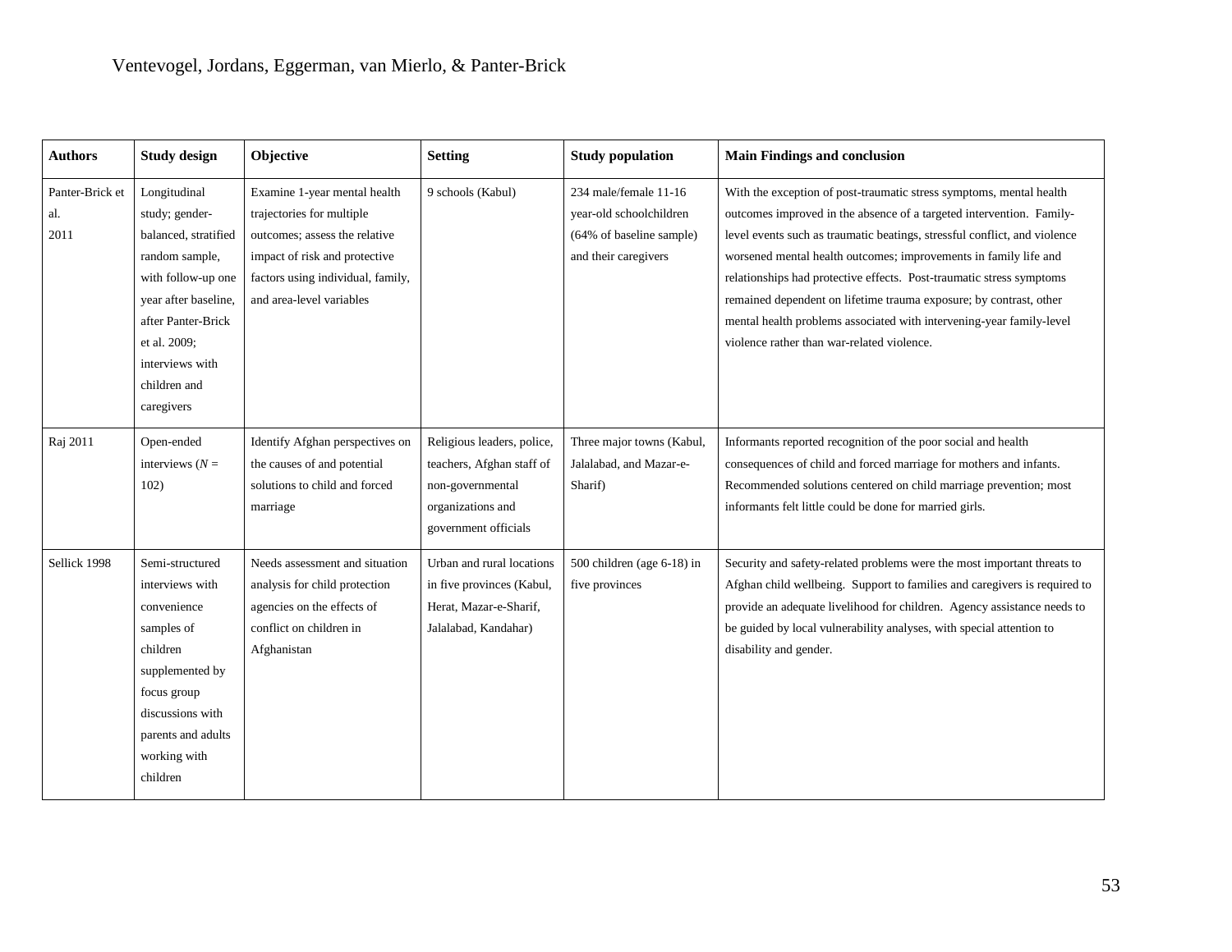| Authors | Study design | Objective | Setting | Study population | Main Findings and conclusion |
|---|---|---|---|---|---|
| Panter-Brick et al. 2011 | Longitudinal study; gender-balanced, stratified random sample, with follow-up one year after baseline, after Panter-Brick et al. 2009; interviews with children and caregivers | Examine 1-year mental health trajectories for multiple outcomes; assess the relative impact of risk and protective factors using individual, family, and area-level variables | 9 schools (Kabul) | 234 male/female 11-16 year-old schoolchildren (64% of baseline sample) and their caregivers | With the exception of post-traumatic stress symptoms, mental health outcomes improved in the absence of a targeted intervention. Family-level events such as traumatic beatings, stressful conflict, and violence worsened mental health outcomes; improvements in family life and relationships had protective effects. Post-traumatic stress symptoms remained dependent on lifetime trauma exposure; by contrast, other mental health problems associated with intervening-year family-level violence rather than war-related violence. |
| Raj 2011 | Open-ended interviews (*N* = 102) | Identify Afghan perspectives on the causes of and potential solutions to child and forced marriage | Religious leaders, police, teachers, Afghan staff of non-governmental organizations and government officials | Three major towns (Kabul, Jalalabad, and Mazar-e-Sharif) | Informants reported recognition of the poor social and health consequences of child and forced marriage for mothers and infants. Recommended solutions centered on child marriage prevention; most informants felt little could be done for married girls. |
| Sellick 1998 | Semi-structured interviews with convenience samples of children supplemented by focus group discussions with parents and adults working with children | Needs assessment and situation analysis for child protection agencies on the effects of conflict on children in Afghanistan | Urban and rural locations in five provinces (Kabul, Herat, Mazar-e-Sharif, Jalalabad, Kandahar) | 500 children (age 6-18) in five provinces | Security and safety-related problems were the most important threats to Afghan child wellbeing. Support to families and caregivers is required to provide an adequate livelihood for children. Agency assistance needs to be guided by local vulnerability analyses, with special attention to disability and gender. |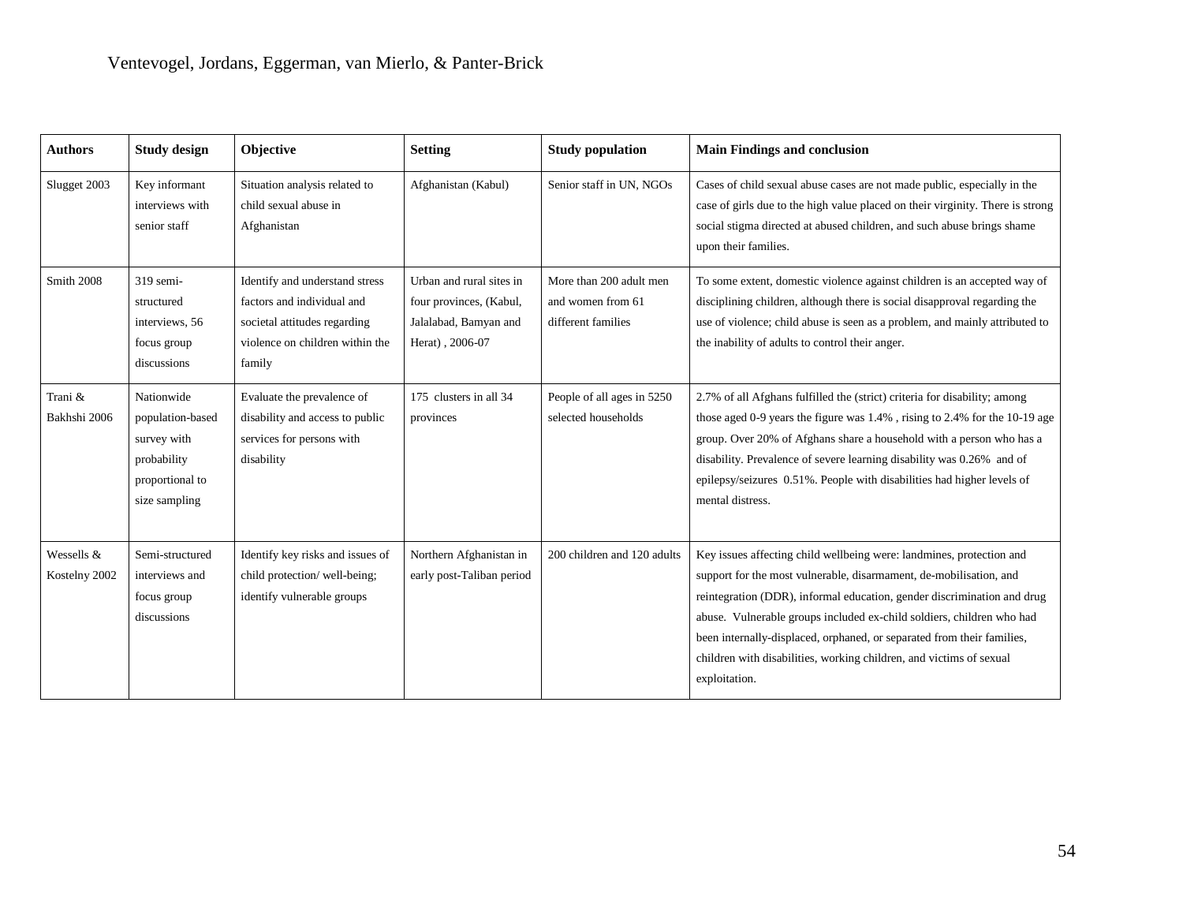| Authors | Study design | Objective | Setting | Study population | Main Findings and conclusion |
|---|---|---|---|---|---|
| Slugget 2003 | Key informant interviews with senior staff | Situation analysis related to child sexual abuse in Afghanistan | Afghanistan (Kabul) | Senior staff in UN, NGOs | Cases of child sexual abuse cases are not made public, especially in the case of girls due to the high value placed on their virginity. There is strong social stigma directed at abused children, and such abuse brings shame upon their families. |
| Smith 2008 | 319 semi-structured interviews, 56 focus group discussions | Identify and understand stress factors and individual and societal attitudes regarding violence on children within the family | Urban and rural sites in four provinces, (Kabul, Jalalabad, Bamyan and Herat) , 2006-07 | More than 200 adult men and women from 61 different families | To some extent, domestic violence against children is an accepted way of disciplining children, although there is social disapproval regarding the use of violence; child abuse is seen as a problem, and mainly attributed to the inability of adults to control their anger. |
| Trani & Bakhshi 2006 | Nationwide population-based survey with probability proportional to size sampling | Evaluate the prevalence of disability and access to public services for persons with disability | 175 clusters in all 34 provinces | People of all ages in 5250 selected households | 2.7% of all Afghans fulfilled the (strict) criteria for disability; among those aged 0-9 years the figure was 1.4% , rising to 2.4% for the 10-19 age group. Over 20% of Afghans share a household with a person who has a disability. Prevalence of severe learning disability was 0.26% and of epilepsy/seizures 0.51%. People with disabilities had higher levels of mental distress. |
| Wessells & Kostelny 2002 | Semi-structured interviews and focus group discussions | Identify key risks and issues of child protection/ well-being; identify vulnerable groups | Northern Afghanistan in early post-Taliban period | 200 children and 120 adults | Key issues affecting child wellbeing were: landmines, protection and support for the most vulnerable, disarmament, de-mobilisation, and reintegration (DDR), informal education, gender discrimination and drug abuse. Vulnerable groups included ex-child soldiers, children who had been internally-displaced, orphaned, or separated from their families, children with disabilities, working children, and victims of sexual exploitation. |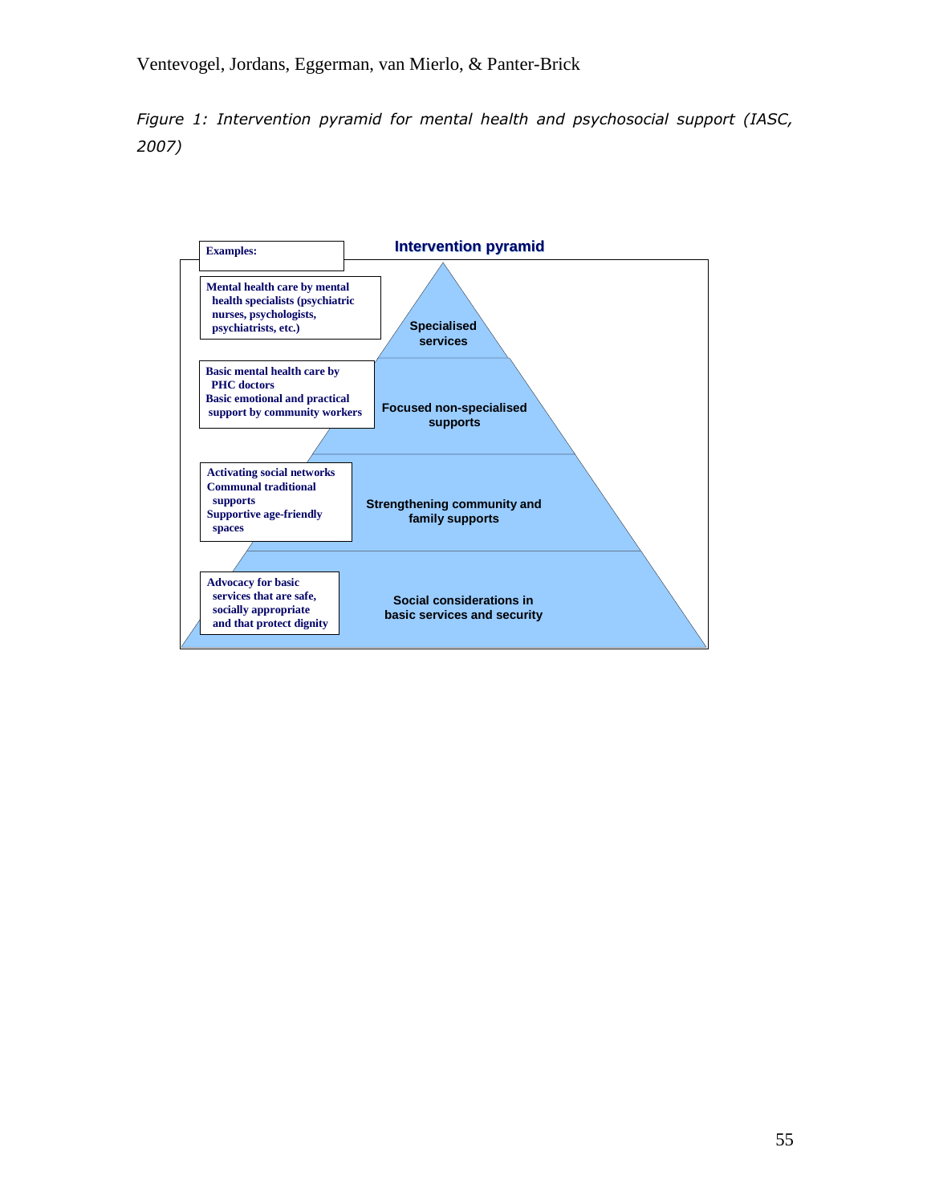*Figure 1: Intervention pyramid for mental health and psychosocial support (IASC, 2007)*

Intervention pyramid

Examples:

Mental health care by mental health specialists (psychiatric nurses, psychologists, psychiatrists, etc.)

Specialised services

Basic mental health care by PHC doctors
Basic emotional and practical support by community workers

Focused non-specialised supports

Activating social networks
Communal traditional supports
Supportive age-friendly spaces

Strengthening community and family supports

Advocacy for basic services that are safe, socially appropriate and that protect dignity

Social considerations in basic services and security